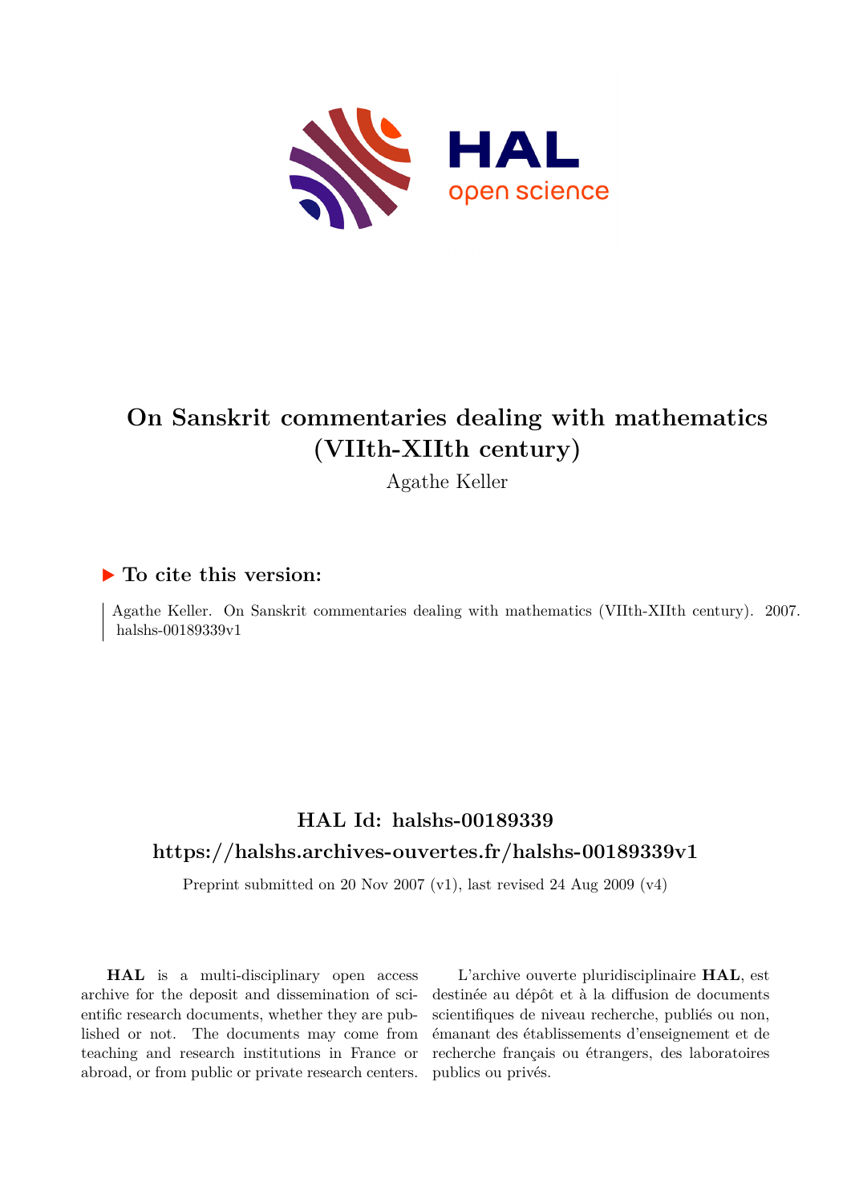# On Sanskrit commentaries dealing with mathematics (VIIth-XIIth century)

Agathe Keller

## ▶ To cite this version:

Agathe Keller. On Sanskrit commentaries dealing with mathematics (VIIth-XIIth century). 2007. halshs-00189339v1

## HAL Id: halshs-00189339

## https://halshs.archives-ouvertes.fr/halshs-00189339v1

Preprint submitted on 20 Nov 2007 (v1), last revised 24 Aug 2009 (v4)

**HAL** is a multi-disciplinary open access archive for the deposit and dissemination of scientific research documents, whether they are published or not. The documents may come from teaching and research institutions in France or abroad, or from public or private research centers.

L'archive ouverte pluridisciplinaire **HAL**, est destinée au dépôt et à la diffusion de documents scientifiques de niveau recherche, publiés ou non, émanant des établissements d'enseignement et de recherche français ou étrangers, des laboratoires publics ou privés.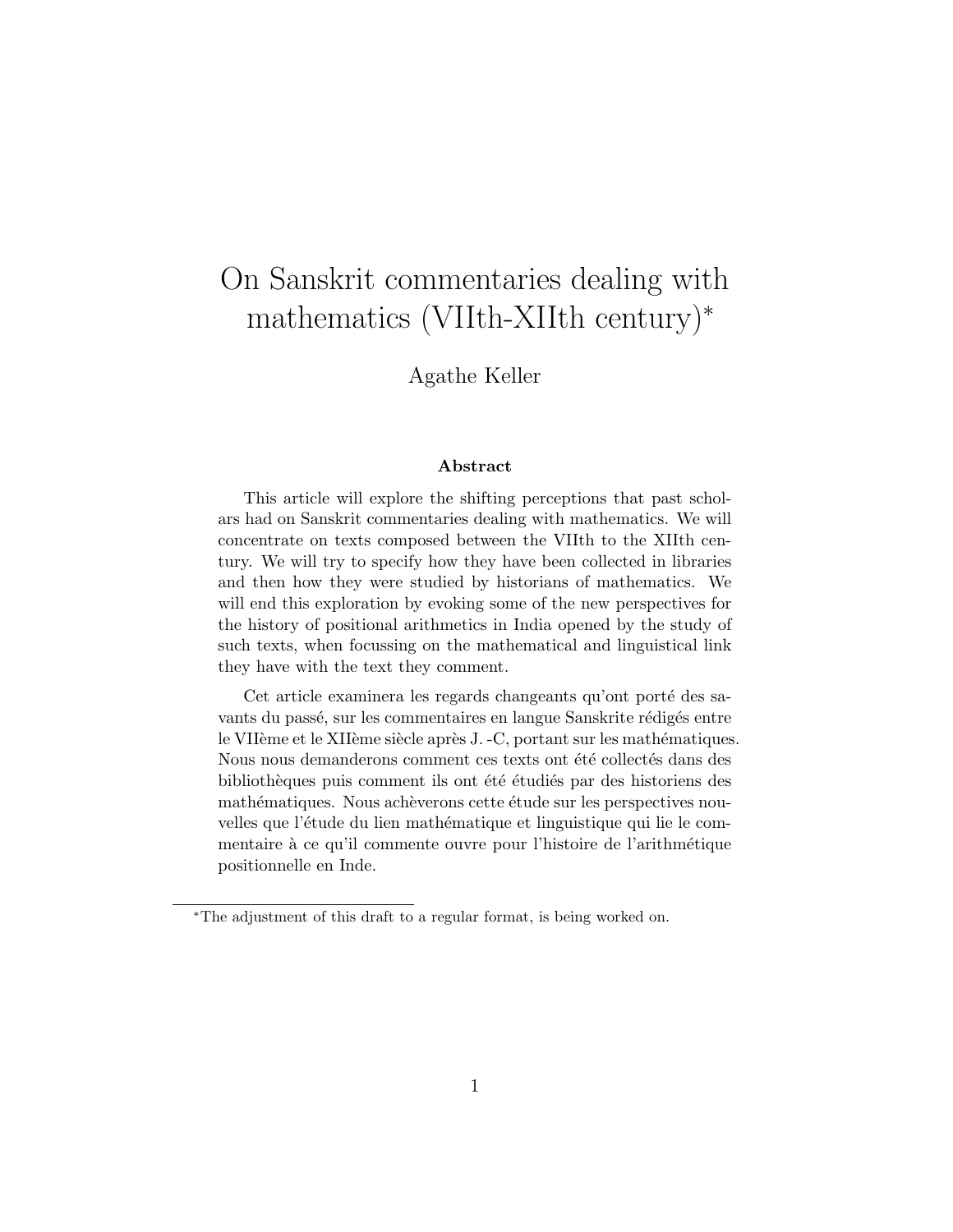# On Sanskrit commentaries dealing with mathematics (VIIth-XIIth century)*

Agathe Keller

### Abstract

This article will explore the shifting perceptions that past scholars had on Sanskrit commentaries dealing with mathematics. We will concentrate on texts composed between the VIIth to the XIIth century. We will try to specify how they have been collected in libraries and then how they were studied by historians of mathematics. We will end this exploration by evoking some of the new perspectives for the history of positional arithmetics in India opened by the study of such texts, when focussing on the mathematical and linguistical link they have with the text they comment.

Cet article examinera les regards changeants qu'ont porté des savants du passé, sur les commentaires en langue Sanskrite rédigés entre le VIIème et le XIIème siècle après J. -C, portant sur les mathématiques. Nous nous demanderons comment ces texts ont été collectés dans des bibliothèques puis comment ils ont été étudiés par des historiens des mathématiques. Nous achèverons cette étude sur les perspectives nouvelles que l'étude du lien mathématique et linguistique qui lie le commentaire à ce qu'il commente ouvre pour l'histoire de l'arithmétique positionnelle en Inde.

---

*The adjustment of this draft to a regular format, is being worked on.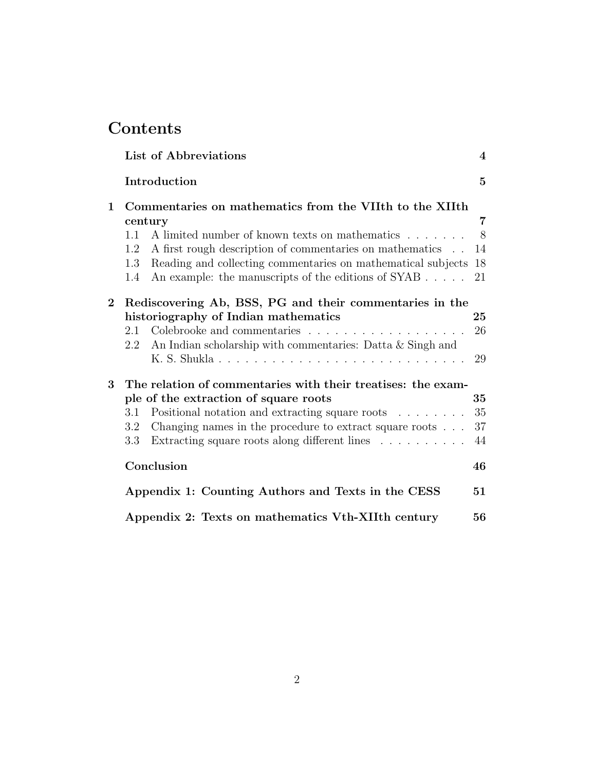# Contents

**List of Abbreviations** **4**

**Introduction** **5**

**1 Commentaries on mathematics from the VIIth to the XIIth century** **7**

- 1.1 A limited number of known texts on mathematics . . . . . . . 8
- 1.2 A first rough description of commentaries on mathematics . . 14
- 1.3 Reading and collecting commentaries on mathematical subjects 18
- 1.4 An example: the manuscripts of the editions of SYAB . . . . . 21

**2 Rediscovering Ab, BSS, PG and their commentaries in the historiography of Indian mathematics** **25**

- 2.1 Colebrooke and commentaries . . . . . . . . . . . . . . . . . . 26
- 2.2 An Indian scholarship with commentaries: Datta & Singh and K. S. Shukla . . . . . . . . . . . . . . . . . . . . . . . . . . . . 29

**3 The relation of commentaries with their treatises: the example of the extraction of square roots** **35**

- 3.1 Positional notation and extracting square roots . . . . . . . . 35
- 3.2 Changing names in the procedure to extract square roots . . . 37
- 3.3 Extracting square roots along different lines . . . . . . . . . . 44

**Conclusion** **46**

**Appendix 1: Counting Authors and Texts in the CESS** **51**

**Appendix 2: Texts on mathematics Vth-XIIth century** **56**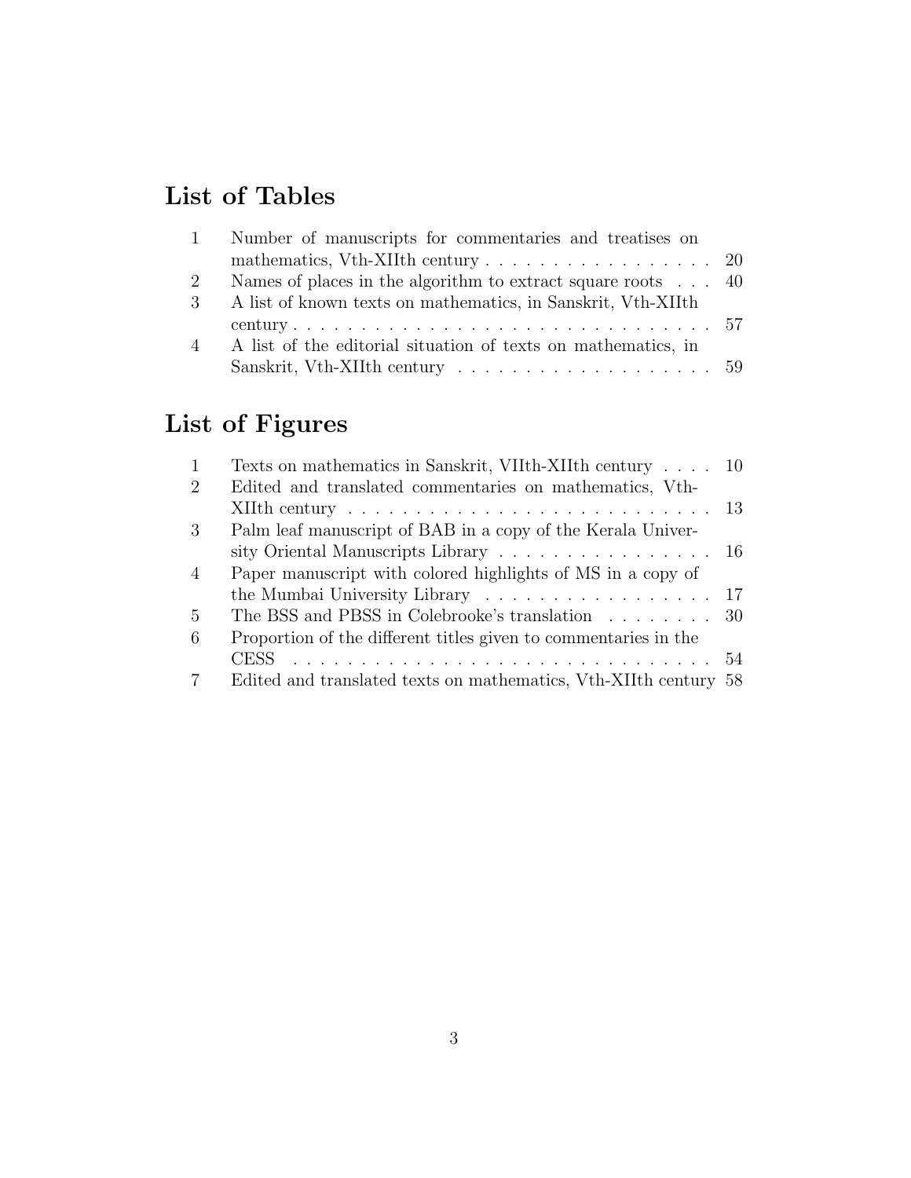# List of Tables

| | | |
|---|---|---|
| 1 | Number of manuscripts for commentaries and treatises on mathematics, Vth-XIIth century | 20 |
| 2 | Names of places in the algorithm to extract square roots | 40 |
| 3 | A list of known texts on mathematics, in Sanskrit, Vth-XIIth century | 57 |
| 4 | A list of the editorial situation of texts on mathematics, in Sanskrit, Vth-XIIth century | 59 |

# List of Figures

| | | |
|---|---|---|
| 1 | Texts on mathematics in Sanskrit, VIIth-XIIth century | 10 |
| 2 | Edited and translated commentaries on mathematics, Vth-XIIth century | 13 |
| 3 | Palm leaf manuscript of BAB in a copy of the Kerala University Oriental Manuscripts Library | 16 |
| 4 | Paper manuscript with colored highlights of MS in a copy of the Mumbai University Library | 17 |
| 5 | The BSS and PBSS in Colebrooke's translation | 30 |
| 6 | Proportion of the different titles given to commentaries in the CESS | 54 |
| 7 | Edited and translated texts on mathematics, Vth-XIIth century | 58 |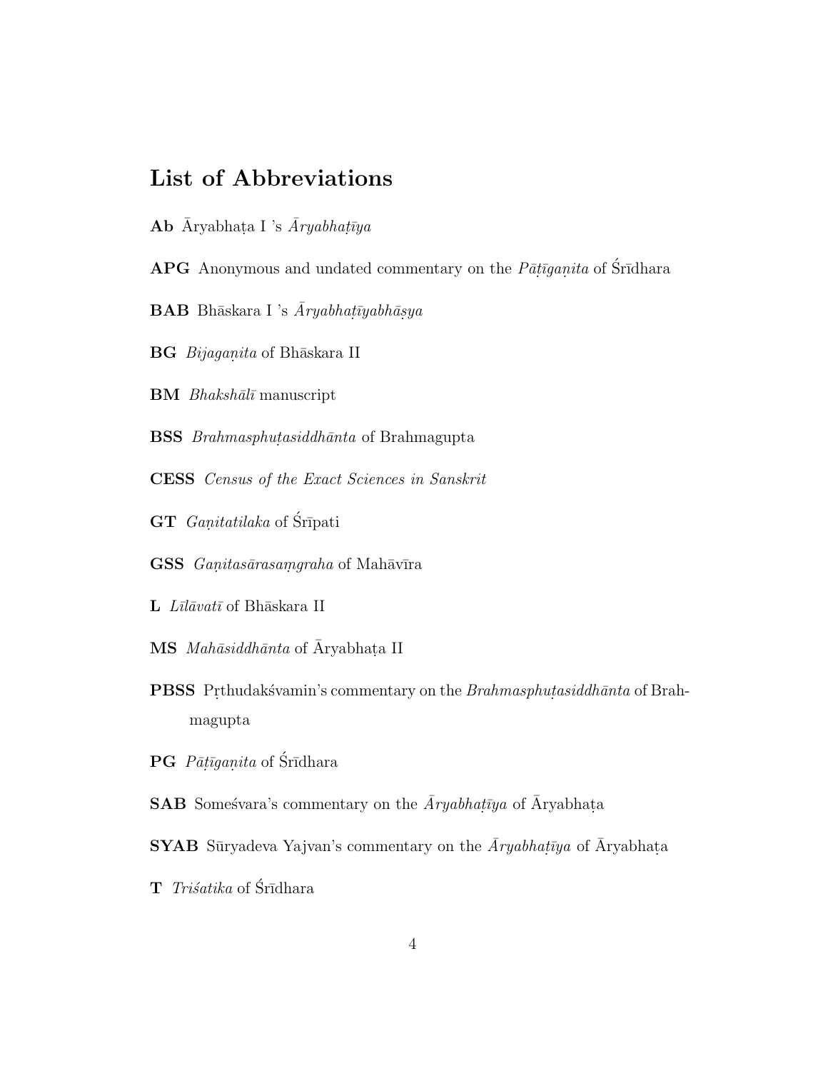# List of Abbreviations

**Ab** Āryabhaṭa I 's *Āryabhaṭīya*

**APG** Anonymous and undated commentary on the *Pāṭīgaṇita* of Śrīdhara

**BAB** Bhāskara I 's *Āryabhaṭīyabhāṣya*

**BG** *Bijagaṇita* of Bhāskara II

**BM** *Bhakshālī* manuscript

**BSS** *Brahmasphuṭasiddhānta* of Brahmagupta

**CESS** *Census of the Exact Sciences in Sanskrit*

**GT** *Gaṇitatilaka* of Śrīpati

**GSS** *Gaṇitasārasaṃgraha* of Mahāvīra

**L** *Līlāvatī* of Bhāskara II

**MS** *Mahāsiddhānta* of Āryabhaṭa II

**PBSS** Pṛthudakśvamin's commentary on the *Brahmasphuṭasiddhānta* of Brahmagupta

**PG** *Pāṭīgaṇita* of Śrīdhara

**SAB** Someśvara's commentary on the *Āryabhaṭīya* of Āryabhaṭa

**SYAB** Sūryadeva Yajvan's commentary on the *Āryabhaṭīya* of Āryabhaṭa

**T** *Triśatika* of Śrīdhara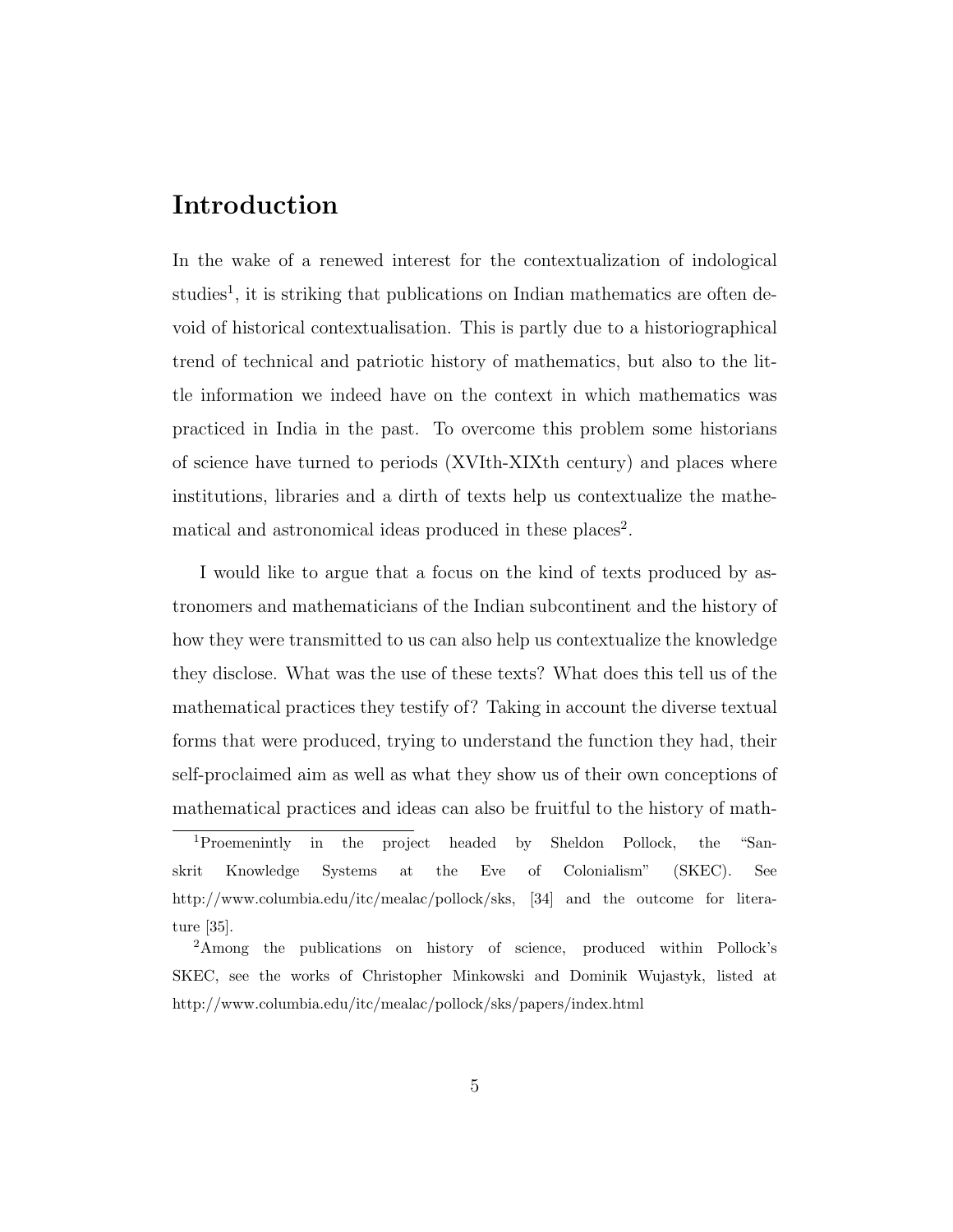# Introduction

In the wake of a renewed interest for the contextualization of indological studies[1], it is striking that publications on Indian mathematics are often devoid of historical contextualisation. This is partly due to a historiographical trend of technical and patriotic history of mathematics, but also to the little information we indeed have on the context in which mathematics was practiced in India in the past. To overcome this problem some historians of science have turned to periods (XVIth-XIXth century) and places where institutions, libraries and a dirth of texts help us contextualize the mathematical and astronomical ideas produced in these places[2].

I would like to argue that a focus on the kind of texts produced by astronomers and mathematicians of the Indian subcontinent and the history of how they were transmitted to us can also help us contextualize the knowledge they disclose. What was the use of these texts? What does this tell us of the mathematical practices they testify of? Taking in account the diverse textual forms that were produced, trying to understand the function they had, their self-proclaimed aim as well as what they show us of their own conceptions of mathematical practices and ideas can also be fruitful to the history of math-

[1] Proemenintly in the project headed by Sheldon Pollock, the "Sanskrit Knowledge Systems at the Eve of Colonialism" (SKEC). See http://www.columbia.edu/itc/mealac/pollock/sks, [34] and the outcome for literature [35].

[2] Among the publications on history of science, produced within Pollock's SKEC, see the works of Christopher Minkowski and Dominik Wujastyk, listed at http://www.columbia.edu/itc/mealac/pollock/sks/papers/index.html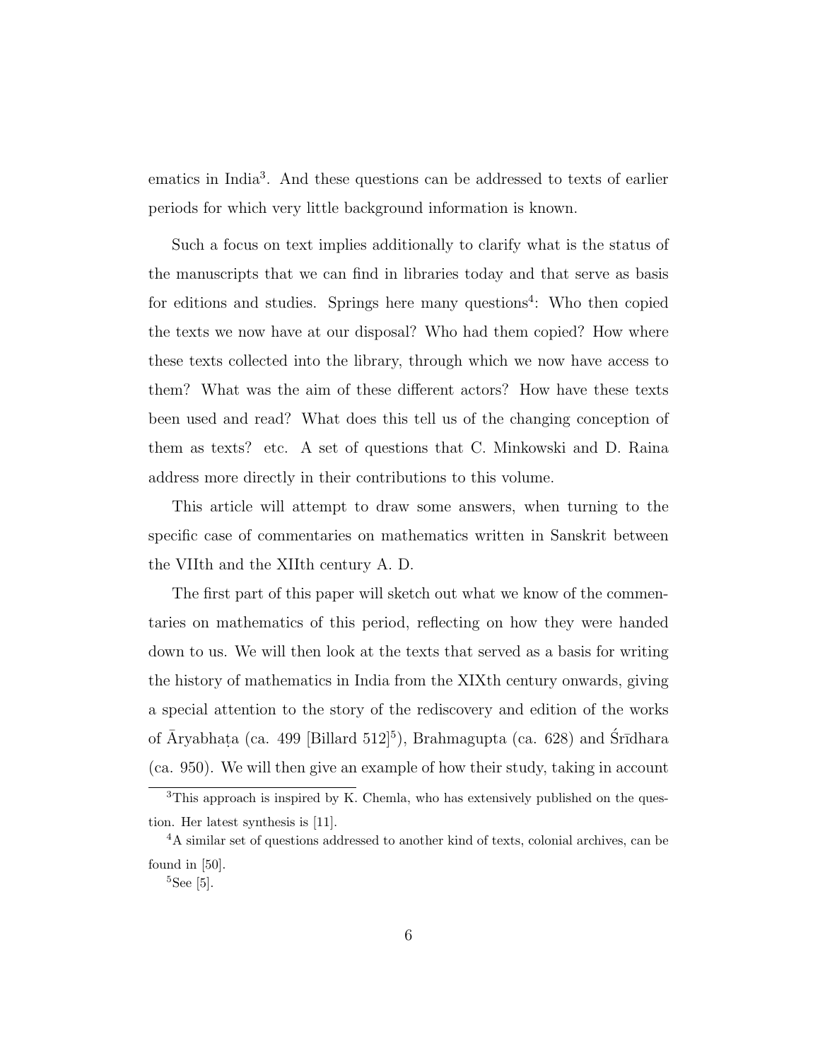ematics in India[3]. And these questions can be addressed to texts of earlier periods for which very little background information is known.

Such a focus on text implies additionally to clarify what is the status of the manuscripts that we can find in libraries today and that serve as basis for editions and studies. Springs here many questions[4]: Who then copied the texts we now have at our disposal? Who had them copied? How where these texts collected into the library, through which we now have access to them? What was the aim of these different actors? How have these texts been used and read? What does this tell us of the changing conception of them as texts? etc. A set of questions that C. Minkowski and D. Raina address more directly in their contributions to this volume.

This article will attempt to draw some answers, when turning to the specific case of commentaries on mathematics written in Sanskrit between the VIIth and the XIIth century A. D.

The first part of this paper will sketch out what we know of the commentaries on mathematics of this period, reflecting on how they were handed down to us. We will then look at the texts that served as a basis for writing the history of mathematics in India from the XIXth century onwards, giving a special attention to the story of the rediscovery and edition of the works of Āryabhaṭa (ca. 499 [Billard 512][5]), Brahmagupta (ca. 628) and Śrīdhara (ca. 950). We will then give an example of how their study, taking in account

[3] This approach is inspired by K. Chemla, who has extensively published on the question. Her latest synthesis is [11].

[4] A similar set of questions addressed to another kind of texts, colonial archives, can be found in [50].

[5] See [5].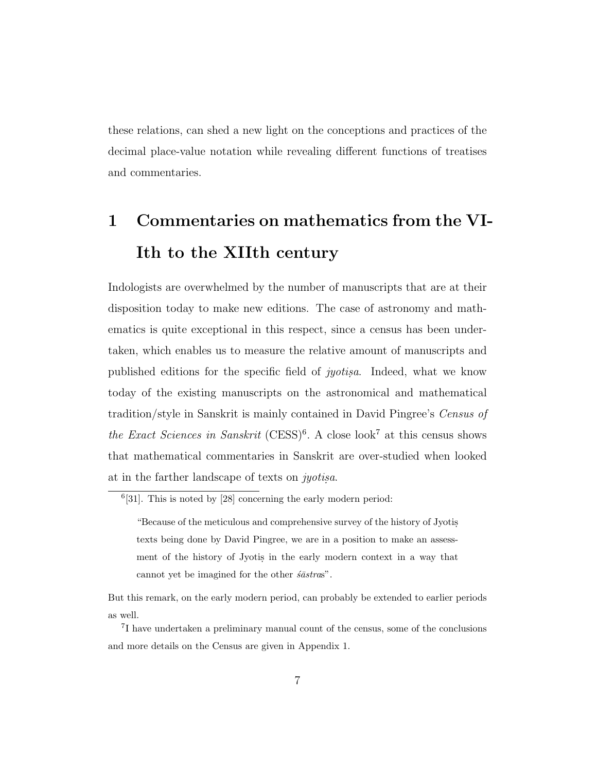these relations, can shed a new light on the conceptions and practices of the decimal place-value notation while revealing different functions of treatises and commentaries.

# 1 Commentaries on mathematics from the VIIth to the XIIth century

Indologists are overwhelmed by the number of manuscripts that are at their disposition today to make new editions. The case of astronomy and mathematics is quite exceptional in this respect, since a census has been undertaken, which enables us to measure the relative amount of manuscripts and published editions for the specific field of *jyotiṣa*. Indeed, what we know today of the existing manuscripts on the astronomical and mathematical tradition/style in Sanskrit is mainly contained in David Pingree's *Census of the Exact Sciences in Sanskrit* (CESS)[6]. A close look[7] at this census shows that mathematical commentaries in Sanskrit are over-studied when looked at in the farther landscape of texts on *jyotiṣa*.

---

[6] [31]. This is noted by [28] concerning the early modern period:

> "Because of the meticulous and comprehensive survey of the history of Jyotiṣ texts being done by David Pingree, we are in a position to make an assessment of the history of Jyotiṣ in the early modern context in a way that cannot yet be imagined for the other *śāstra*s".

But this remark, on the early modern period, can probably be extended to earlier periods as well.

[7] I have undertaken a preliminary manual count of the census, some of the conclusions and more details on the Census are given in Appendix 1.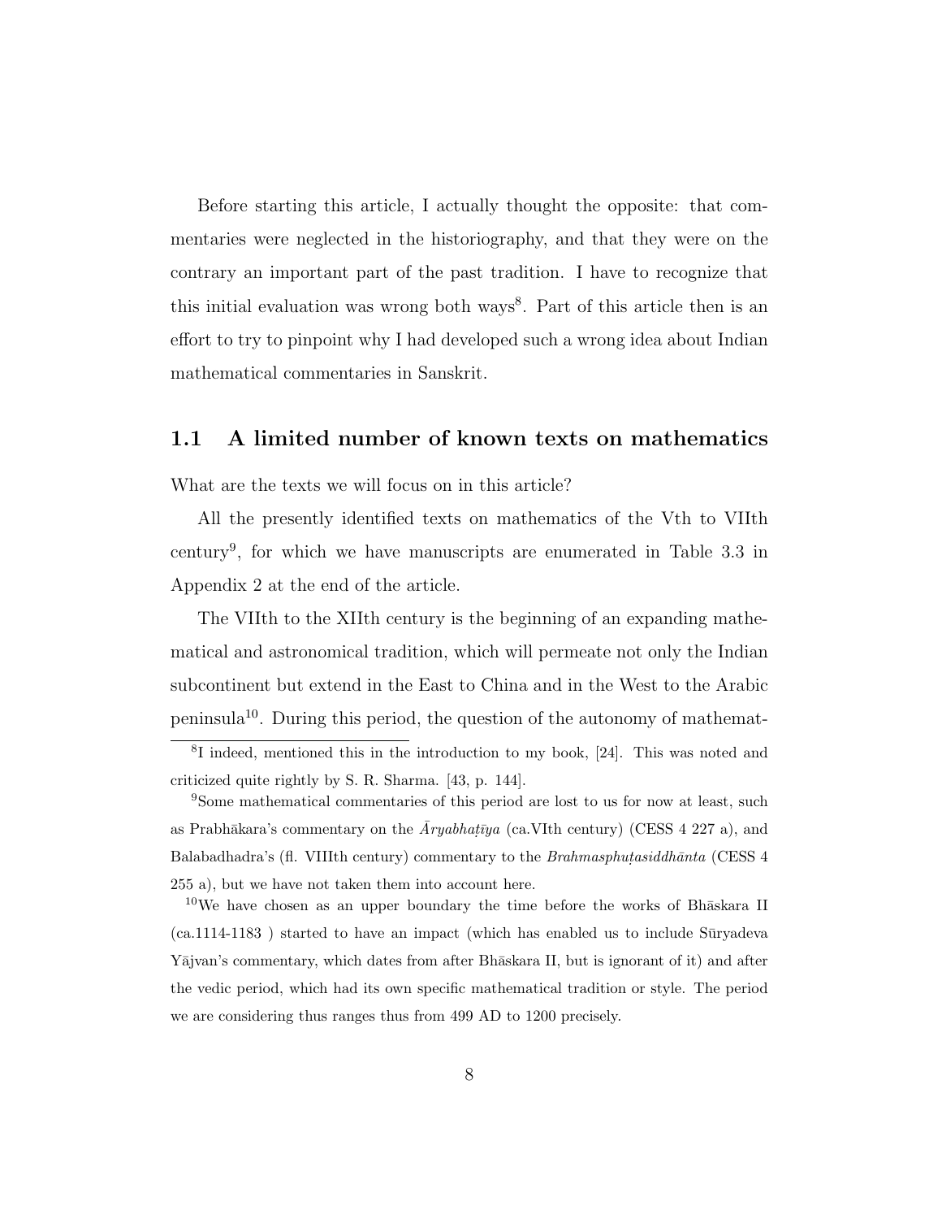Before starting this article, I actually thought the opposite: that commentaries were neglected in the historiography, and that they were on the contrary an important part of the past tradition. I have to recognize that this initial evaluation was wrong both ways[8]. Part of this article then is an effort to try to pinpoint why I had developed such a wrong idea about Indian mathematical commentaries in Sanskrit.

## 1.1 A limited number of known texts on mathematics

What are the texts we will focus on in this article?

All the presently identified texts on mathematics of the Vth to VIIth century[9], for which we have manuscripts are enumerated in Table 3.3 in Appendix 2 at the end of the article.

The VIIth to the XIIth century is the beginning of an expanding mathematical and astronomical tradition, which will permeate not only the Indian subcontinent but extend in the East to China and in the West to the Arabic peninsula[10]. During this period, the question of the autonomy of mathemat-

---

[8] I indeed, mentioned this in the introduction to my book, [24]. This was noted and criticized quite rightly by S. R. Sharma. [43, p. 144].

[9] Some mathematical commentaries of this period are lost to us for now at least, such as Prabhākara's commentary on the *Āryabhaṭīya* (ca.VIth century) (CESS 4 227 a), and Balabadhadra's (fl. VIIIth century) commentary to the *Brahmasphuṭasiddhānta* (CESS 4 255 a), but we have not taken them into account here.

[10] We have chosen as an upper boundary the time before the works of Bhāskara II (ca.1114-1183 ) started to have an impact (which has enabled us to include Sūryadeva Yājvan's commentary, which dates from after Bhāskara II, but is ignorant of it) and after the vedic period, which had its own specific mathematical tradition or style. The period we are considering thus ranges thus from 499 AD to 1200 precisely.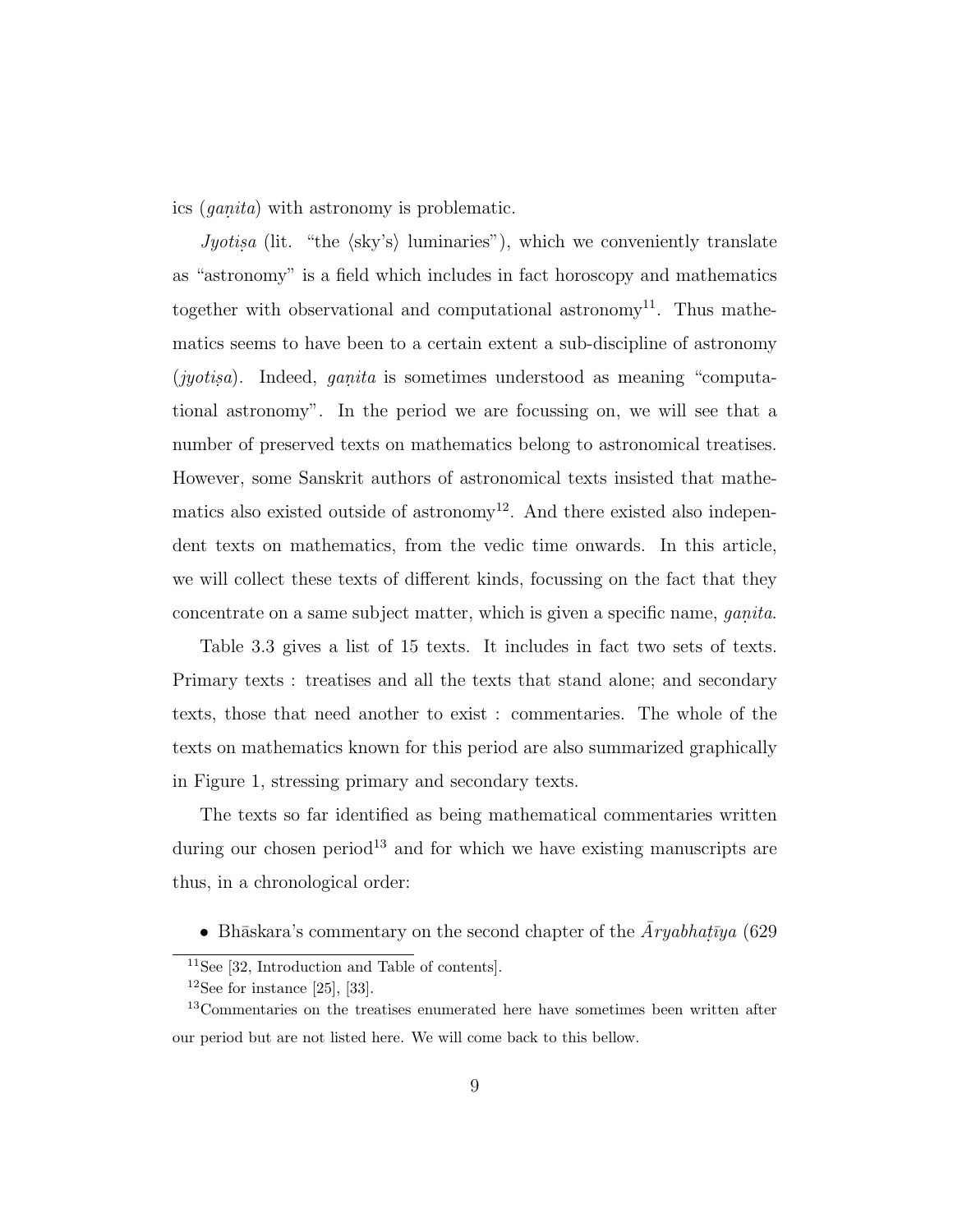ics (*gaṇita*) with astronomy is problematic.

*Jyotiṣa* (lit. "the ⟨sky's⟩ luminaries"), which we conveniently translate as "astronomy" is a field which includes in fact horoscopy and mathematics together with observational and computational astronomy[11]. Thus mathematics seems to have been to a certain extent a sub-discipline of astronomy (*jyotiṣa*). Indeed, *gaṇita* is sometimes understood as meaning "computational astronomy". In the period we are focussing on, we will see that a number of preserved texts on mathematics belong to astronomical treatises. However, some Sanskrit authors of astronomical texts insisted that mathematics also existed outside of astronomy[12]. And there existed also independent texts on mathematics, from the vedic time onwards. In this article, we will collect these texts of different kinds, focussing on the fact that they concentrate on a same subject matter, which is given a specific name, *gaṇita*.

Table 3.3 gives a list of 15 texts. It includes in fact two sets of texts. Primary texts : treatises and all the texts that stand alone; and secondary texts, those that need another to exist : commentaries. The whole of the texts on mathematics known for this period are also summarized graphically in Figure 1, stressing primary and secondary texts.

The texts so far identified as being mathematical commentaries written during our chosen period[13] and for which we have existing manuscripts are thus, in a chronological order:

- Bhāskara's commentary on the second chapter of the *Āryabhaṭīya* (629

---

[11] See [32, Introduction and Table of contents].

[12] See for instance [25], [33].

[13] Commentaries on the treatises enumerated here have sometimes been written after our period but are not listed here. We will come back to this bellow.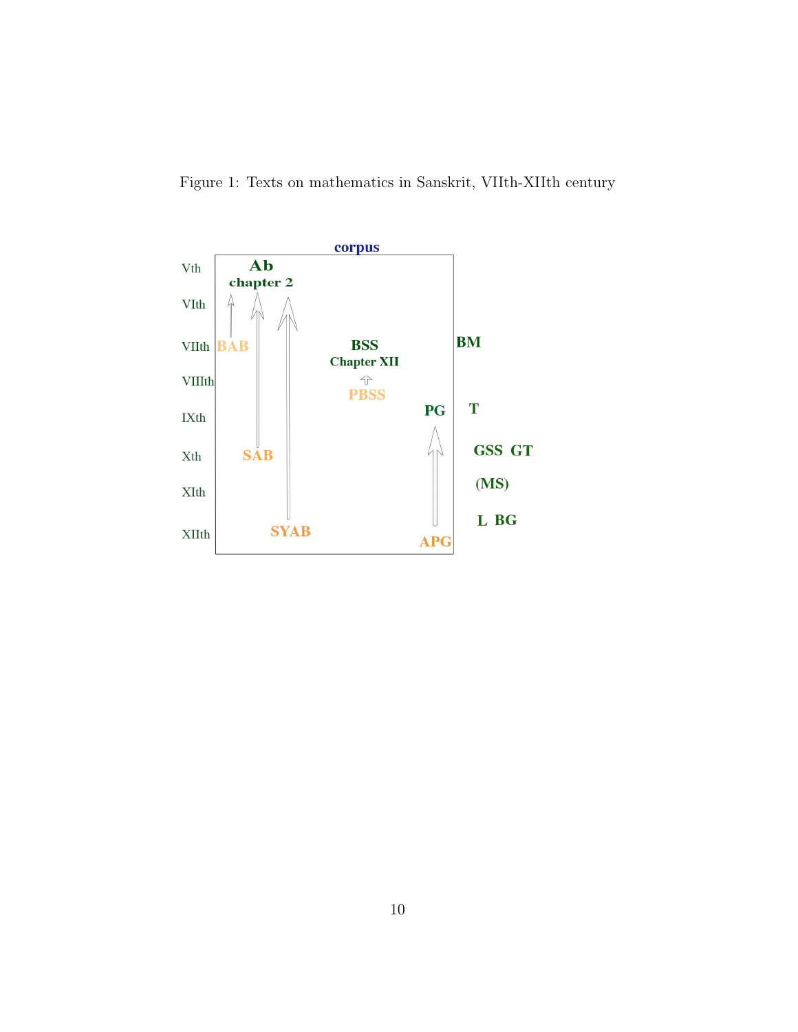Figure 1: Texts on mathematics in Sanskrit, VIIth-XIIth century

| Century | corpus | | | | Outside corpus |
|---|---|---|---|---|---|
| Vth | Ab chapter 2 | | | | |
| VIth | | | | | |
| VIIth | BAB | | BSS Chapter XII | | BM |
| VIIIth | | | PBSS | | |
| IXth | | | | PG | T |
| Xth | SAB | | | | GSS GT |
| XIth | | | | | (MS) |
| XIIth | | SYAB | | APG | L BG |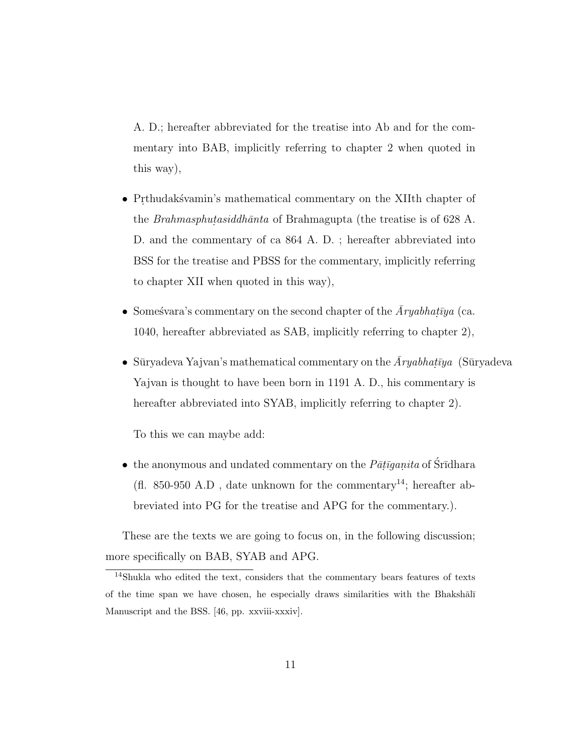A. D.; hereafter abbreviated for the treatise into Ab and for the commentary into BAB, implicitly referring to chapter 2 when quoted in this way),

- Pṛthudakśvamin's mathematical commentary on the XIIth chapter of the *Brahmasphuṭasiddhānta* of Brahmagupta (the treatise is of 628 A. D. and the commentary of ca 864 A. D. ; hereafter abbreviated into BSS for the treatise and PBSS for the commentary, implicitly referring to chapter XII when quoted in this way),

- Someśvara's commentary on the second chapter of the *Āryabhaṭīya* (ca. 1040, hereafter abbreviated as SAB, implicitly referring to chapter 2),

- Sūryadeva Yajvan's mathematical commentary on the *Āryabhaṭīya* (Sūryadeva Yajvan is thought to have been born in 1191 A. D., his commentary is hereafter abbreviated into SYAB, implicitly referring to chapter 2).

  To this we can maybe add:

- the anonymous and undated commentary on the *Pāṭīgaṇita* of Śrīdhara (fl. 850-950 A.D , date unknown for the commentary[14]; hereafter abbreviated into PG for the treatise and APG for the commentary.).

These are the texts we are going to focus on, in the following discussion; more specifically on BAB, SYAB and APG.

[14]Shukla who edited the text, considers that the commentary bears features of texts of the time span we have chosen, he especially draws similarities with the Bhakshālī Manuscript and the BSS. [46, pp. xxviii-xxxiv].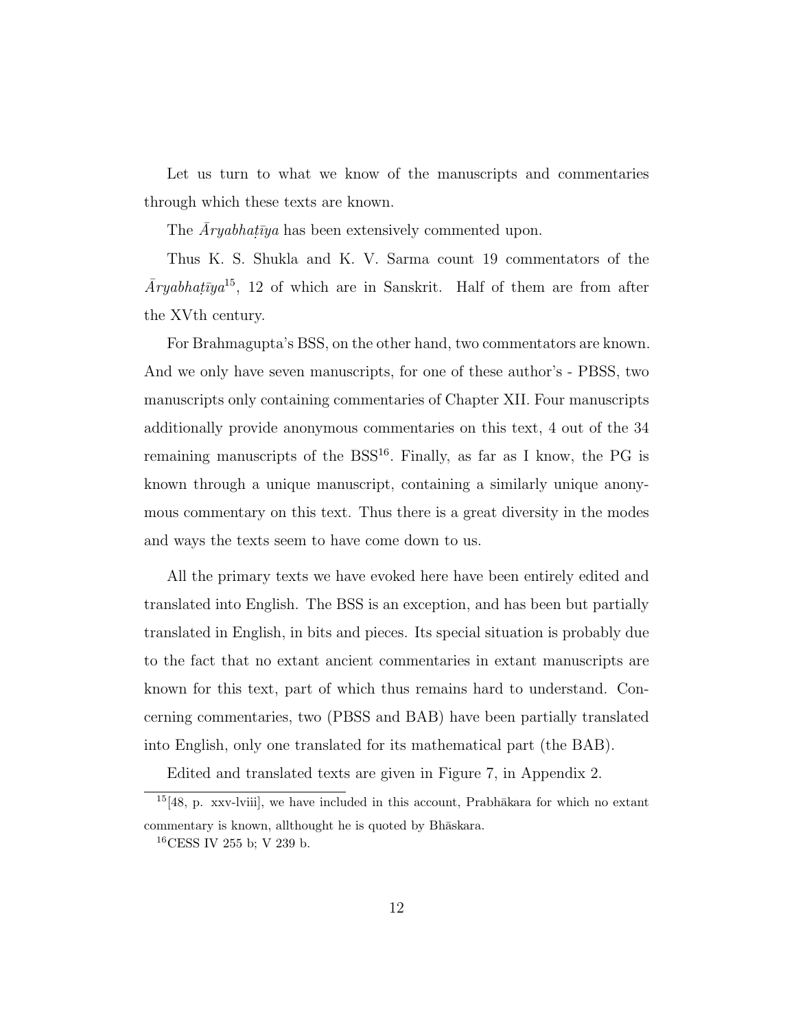Let us turn to what we know of the manuscripts and commentaries through which these texts are known.

The *Āryabhaṭīya* has been extensively commented upon.

Thus K. S. Shukla and K. V. Sarma count 19 commentators of the *Āryabhaṭīya*[15], 12 of which are in Sanskrit. Half of them are from after the XVth century.

For Brahmagupta's BSS, on the other hand, two commentators are known. And we only have seven manuscripts, for one of these author's - PBSS, two manuscripts only containing commentaries of Chapter XII. Four manuscripts additionally provide anonymous commentaries on this text, 4 out of the 34 remaining manuscripts of the BSS[16]. Finally, as far as I know, the PG is known through a unique manuscript, containing a similarly unique anonymous commentary on this text. Thus there is a great diversity in the modes and ways the texts seem to have come down to us.

All the primary texts we have evoked here have been entirely edited and translated into English. The BSS is an exception, and has been but partially translated in English, in bits and pieces. Its special situation is probably due to the fact that no extant ancient commentaries in extant manuscripts are known for this text, part of which thus remains hard to understand. Concerning commentaries, two (PBSS and BAB) have been partially translated into English, only one translated for its mathematical part (the BAB).

Edited and translated texts are given in Figure 7, in Appendix 2.

---

[15][48, p. xxv-lviii], we have included in this account, Prabhākara for which no extant commentary is known, allthought he is quoted by Bhāskara.

[16]CESS IV 255 b; V 239 b.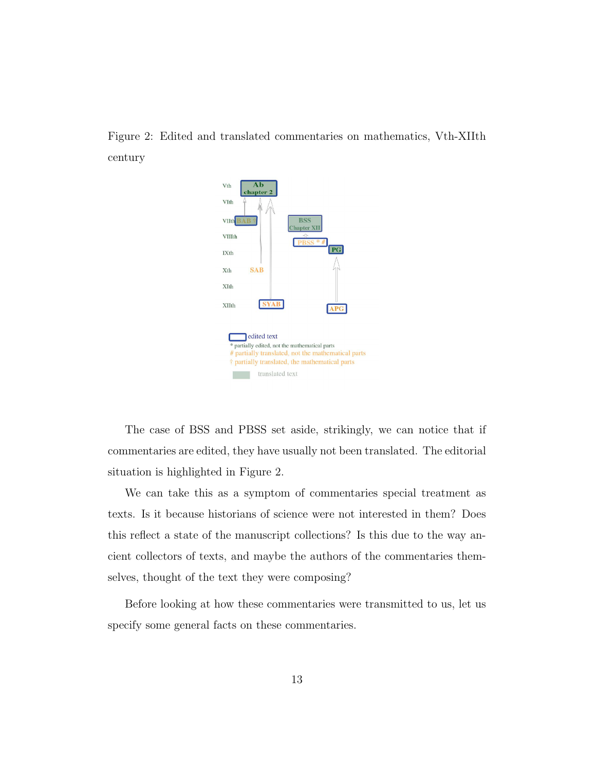Figure 2: Edited and translated commentaries on mathematics, Vth-XIIth century

The case of BSS and PBSS set aside, strikingly, we can notice that if commentaries are edited, they have usually not been translated. The editorial situation is highlighted in Figure 2.

We can take this as a symptom of commentaries special treatment as texts. Is it because historians of science were not interested in them? Does this reflect a state of the manuscript collections? Is this due to the way ancient collectors of texts, and maybe the authors of the commentaries themselves, thought of the text they were composing?

Before looking at how these commentaries were transmitted to us, let us specify some general facts on these commentaries.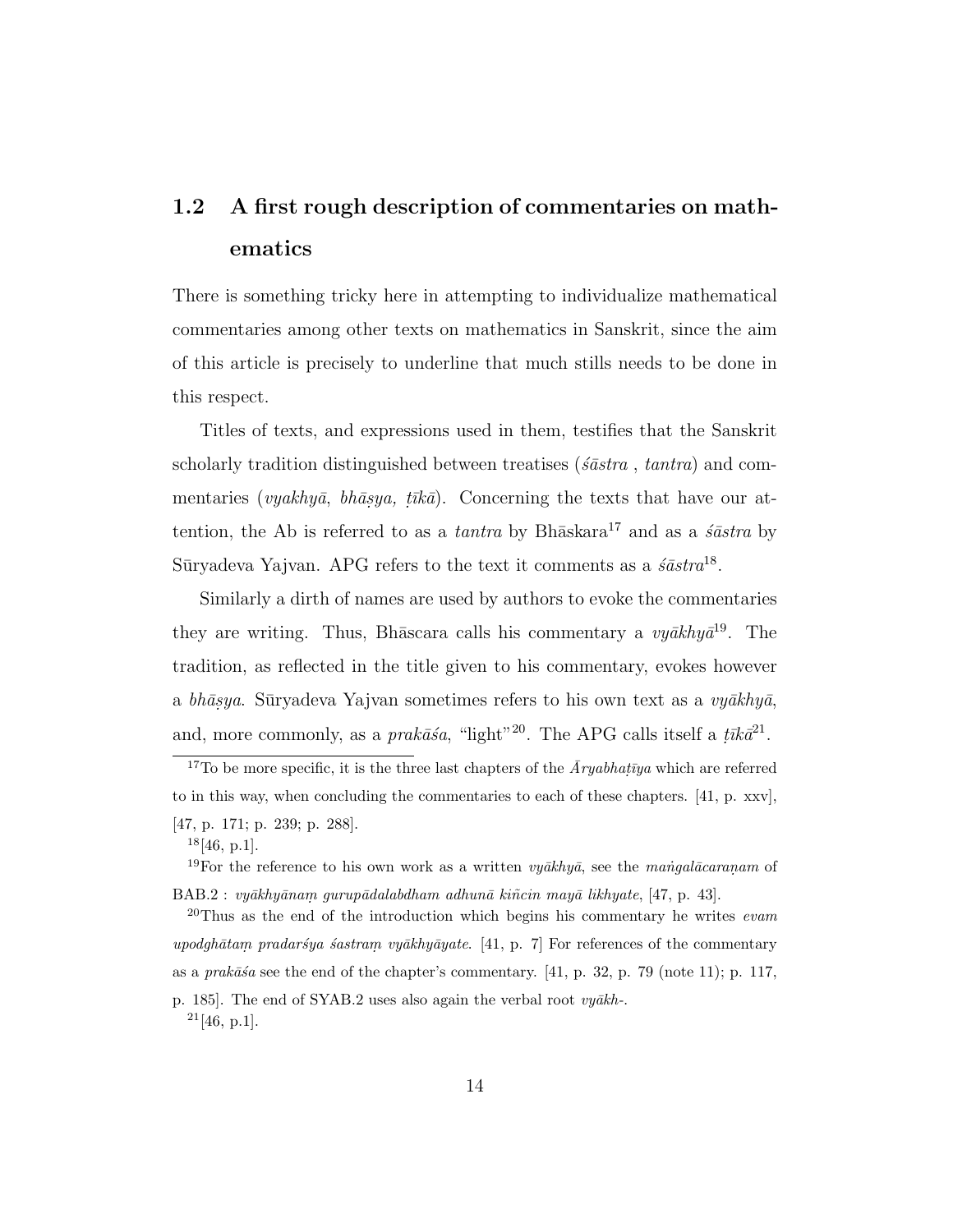## 1.2 A first rough description of commentaries on mathematics

There is something tricky here in attempting to individualize mathematical commentaries among other texts on mathematics in Sanskrit, since the aim of this article is precisely to underline that much stills needs to be done in this respect.

Titles of texts, and expressions used in them, testifies that the Sanskrit scholarly tradition distinguished between treatises (*śāstra* , *tantra*) and commentaries (*vyakhyā*, *bhāṣya, ṭīkā*). Concerning the texts that have our attention, the Ab is referred to as a *tantra* by Bhāskara[17] and as a *śāstra* by Sūryadeva Yajvan. APG refers to the text it comments as a *śāstra*[18].

Similarly a dirth of names are used by authors to evoke the commentaries they are writing. Thus, Bhāscara calls his commentary a *vyākhyā*[19]. The tradition, as reflected in the title given to his commentary, evokes however a *bhāṣya*. Sūryadeva Yajvan sometimes refers to his own text as a *vyākhyā*, and, more commonly, as a *prakāśa*, "light"[20]. The APG calls itself a *ṭīkā*[21].

---

[17] To be more specific, it is the three last chapters of the *Āryabhaṭīya* which are referred to in this way, when concluding the commentaries to each of these chapters. [41, p. xxv], [47, p. 171; p. 239; p. 288].

[18] [46, p.1].

[19] For the reference to his own work as a written *vyākhyā*, see the *maṅgalācaraṇam* of BAB.2 : *vyākhyānaṃ gurupādalabdham adhunā kiñcin mayā likhyate*, [47, p. 43].

[20] Thus as the end of the introduction which begins his commentary he writes *evam upodghātaṃ pradarśya śastraṃ vyākhyāyate*. [41, p. 7] For references of the commentary as a *prakāśa* see the end of the chapter's commentary. [41, p. 32, p. 79 (note 11); p. 117, p. 185]. The end of SYAB.2 uses also again the verbal root *vyākh-*.

[21] [46, p.1].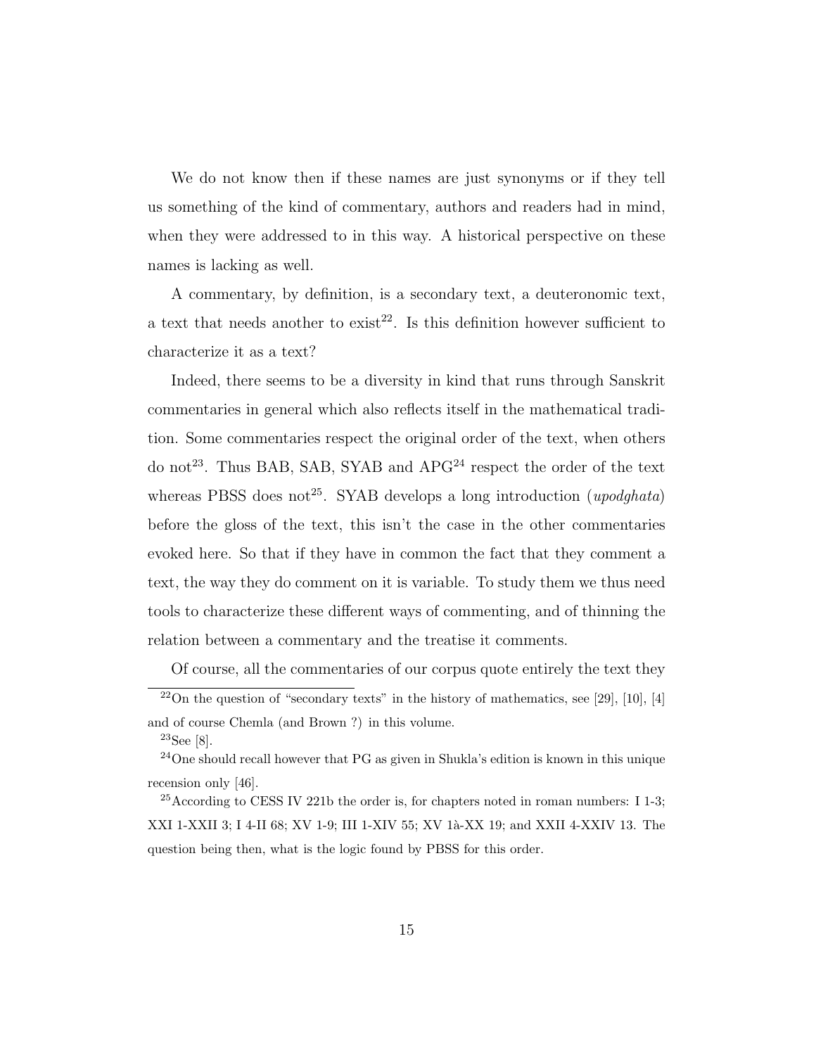We do not know then if these names are just synonyms or if they tell us something of the kind of commentary, authors and readers had in mind, when they were addressed to in this way. A historical perspective on these names is lacking as well.

A commentary, by definition, is a secondary text, a deuteronomic text, a text that needs another to exist[22]. Is this definition however sufficient to characterize it as a text?

Indeed, there seems to be a diversity in kind that runs through Sanskrit commentaries in general which also reflects itself in the mathematical tradition. Some commentaries respect the original order of the text, when others do not[23]. Thus BAB, SAB, SYAB and APG[24] respect the order of the text whereas PBSS does not[25]. SYAB develops a long introduction (*upodghata*) before the gloss of the text, this isn't the case in the other commentaries evoked here. So that if they have in common the fact that they comment a text, the way they do comment on it is variable. To study them we thus need tools to characterize these different ways of commenting, and of thinning the relation between a commentary and the treatise it comments.

Of course, all the commentaries of our corpus quote entirely the text they

---

[22] On the question of "secondary texts" in the history of mathematics, see [29], [10], [4] and of course Chemla (and Brown ?) in this volume.

[23] See [8].

[24] One should recall however that PG as given in Shukla's edition is known in this unique recension only [46].

[25] According to CESS IV 221b the order is, for chapters noted in roman numbers: I 1-3; XXI 1-XXII 3; I 4-II 68; XV 1-9; III 1-XIV 55; XV 1à-XX 19; and XXII 4-XXIV 13. The question being then, what is the logic found by PBSS for this order.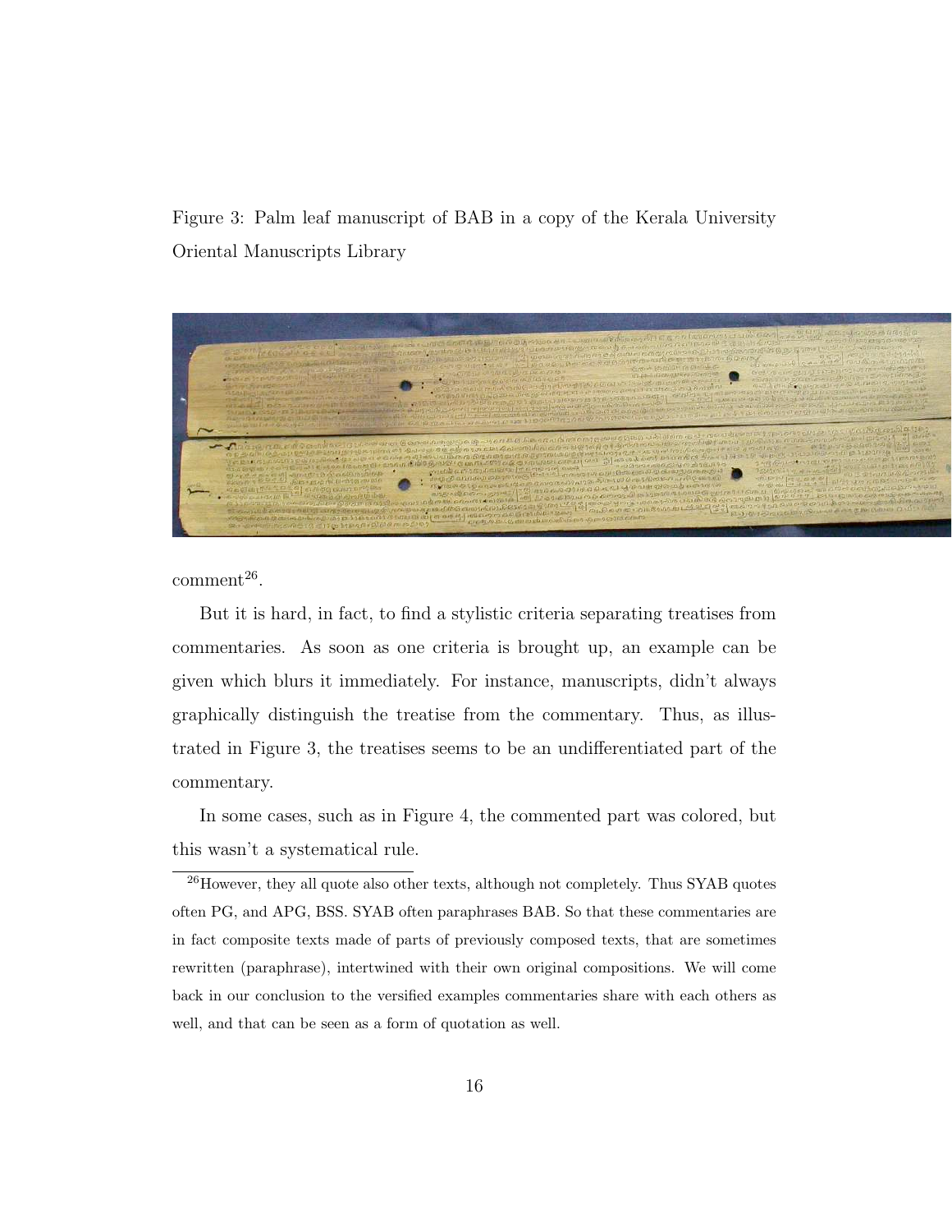Figure 3: Palm leaf manuscript of BAB in a copy of the Kerala University Oriental Manuscripts Library

comment[26].

But it is hard, in fact, to find a stylistic criteria separating treatises from commentaries. As soon as one criteria is brought up, an example can be given which blurs it immediately. For instance, manuscripts, didn't always graphically distinguish the treatise from the commentary. Thus, as illustrated in Figure 3, the treatises seems to be an undifferentiated part of the commentary.

In some cases, such as in Figure 4, the commented part was colored, but this wasn't a systematical rule.

[26]However, they all quote also other texts, although not completely. Thus SYAB quotes often PG, and APG, BSS. SYAB often paraphrases BAB. So that these commentaries are in fact composite texts made of parts of previously composed texts, that are sometimes rewritten (paraphrase), intertwined with their own original compositions. We will come back in our conclusion to the versified examples commentaries share with each others as well, and that can be seen as a form of quotation as well.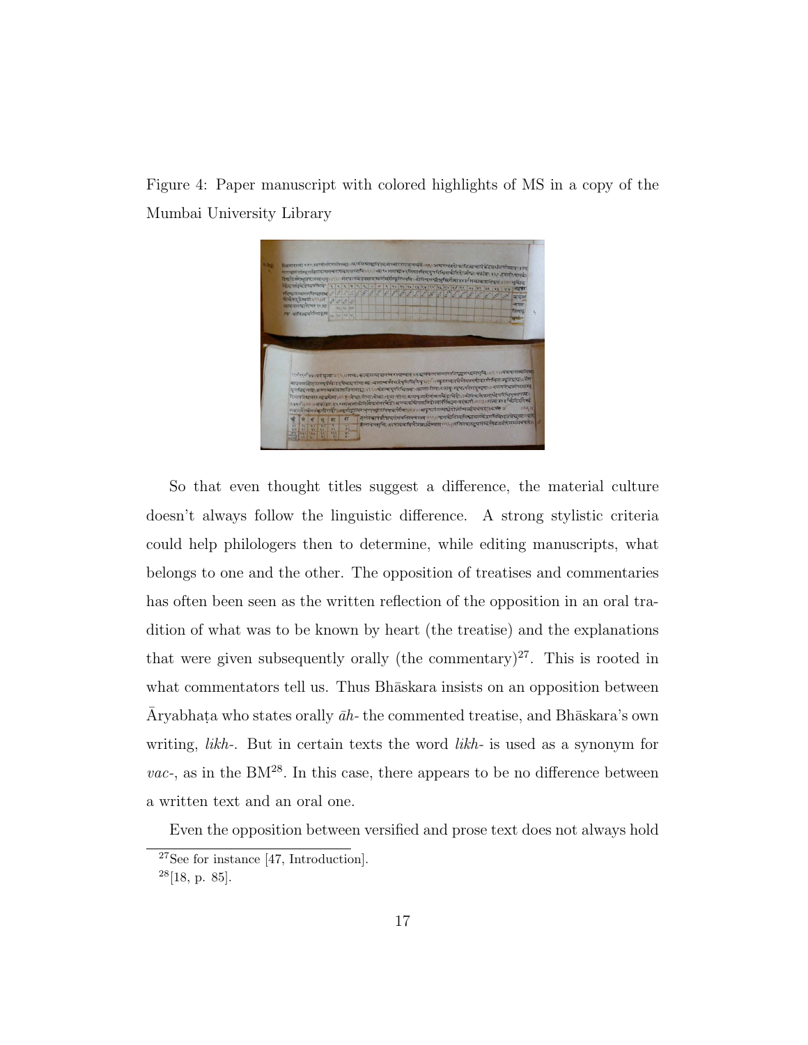Figure 4: Paper manuscript with colored highlights of MS in a copy of the Mumbai University Library

So that even thought titles suggest a difference, the material culture doesn't always follow the linguistic difference. A strong stylistic criteria could help philologers then to determine, while editing manuscripts, what belongs to one and the other. The opposition of treatises and commentaries has often been seen as the written reflection of the opposition in an oral tradition of what was to be known by heart (the treatise) and the explanations that were given subsequently orally (the commentary)[27]. This is rooted in what commentators tell us. Thus Bhāskara insists on an opposition between Āryabhaṭa who states orally *āh-* the commented treatise, and Bhāskara's own writing, *likh-*. But in certain texts the word *likh-* is used as a synonym for *vac-*, as in the BM[28]. In this case, there appears to be no difference between a written text and an oral one.

Even the opposition between versified and prose text does not always hold

[27] See for instance [47, Introduction].

[28] [18, p. 85].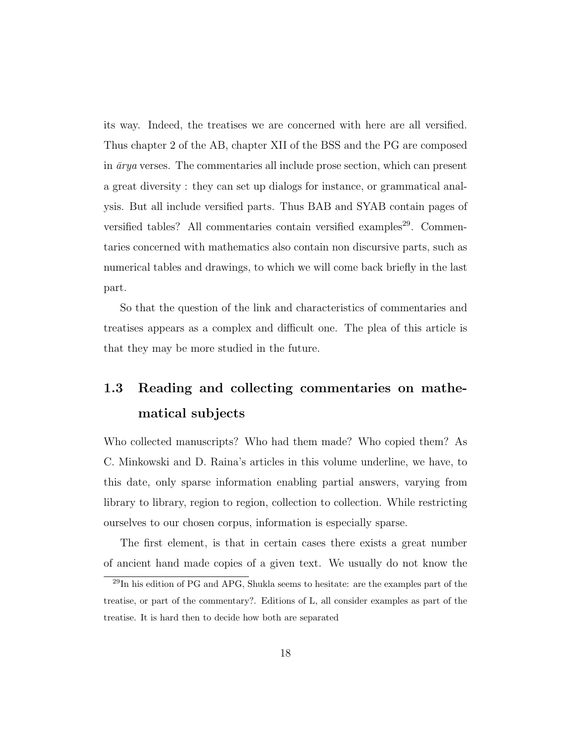its way. Indeed, the treatises we are concerned with here are all versified. Thus chapter 2 of the AB, chapter XII of the BSS and the PG are composed in *ārya* verses. The commentaries all include prose section, which can present a great diversity : they can set up dialogs for instance, or grammatical analysis. But all include versified parts. Thus BAB and SYAB contain pages of versified tables? All commentaries contain versified examples[29]. Commentaries concerned with mathematics also contain non discursive parts, such as numerical tables and drawings, to which we will come back briefly in the last part.

So that the question of the link and characteristics of commentaries and treatises appears as a complex and difficult one. The plea of this article is that they may be more studied in the future.

## 1.3 Reading and collecting commentaries on mathematical subjects

Who collected manuscripts? Who had them made? Who copied them? As C. Minkowski and D. Raina's articles in this volume underline, we have, to this date, only sparse information enabling partial answers, varying from library to library, region to region, collection to collection. While restricting ourselves to our chosen corpus, information is especially sparse.

The first element, is that in certain cases there exists a great number of ancient hand made copies of a given text. We usually do not know the

---

[29] In his edition of PG and APG, Shukla seems to hesitate: are the examples part of the treatise, or part of the commentary?. Editions of L, all consider examples as part of the treatise. It is hard then to decide how both are separated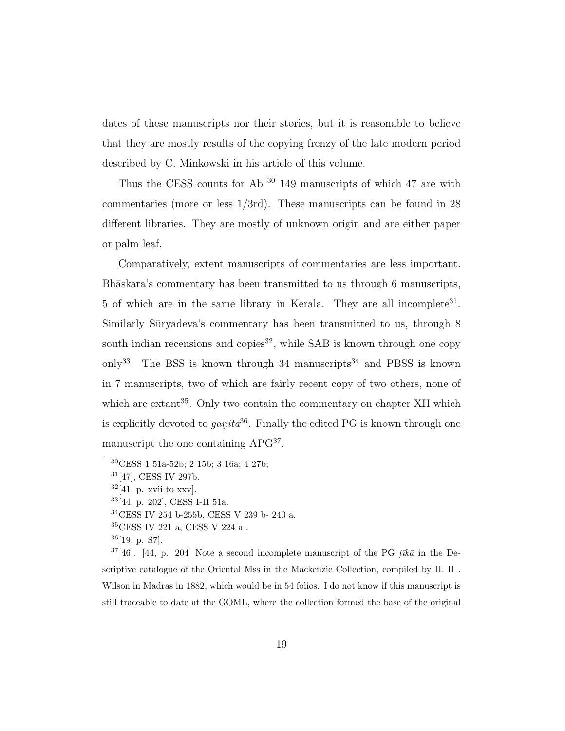dates of these manuscripts nor their stories, but it is reasonable to believe that they are mostly results of the copying frenzy of the late modern period described by C. Minkowski in his article of this volume.

Thus the CESS counts for Ab [30] 149 manuscripts of which 47 are with commentaries (more or less 1/3rd). These manuscripts can be found in 28 different libraries. They are mostly of unknown origin and are either paper or palm leaf.

Comparatively, extent manuscripts of commentaries are less important. Bhāskara's commentary has been transmitted to us through 6 manuscripts, 5 of which are in the same library in Kerala. They are all incomplete[31]. Similarly Sūryadeva's commentary has been transmitted to us, through 8 south indian recensions and copies[32], while SAB is known through one copy only[33]. The BSS is known through 34 manuscripts[34] and PBSS is known in 7 manuscripts, two of which are fairly recent copy of two others, none of which are extant[35]. Only two contain the commentary on chapter XII which is explicitly devoted to *gaṇita*[36]. Finally the edited PG is known through one manuscript the one containing APG[37].

---

[30] CESS 1 51a-52b; 2 15b; 3 16a; 4 27b;

[31] [47], CESS IV 297b.

[32] [41, p. xvii to xxv].

[33] [44, p. 202], CESS I-II 51a.

[34] CESS IV 254 b-255b, CESS V 239 b- 240 a.

[35] CESS IV 221 a, CESS V 224 a .

[36] [19, p. S7].

[37] [46]. [44, p. 204] Note a second incomplete manuscript of the PG *ṭīkā* in the Descriptive catalogue of the Oriental Mss in the Mackenzie Collection, compiled by H. H . Wilson in Madras in 1882, which would be in 54 folios. I do not know if this manuscript is still traceable to date at the GOML, where the collection formed the base of the original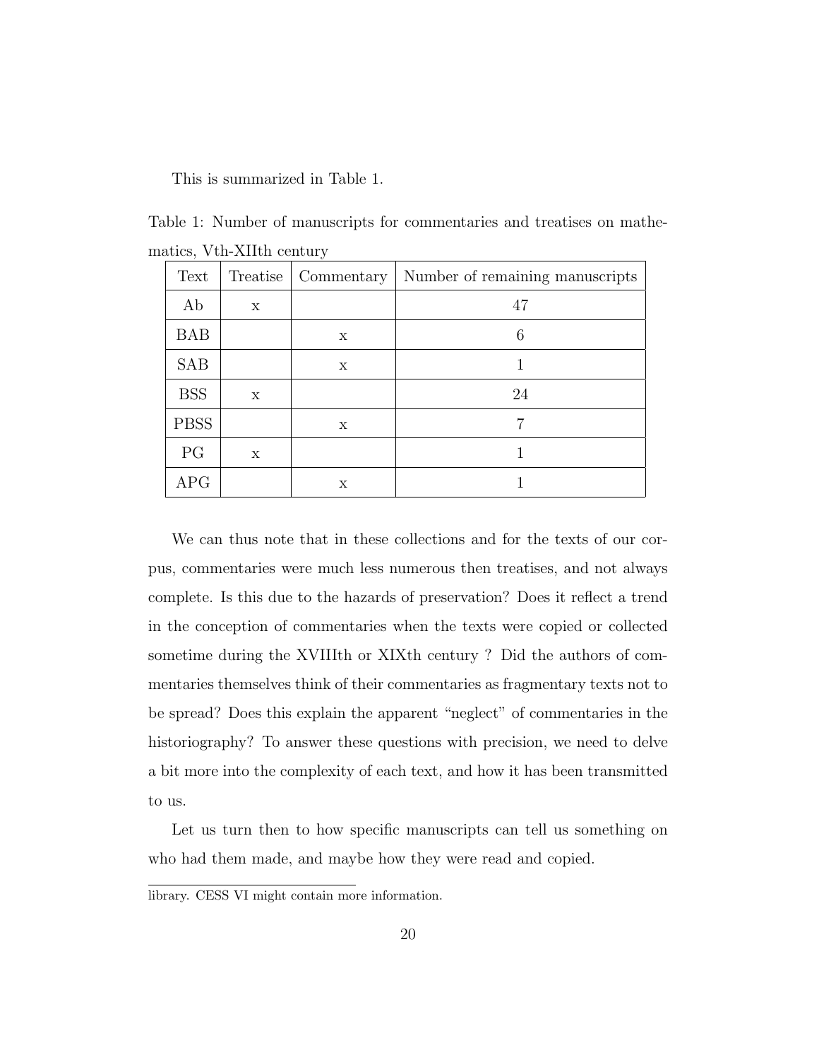This is summarized in Table 1.

Table 1: Number of manuscripts for commentaries and treatises on mathematics, Vth-XIIth century

| Text | Treatise | Commentary | Number of remaining manuscripts |
|---|---|---|---|
| Ab | x | | 47 |
| BAB | | x | 6 |
| SAB | | x | 1 |
| BSS | x | | 24 |
| PBSS | | x | 7 |
| PG | x | | 1 |
| APG | | x | 1 |

We can thus note that in these collections and for the texts of our corpus, commentaries were much less numerous then treatises, and not always complete. Is this due to the hazards of preservation? Does it reflect a trend in the conception of commentaries when the texts were copied or collected sometime during the XVIIIth or XIXth century ? Did the authors of commentaries themselves think of their commentaries as fragmentary texts not to be spread? Does this explain the apparent "neglect" of commentaries in the historiography? To answer these questions with precision, we need to delve a bit more into the complexity of each text, and how it has been transmitted to us.

Let us turn then to how specific manuscripts can tell us something on who had them made, and maybe how they were read and copied.

library. CESS VI might contain more information.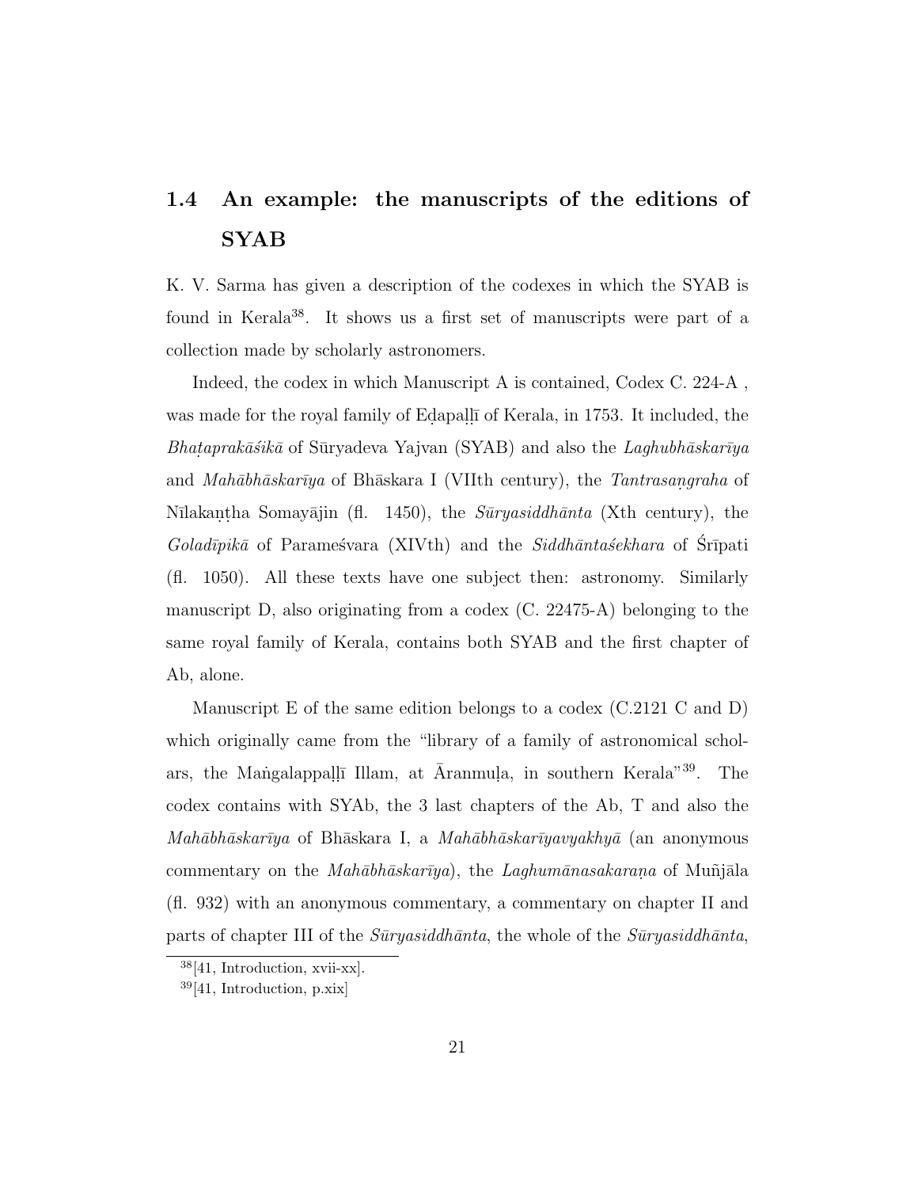## 1.4 An example: the manuscripts of the editions of SYAB

K. V. Sarma has given a description of the codexes in which the SYAB is found in Kerala[38]. It shows us a first set of manuscripts were part of a collection made by scholarly astronomers.

Indeed, the codex in which Manuscript A is contained, Codex C. 224-A , was made for the royal family of Eḍapaḷḷī of Kerala, in 1753. It included, the *Bhaṭaprakāśikā* of Sūryadeva Yajvan (SYAB) and also the *Laghubhāskarīya* and *Mahābhāskarīya* of Bhāskara I (VIIth century), the *Tantrasaṇgraha* of Nīlakaṇṭha Somayājin (fl. 1450), the *Sūryasiddhānta* (Xth century), the *Goladīpikā* of Parameśvara (XIVth) and the *Siddhāntaśekhara* of Śrīpati (fl. 1050). All these texts have one subject then: astronomy. Similarly manuscript D, also originating from a codex (C. 22475-A) belonging to the same royal family of Kerala, contains both SYAB and the first chapter of Ab, alone.

Manuscript E of the same edition belongs to a codex (C.2121 C and D) which originally came from the "library of a family of astronomical scholars, the Maṅgalappaḷḷī Illam, at Āranmuḷa, in southern Kerala"[39]. The codex contains with SYAb, the 3 last chapters of the Ab, T and also the *Mahābhāskarīya* of Bhāskara I, a *Mahābhāskarīyavyakhyā* (an anonymous commentary on the *Mahābhāskarīya*), the *Laghumānasakaraṇa* of Muñjāla (fl. 932) with an anonymous commentary, a commentary on chapter II and parts of chapter III of the *Sūryasiddhānta*, the whole of the *Sūryasiddhānta*,

[38] [41, Introduction, xvii-xx].

[39] [41, Introduction, p.xix]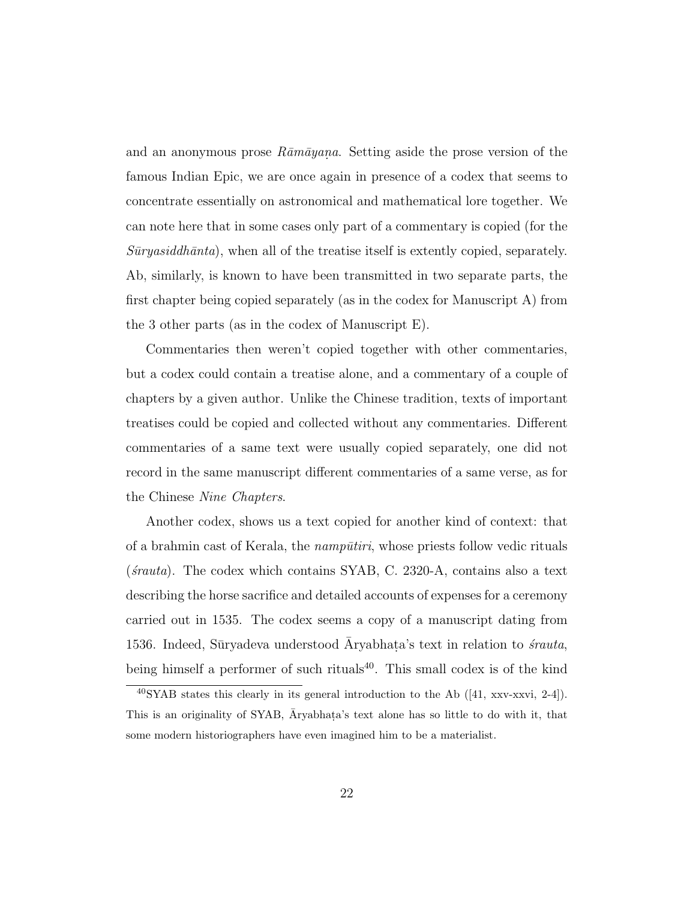and an anonymous prose *Rāmāyaṇa*. Setting aside the prose version of the famous Indian Epic, we are once again in presence of a codex that seems to concentrate essentially on astronomical and mathematical lore together. We can note here that in some cases only part of a commentary is copied (for the *Sūryasiddhānta*), when all of the treatise itself is extently copied, separately. Ab, similarly, is known to have been transmitted in two separate parts, the first chapter being copied separately (as in the codex for Manuscript A) from the 3 other parts (as in the codex of Manuscript E).

Commentaries then weren't copied together with other commentaries, but a codex could contain a treatise alone, and a commentary of a couple of chapters by a given author. Unlike the Chinese tradition, texts of important treatises could be copied and collected without any commentaries. Different commentaries of a same text were usually copied separately, one did not record in the same manuscript different commentaries of a same verse, as for the Chinese *Nine Chapters*.

Another codex, shows us a text copied for another kind of context: that of a brahmin cast of Kerala, the *nampūtiri*, whose priests follow vedic rituals (*śrauta*). The codex which contains SYAB, C. 2320-A, contains also a text describing the horse sacrifice and detailed accounts of expenses for a ceremony carried out in 1535. The codex seems a copy of a manuscript dating from 1536. Indeed, Sūryadeva understood Āryabhaṭa's text in relation to *śrauta*, being himself a performer of such rituals[40]. This small codex is of the kind

[40] SYAB states this clearly in its general introduction to the Ab ([41, xxv-xxvi, 2-4]). This is an originality of SYAB, Āryabhaṭa's text alone has so little to do with it, that some modern historiographers have even imagined him to be a materialist.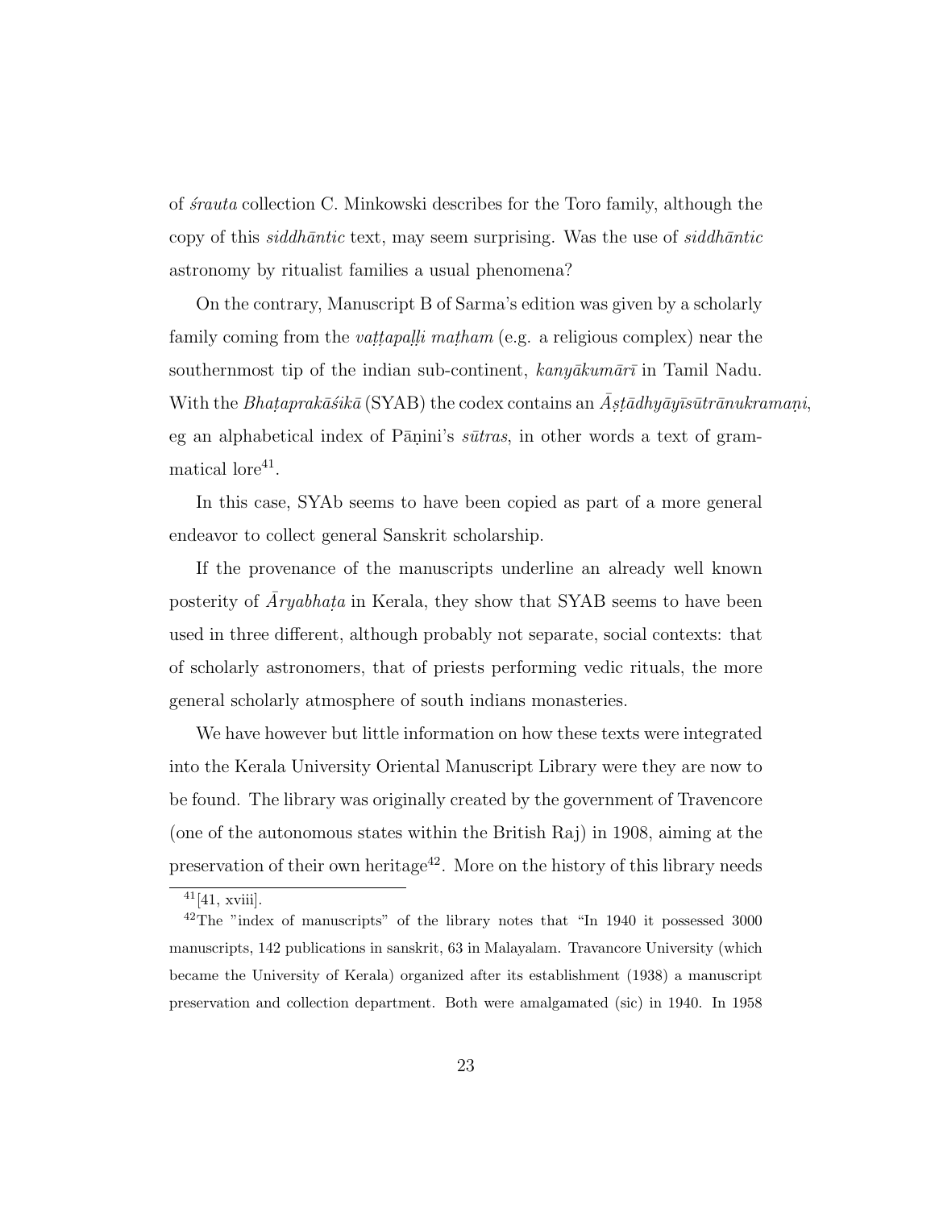of *śrauta* collection C. Minkowski describes for the Toro family, although the copy of this *siddhāntic* text, may seem surprising. Was the use of *siddhāntic* astronomy by ritualist families a usual phenomena?

On the contrary, Manuscript B of Sarma's edition was given by a scholarly family coming from the *vaṭṭapaḷḷi maṭham* (e.g. a religious complex) near the southernmost tip of the indian sub-continent, *kanyākumārī* in Tamil Nadu. With the *Bhaṭaprakāśikā* (SYAB) the codex contains an *Āṣṭādhyāyīsūtrānukramaṇi*, eg an alphabetical index of Pāṇini's *sūtras*, in other words a text of grammatical lore[41].

In this case, SYAb seems to have been copied as part of a more general endeavor to collect general Sanskrit scholarship.

If the provenance of the manuscripts underline an already well known posterity of *Āryabhaṭa* in Kerala, they show that SYAB seems to have been used in three different, although probably not separate, social contexts: that of scholarly astronomers, that of priests performing vedic rituals, the more general scholarly atmosphere of south indians monasteries.

We have however but little information on how these texts were integrated into the Kerala University Oriental Manuscript Library were they are now to be found. The library was originally created by the government of Travencore (one of the autonomous states within the British Raj) in 1908, aiming at the preservation of their own heritage[42]. More on the history of this library needs

---

[41] [41, xviii].

[42] The "index of manuscripts" of the library notes that "In 1940 it possessed 3000 manuscripts, 142 publications in sanskrit, 63 in Malayalam. Travancore University (which became the University of Kerala) organized after its establishment (1938) a manuscript preservation and collection department. Both were amalgamated (sic) in 1940. In 1958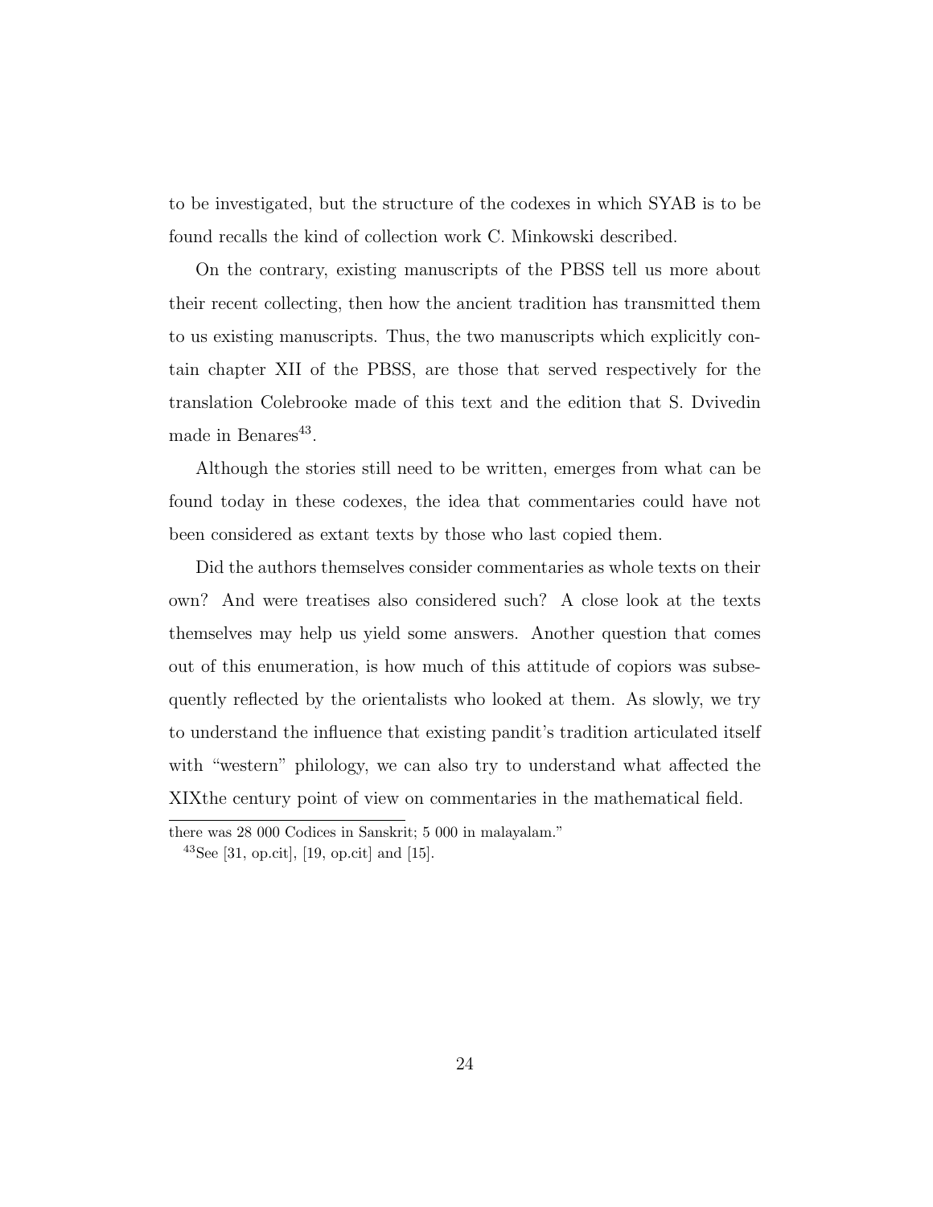to be investigated, but the structure of the codexes in which SYAB is to be found recalls the kind of collection work C. Minkowski described.

On the contrary, existing manuscripts of the PBSS tell us more about their recent collecting, then how the ancient tradition has transmitted them to us existing manuscripts. Thus, the two manuscripts which explicitly contain chapter XII of the PBSS, are those that served respectively for the translation Colebrooke made of this text and the edition that S. Dvivedin made in Benares[43].

Although the stories still need to be written, emerges from what can be found today in these codexes, the idea that commentaries could have not been considered as extant texts by those who last copied them.

Did the authors themselves consider commentaries as whole texts on their own? And were treatises also considered such? A close look at the texts themselves may help us yield some answers. Another question that comes out of this enumeration, is how much of this attitude of copiors was subsequently reflected by the orientalists who looked at them. As slowly, we try to understand the influence that existing pandit's tradition articulated itself with "western" philology, we can also try to understand what affected the XIXthe century point of view on commentaries in the mathematical field.

---

there was 28 000 Codices in Sanskrit; 5 000 in malayalam."

[43] See [31, op.cit], [19, op.cit] and [15].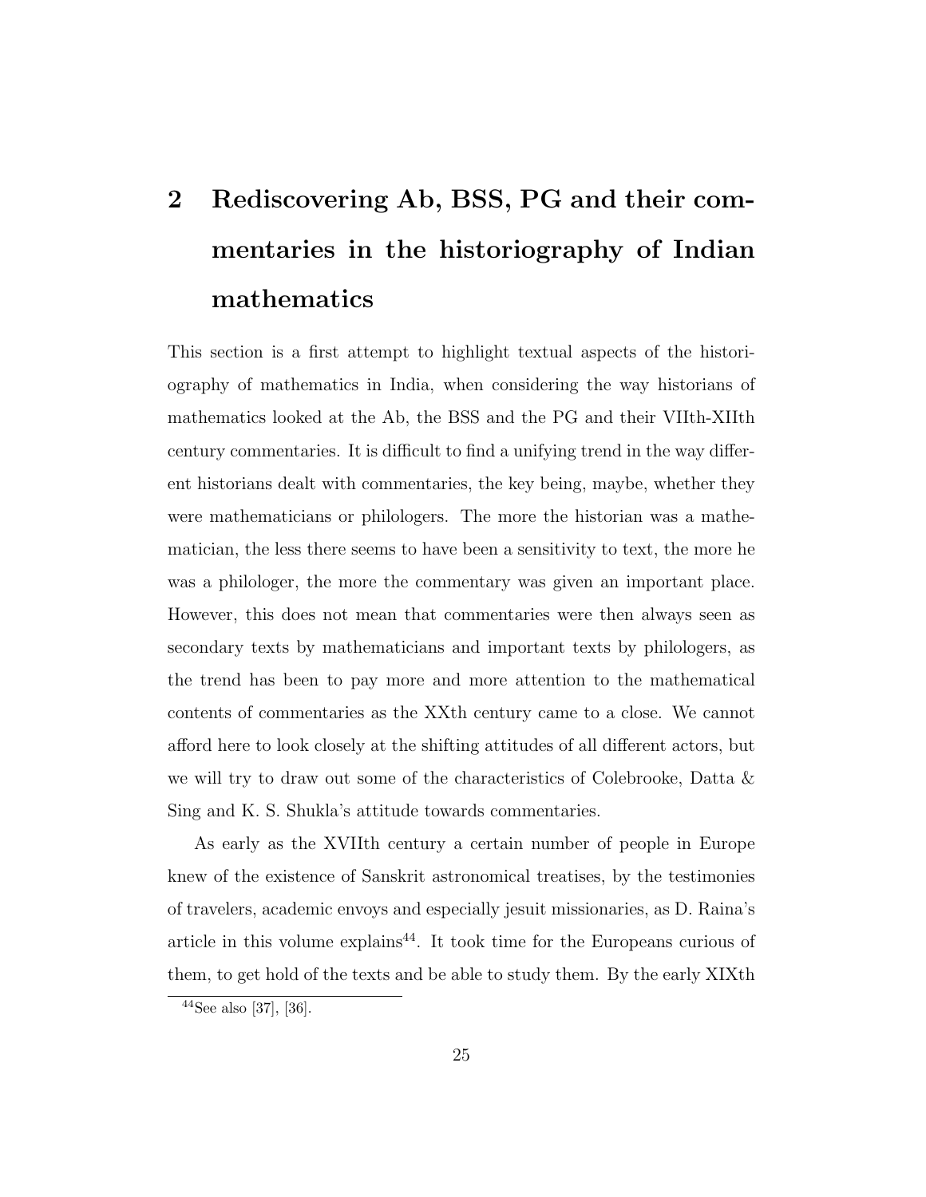# 2 Rediscovering Ab, BSS, PG and their commentaries in the historiography of Indian mathematics

This section is a first attempt to highlight textual aspects of the historiography of mathematics in India, when considering the way historians of mathematics looked at the Ab, the BSS and the PG and their VIIth-XIIth century commentaries. It is difficult to find a unifying trend in the way different historians dealt with commentaries, the key being, maybe, whether they were mathematicians or philologers. The more the historian was a mathematician, the less there seems to have been a sensitivity to text, the more he was a philologer, the more the commentary was given an important place. However, this does not mean that commentaries were then always seen as secondary texts by mathematicians and important texts by philologers, as the trend has been to pay more and more attention to the mathematical contents of commentaries as the XXth century came to a close. We cannot afford here to look closely at the shifting attitudes of all different actors, but we will try to draw out some of the characteristics of Colebrooke, Datta & Sing and K. S. Shukla's attitude towards commentaries.

As early as the XVIIth century a certain number of people in Europe knew of the existence of Sanskrit astronomical treatises, by the testimonies of travelers, academic envoys and especially jesuit missionaries, as D. Raina's article in this volume explains[44]. It took time for the Europeans curious of them, to get hold of the texts and be able to study them. By the early XIXth

[44]See also [37], [36].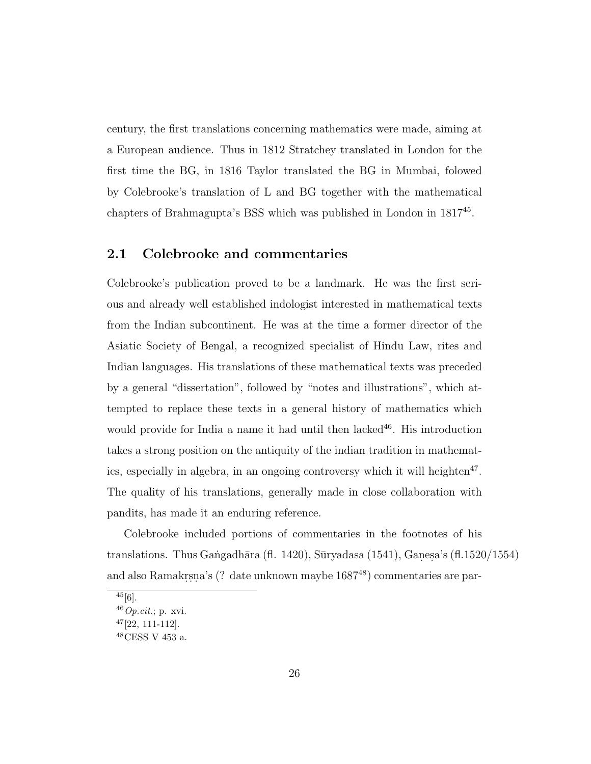century, the first translations concerning mathematics were made, aiming at a European audience. Thus in 1812 Stratchey translated in London for the first time the BG, in 1816 Taylor translated the BG in Mumbai, folowed by Colebrooke's translation of L and BG together with the mathematical chapters of Brahmagupta's BSS which was published in London in 1817[45].

## 2.1 Colebrooke and commentaries

Colebrooke's publication proved to be a landmark. He was the first serious and already well established indologist interested in mathematical texts from the Indian subcontinent. He was at the time a former director of the Asiatic Society of Bengal, a recognized specialist of Hindu Law, rites and Indian languages. His translations of these mathematical texts was preceded by a general "dissertation", followed by "notes and illustrations", which attempted to replace these texts in a general history of mathematics which would provide for India a name it had until then lacked[46]. His introduction takes a strong position on the antiquity of the indian tradition in mathematics, especially in algebra, in an ongoing controversy which it will heighten[47]. The quality of his translations, generally made in close collaboration with pandits, has made it an enduring reference.

Colebrooke included portions of commentaries in the footnotes of his translations. Thus Gaṅgadhāra (fl. 1420), Sūryadasa (1541), Gaṇeṣa's (fl.1520/1554) and also Ramakṛṣṇa's (? date unknown maybe 1687[48]) commentaries are par-

---

[45] [6].

[46] *Op.cit.*; p. xvi.

[47] [22, 111-112].

[48] CESS V 453 a.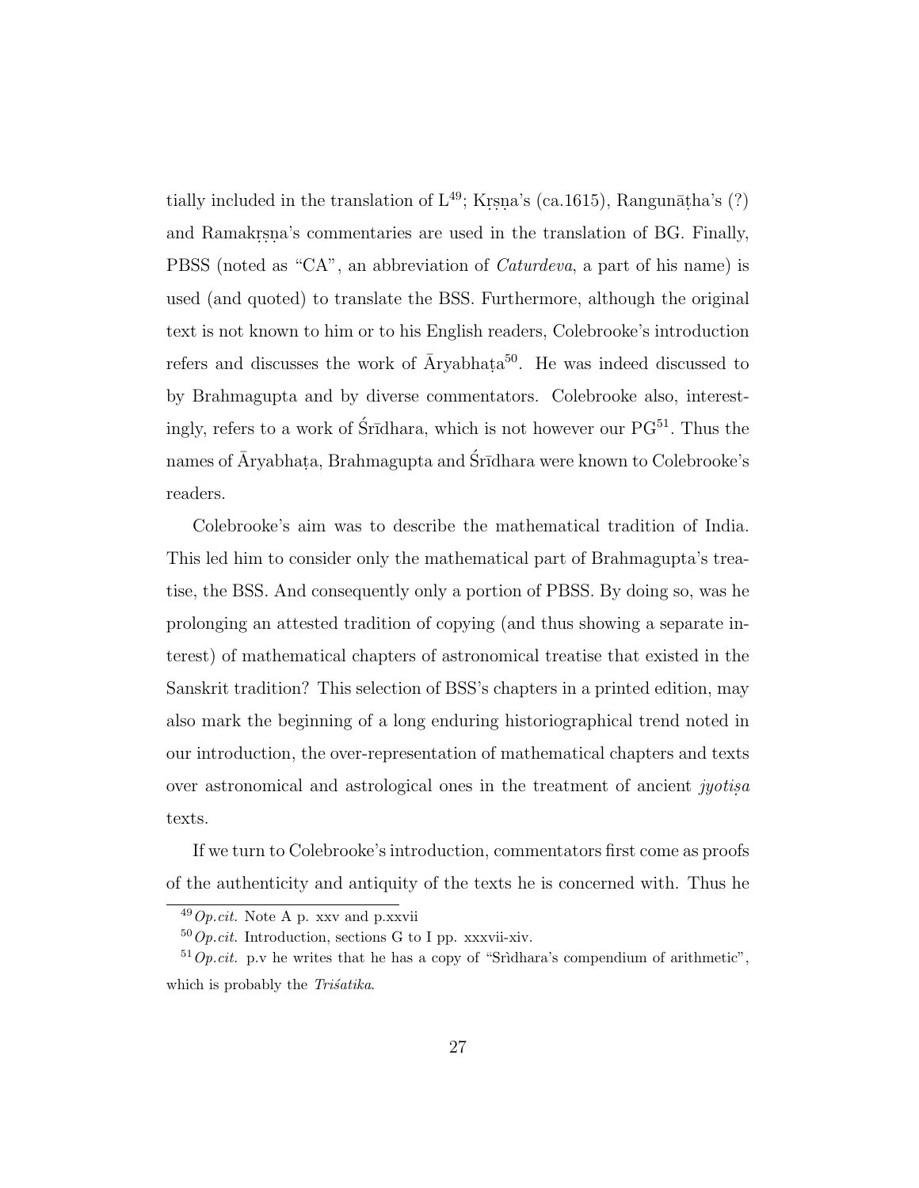tially included in the translation of L[49]; Kṛṣṇa's (ca.1615), Rangunāṭha's (?) and Ramakṛṣṇa's commentaries are used in the translation of BG. Finally, PBSS (noted as "CA", an abbreviation of *Caturdeva*, a part of his name) is used (and quoted) to translate the BSS. Furthermore, although the original text is not known to him or to his English readers, Colebrooke's introduction refers and discusses the work of Āryabhaṭa[50]. He was indeed discussed to by Brahmagupta and by diverse commentators. Colebrooke also, interestingly, refers to a work of Śrīdhara, which is not however our PG[51]. Thus the names of Āryabhaṭa, Brahmagupta and Śrīdhara were known to Colebrooke's readers.

Colebrooke's aim was to describe the mathematical tradition of India. This led him to consider only the mathematical part of Brahmagupta's treatise, the BSS. And consequently only a portion of PBSS. By doing so, was he prolonging an attested tradition of copying (and thus showing a separate interest) of mathematical chapters of astronomical treatise that existed in the Sanskrit tradition? This selection of BSS's chapters in a printed edition, may also mark the beginning of a long enduring historiographical trend noted in our introduction, the over-representation of mathematical chapters and texts over astronomical and astrological ones in the treatment of ancient *jyotiṣa* texts.

If we turn to Colebrooke's introduction, commentators first come as proofs of the authenticity and antiquity of the texts he is concerned with. Thus he

[49] *Op.cit.* Note A p. xxv and p.xxvii

[50] *Op.cit.* Introduction, sections G to I pp. xxxvii-xiv.

[51] *Op.cit.* p.v he writes that he has a copy of "Srìdhara's compendium of arithmetic", which is probably the *Triśatika*.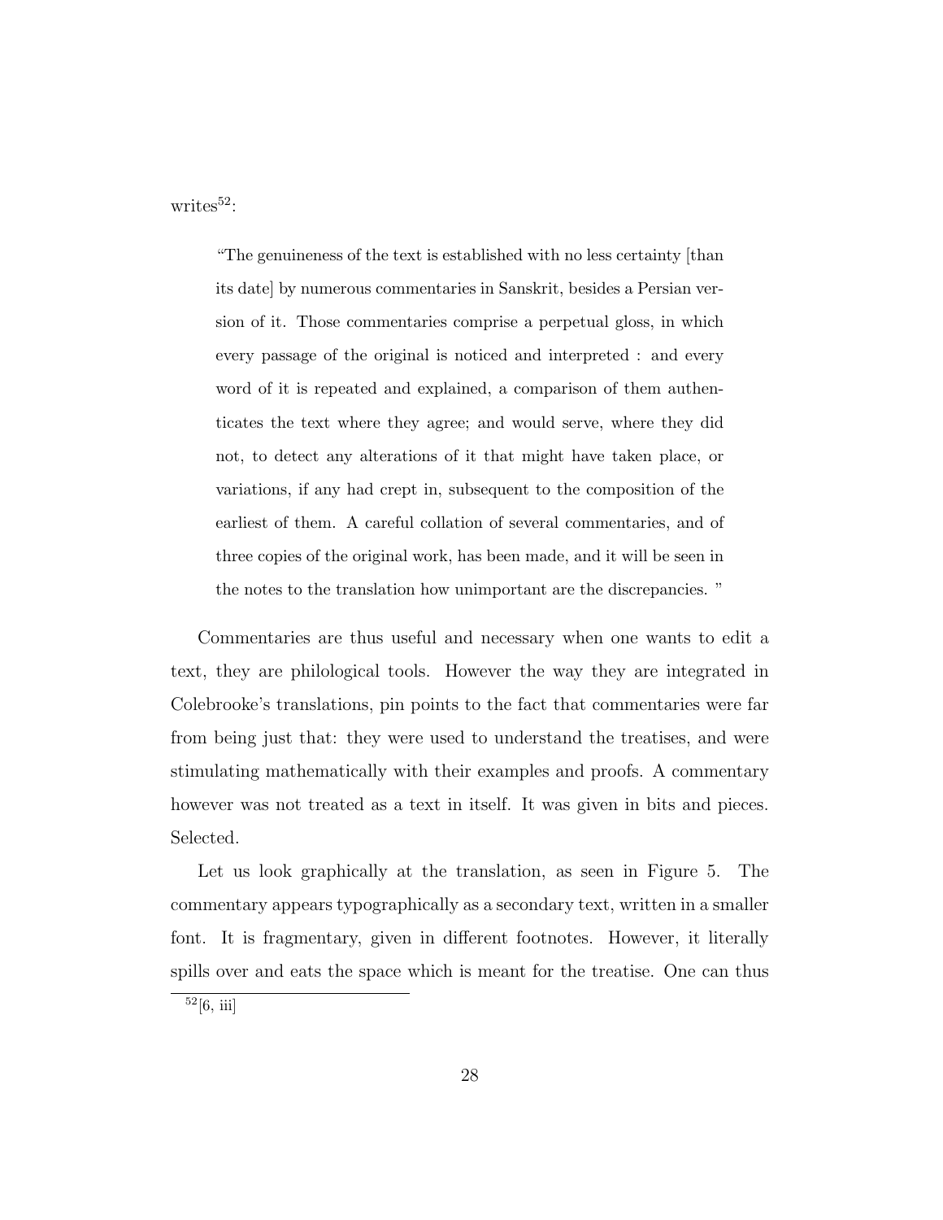writes[52]:

> "The genuineness of the text is established with no less certainty [than its date] by numerous commentaries in Sanskrit, besides a Persian version of it. Those commentaries comprise a perpetual gloss, in which every passage of the original is noticed and interpreted : and every word of it is repeated and explained, a comparison of them authenticates the text where they agree; and would serve, where they did not, to detect any alterations of it that might have taken place, or variations, if any had crept in, subsequent to the composition of the earliest of them. A careful collation of several commentaries, and of three copies of the original work, has been made, and it will be seen in the notes to the translation how unimportant are the discrepancies. "

Commentaries are thus useful and necessary when one wants to edit a text, they are philological tools. However the way they are integrated in Colebrooke's translations, pin points to the fact that commentaries were far from being just that: they were used to understand the treatises, and were stimulating mathematically with their examples and proofs. A commentary however was not treated as a text in itself. It was given in bits and pieces. Selected.

Let us look graphically at the translation, as seen in Figure 5. The commentary appears typographically as a secondary text, written in a smaller font. It is fragmentary, given in different footnotes. However, it literally spills over and eats the space which is meant for the treatise. One can thus

[52] [6, iii]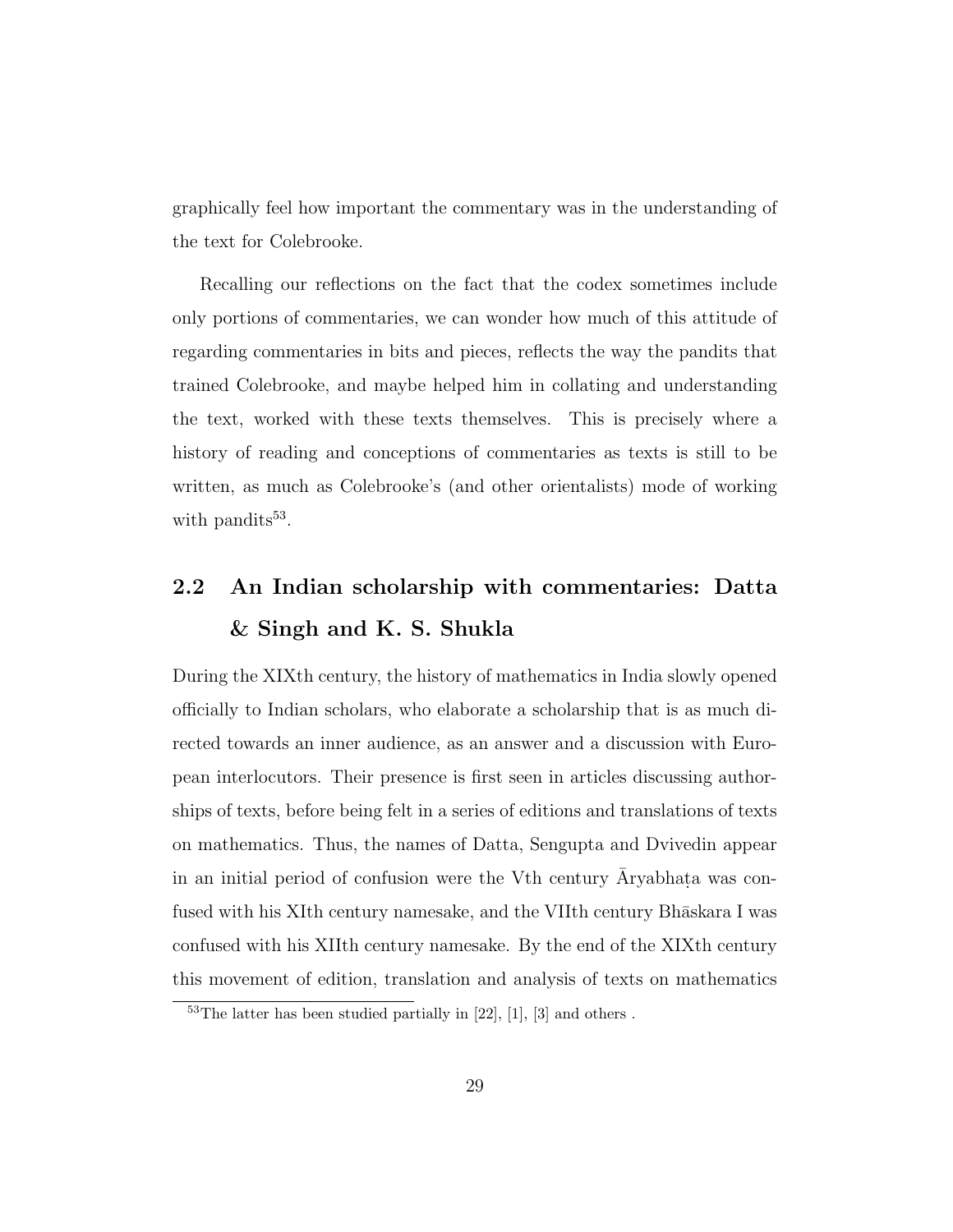graphically feel how important the commentary was in the understanding of the text for Colebrooke.

Recalling our reflections on the fact that the codex sometimes include only portions of commentaries, we can wonder how much of this attitude of regarding commentaries in bits and pieces, reflects the way the pandits that trained Colebrooke, and maybe helped him in collating and understanding the text, worked with these texts themselves. This is precisely where a history of reading and conceptions of commentaries as texts is still to be written, as much as Colebrooke's (and other orientalists) mode of working with pandits[53].

## 2.2 An Indian scholarship with commentaries: Datta & Singh and K. S. Shukla

During the XIXth century, the history of mathematics in India slowly opened officially to Indian scholars, who elaborate a scholarship that is as much directed towards an inner audience, as an answer and a discussion with European interlocutors. Their presence is first seen in articles discussing authorships of texts, before being felt in a series of editions and translations of texts on mathematics. Thus, the names of Datta, Sengupta and Dvivedin appear in an initial period of confusion were the Vth century Āryabhaṭa was confused with his XIth century namesake, and the VIIth century Bhāskara I was confused with his XIIth century namesake. By the end of the XIXth century this movement of edition, translation and analysis of texts on mathematics

[53] The latter has been studied partially in [22], [1], [3] and others .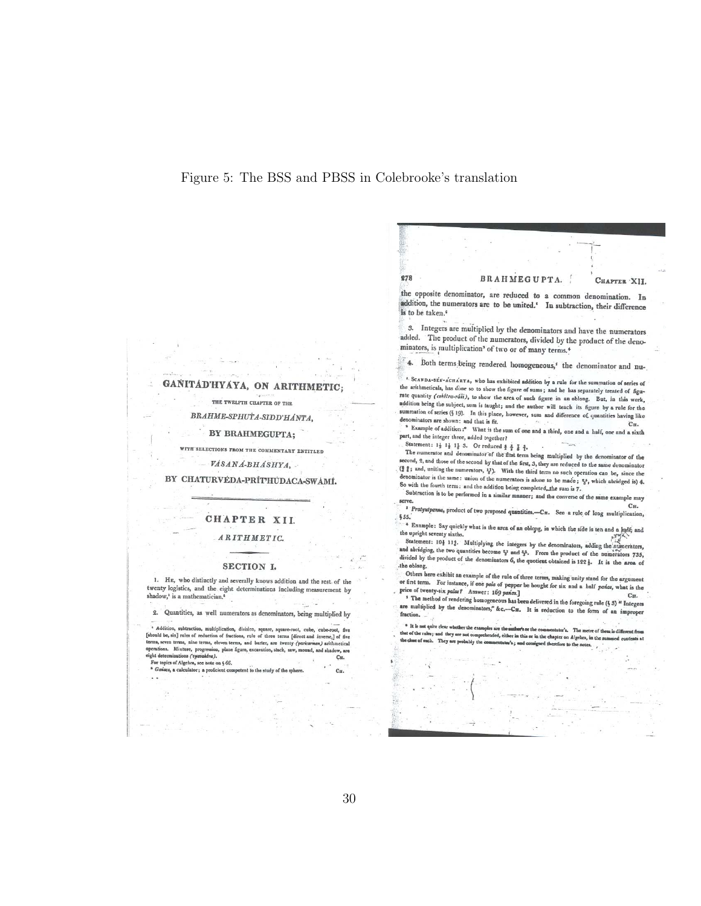Figure 5: The BSS and PBSS in Colebrooke's translation

GANITÁD'HYÁYA, ON ARITHMETIC;

THE TWELFTH CHAPTER OF THE

*BRAHME-SPHUTA-SIDD'HÁNTA,*

BY BRAHMEGUPTA;

WITH SELECTIONS FROM THE COMMENTARY ENTITLED

*VÁSANÁ-BHÁSHYA,*

BY CHATURVÉDA-PRÍT'HÚDACA-SWÁMÍ.

## CHAPTER XII.

### ARITHMETIC.

#### SECTION I.

1. He, who distinctly and severally knows addition and the rest of the twenty logistics, and the eight determinations including measurement by shadow,[1] is a mathematician.[2]

2. Quantities, as well numerators as denominators, being multiplied by the opposite denominator, are reduced to a common denomination. In addition, the numerators are to be united.[3] In subtraction, their difference is to be taken.[5]

3. Integers are multiplied by the denominators and have the numerators added. The product of the numerators, divided by the product of the denominators, is multiplication[3] of two or of many terms.[4]

4. Both terms being rendered homogeneous,[5] the denominator and nu-

[1] Addition, subtraction, multiplication, division, square, square-root, cube, cube-root, five [should be, six] rules of reduction of fractions, rule of three terms [direct and inverse,] of five terms, seven terms, nine terms, eleven terms, and barter, are twenty (*paricarman*) arithmetical operations. Mixture, progression, plane figure, excavation, stack, saw, mound, and shadow, are eight determinations (*vyavahára*). CH.

For topics of Algebra, see note on § 66.

[2] *Ganaca*, a calculator; a proficient competent to the study of the sphere. CH.

[1] SCANDA-SÉN-ÁCHÁRYA, who has exhibited addition by a rule for the summation of series of the arithmeticals, has done so to show the figure of sums; and he has separately treated of figurate quantity (*cshétra-rási*), to show the area of such figure in an oblong. But, in this work, addition being the subject, sum is taught; and the author will teach its figure by a rule for the summation of series (§ 19). In this place, however, sum and difference of quantities having like denominators are shown: and that is fit. CH.

[2] Example of addition:[*] What is the sum of one and a third, one and a half, one and a sixth part, and the integer three, added together?

Statement: $1\frac{1}{3}$ $1\frac{1}{2}$ $1\frac{1}{6}$ 3. Or reduced $\frac{4}{3}$ $\frac{3}{2}$ $\frac{7}{6}$ $\frac{3}{1}$.

The numerator and denominator of the first term being multiplied by the denominator of the second, 2, and those of the second by that of the first, 3, they are reduced to the same denominator ($\frac{8}{6}$ $\frac{9}{6}$; and, uniting the numerators, $\frac{17}{6}$). With the third term no such operation can be, since the denominator is the same: union of the numerators is alone to be made; $\frac{24}{6}$, which abridged is) 4. So with the fourth term: and the addition being completed, the sum is 7.

Subtraction is to be performed in a similar manner; and the converse of the same example may serve. CH.

[3] *Pratyutpanna*, product of two proposed quantities.—CH. See a rule of long multiplication, § 55.

[4] Example: Say quickly what is the area of an oblong, in which the side is ten and a half, and the upright seventy sixths.

Statement: $10\frac{1}{2}$ $11\frac{2}{3}$. Multiplying the integers by the denominators, adding the numerators, and abridging, the two quantities become $\frac{21}{2}$ and $\frac{35}{3}$. From the product of the numerators 735, divided by the product of the denominators 6, the quotient obtained is $122\frac{1}{2}$. It is the area of the oblong.

Others here exhibit an example of the rule of three terms, making unity stand for the argument or first term. For instance, if one *pala* of pepper be bought for six and a half *panas*, what is the price of twenty-six *palas*? Answer: 169 *panas*.] CH.

[5] The method of rendering homogeneous has been delivered in the foregoing rule (§ 3) "Integers are multiplied by the denominators," &c.—CH. It is reduction to the form of an improper fraction.

[*] It is not quite clear whether the examples are the author's or the commentator's. The metre of them is different from that of the rules; and they are not comprehended, either in this or in the chapter on Algebra, in the summed contents at the close of each. They are probably the commentator's; and consigned therefore to the notes.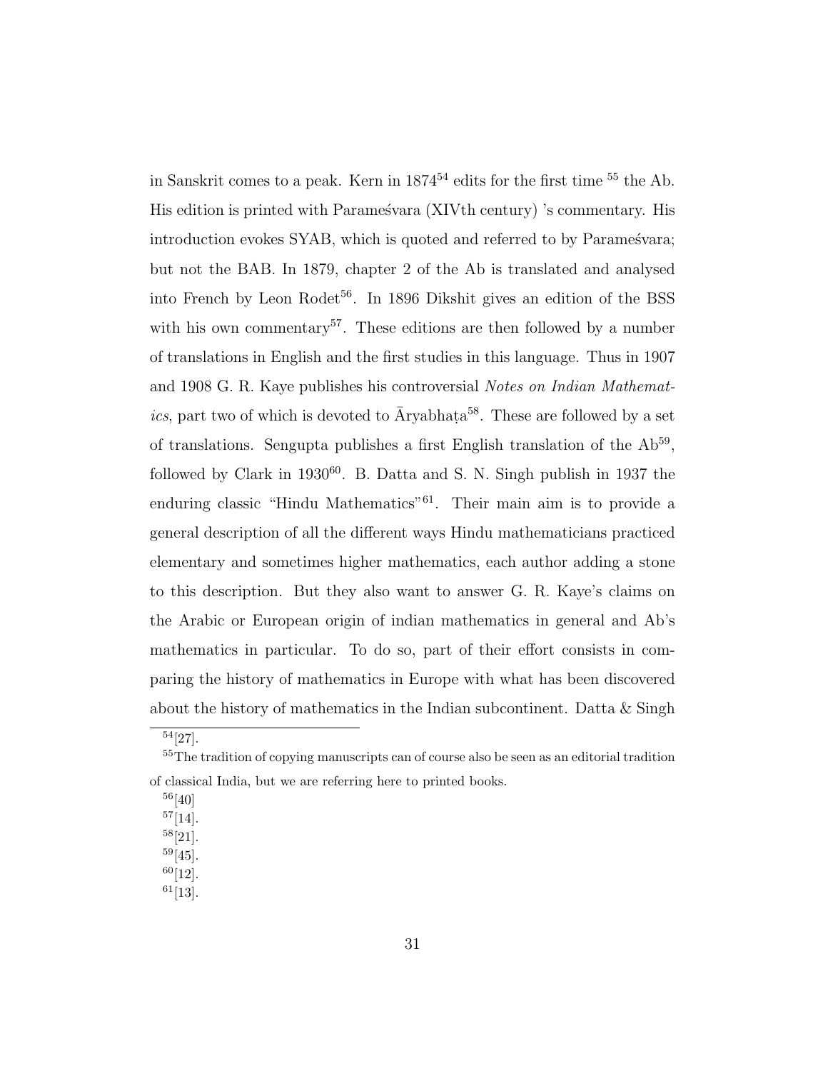in Sanskrit comes to a peak. Kern in 1874[54] edits for the first time [55] the Ab. His edition is printed with Parameśvara (XIVth century) 's commentary. His introduction evokes SYAB, which is quoted and referred to by Parameśvara; but not the BAB. In 1879, chapter 2 of the Ab is translated and analysed into French by Leon Rodet[56]. In 1896 Dikshit gives an edition of the BSS with his own commentary[57]. These editions are then followed by a number of translations in English and the first studies in this language. Thus in 1907 and 1908 G. R. Kaye publishes his controversial *Notes on Indian Mathematics*, part two of which is devoted to Āryabhaṭa[58]. These are followed by a set of translations. Sengupta publishes a first English translation of the Ab[59], followed by Clark in 1930[60]. B. Datta and S. N. Singh publish in 1937 the enduring classic "Hindu Mathematics"[61]. Their main aim is to provide a general description of all the different ways Hindu mathematicians practiced elementary and sometimes higher mathematics, each author adding a stone to this description. But they also want to answer G. R. Kaye's claims on the Arabic or European origin of indian mathematics in general and Ab's mathematics in particular. To do so, part of their effort consists in comparing the history of mathematics in Europe with what has been discovered about the history of mathematics in the Indian subcontinent. Datta & Singh

---

[54] [27].

[55] The tradition of copying manuscripts can of course also be seen as an editorial tradition of classical India, but we are referring here to printed books.

[56] [40]

[57] [14].

[58] [21].

[59] [45].

[60] [12].

[61] [13].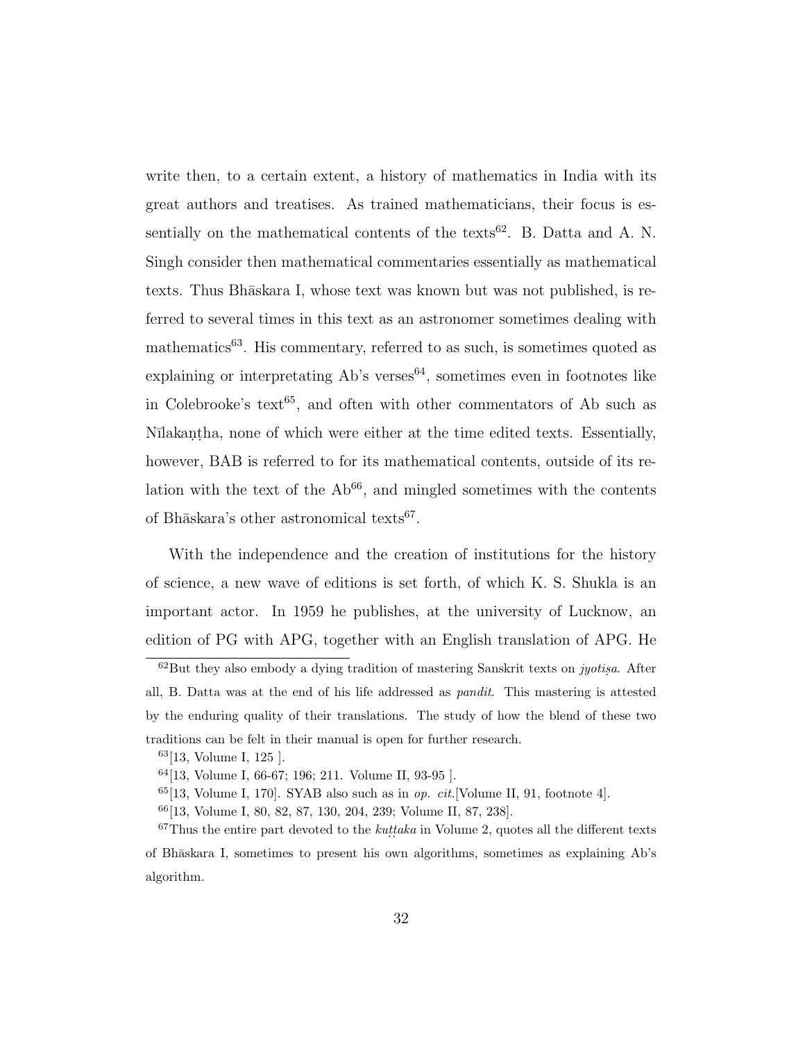write then, to a certain extent, a history of mathematics in India with its great authors and treatises. As trained mathematicians, their focus is essentially on the mathematical contents of the texts[62]. B. Datta and A. N. Singh consider then mathematical commentaries essentially as mathematical texts. Thus Bhāskara I, whose text was known but was not published, is referred to several times in this text as an astronomer sometimes dealing with mathematics[63]. His commentary, referred to as such, is sometimes quoted as explaining or interpretating Ab's verses[64], sometimes even in footnotes like in Colebrooke's text[65], and often with other commentators of Ab such as Nīlakaṇṭha, none of which were either at the time edited texts. Essentially, however, BAB is referred to for its mathematical contents, outside of its relation with the text of the Ab[66], and mingled sometimes with the contents of Bhāskara's other astronomical texts[67].

With the independence and the creation of institutions for the history of science, a new wave of editions is set forth, of which K. S. Shukla is an important actor. In 1959 he publishes, at the university of Lucknow, an edition of PG with APG, together with an English translation of APG. He

[62] But they also embody a dying tradition of mastering Sanskrit texts on *jyotiṣa*. After all, B. Datta was at the end of his life addressed as *pandit*. This mastering is attested by the enduring quality of their translations. The study of how the blend of these two traditions can be felt in their manual is open for further research.

[63] [13, Volume I, 125 ].

[64] [13, Volume I, 66-67; 196; 211. Volume II, 93-95 ].

[65] [13, Volume I, 170]. SYAB also such as in *op. cit.*[Volume II, 91, footnote 4].

[66] [13, Volume I, 80, 82, 87, 130, 204, 239; Volume II, 87, 238].

[67] Thus the entire part devoted to the *kuṭṭaka* in Volume 2, quotes all the different texts of Bhāskara I, sometimes to present his own algorithms, sometimes as explaining Ab's algorithm.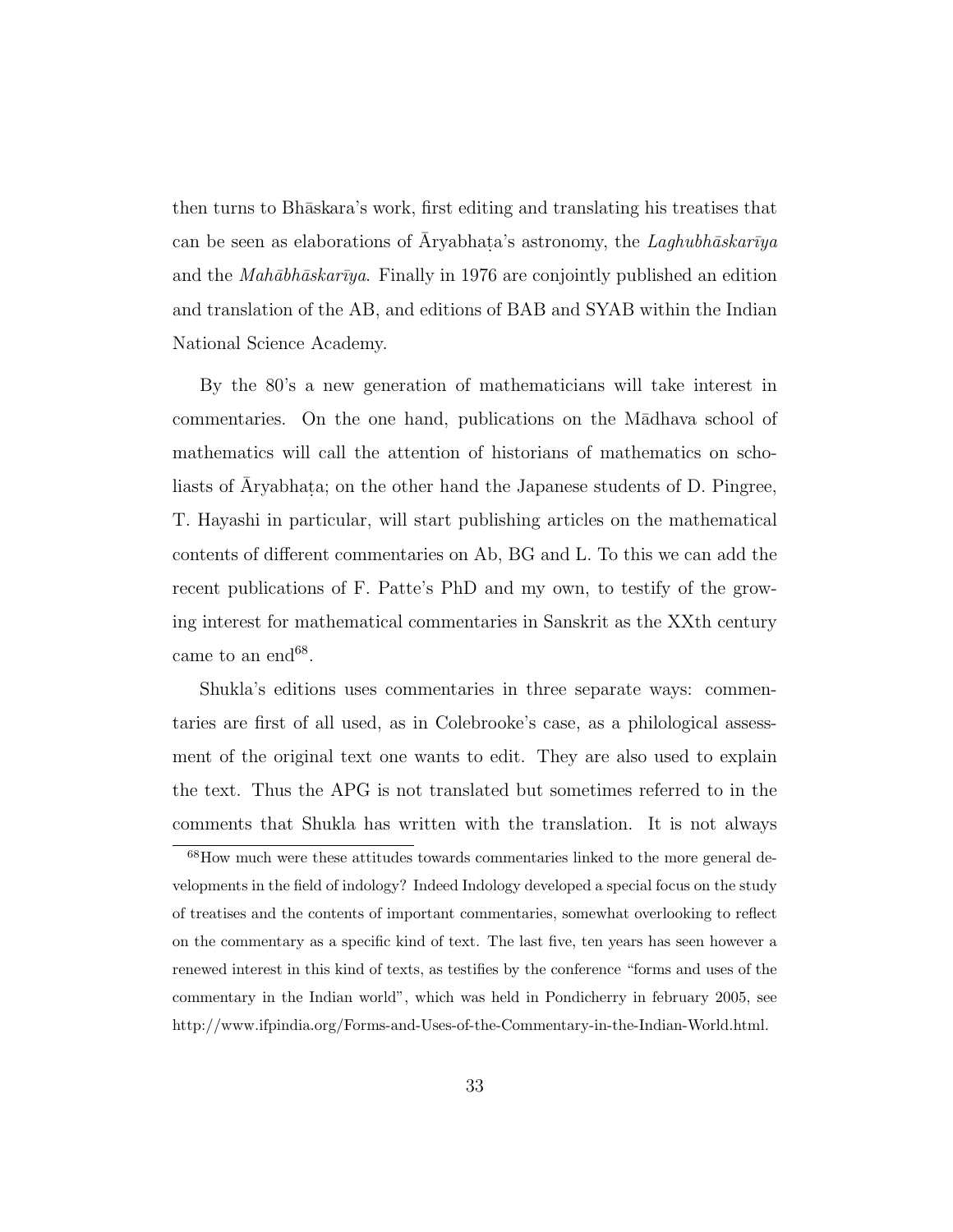then turns to Bhāskara's work, first editing and translating his treatises that can be seen as elaborations of Āryabhaṭa's astronomy, the *Laghubhāskarīya* and the *Mahābhāskarīya*. Finally in 1976 are conjointly published an edition and translation of the AB, and editions of BAB and SYAB within the Indian National Science Academy.

By the 80's a new generation of mathematicians will take interest in commentaries. On the one hand, publications on the Mādhava school of mathematics will call the attention of historians of mathematics on scholiasts of Āryabhaṭa; on the other hand the Japanese students of D. Pingree, T. Hayashi in particular, will start publishing articles on the mathematical contents of different commentaries on Ab, BG and L. To this we can add the recent publications of F. Patte's PhD and my own, to testify of the growing interest for mathematical commentaries in Sanskrit as the XXth century came to an end[68].

Shukla's editions uses commentaries in three separate ways: commentaries are first of all used, as in Colebrooke's case, as a philological assessment of the original text one wants to edit. They are also used to explain the text. Thus the APG is not translated but sometimes referred to in the comments that Shukla has written with the translation. It is not always

[68]How much were these attitudes towards commentaries linked to the more general developments in the field of indology? Indeed Indology developed a special focus on the study of treatises and the contents of important commentaries, somewhat overlooking to reflect on the commentary as a specific kind of text. The last five, ten years has seen however a renewed interest in this kind of texts, as testifies by the conference "forms and uses of the commentary in the Indian world", which was held in Pondicherry in february 2005, see http://www.ifpindia.org/Forms-and-Uses-of-the-Commentary-in-the-Indian-World.html.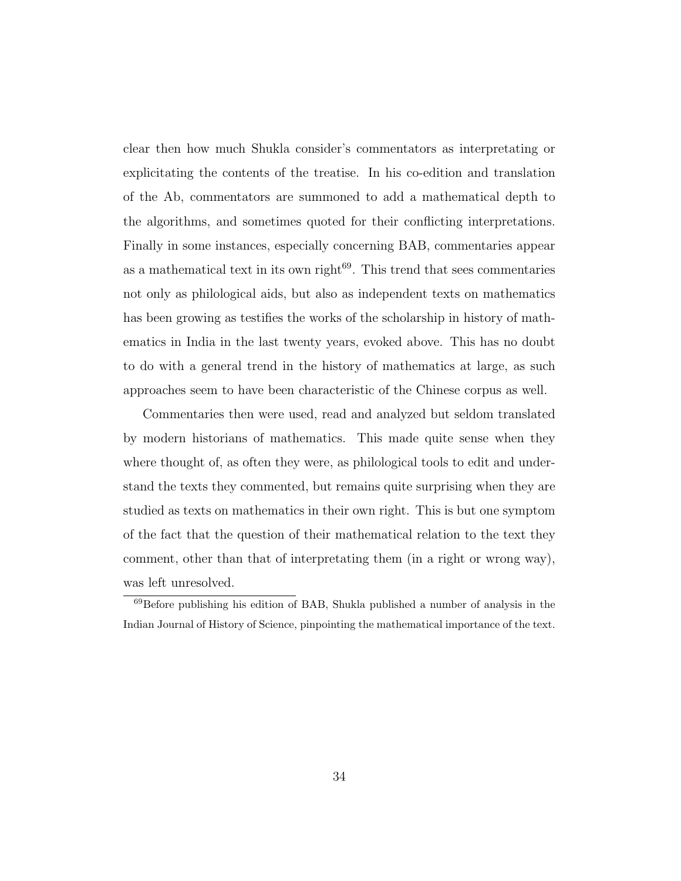clear then how much Shukla consider's commentators as interpretating or explicitating the contents of the treatise. In his co-edition and translation of the Ab, commentators are summoned to add a mathematical depth to the algorithms, and sometimes quoted for their conflicting interpretations. Finally in some instances, especially concerning BAB, commentaries appear as a mathematical text in its own right[69]. This trend that sees commentaries not only as philological aids, but also as independent texts on mathematics has been growing as testifies the works of the scholarship in history of mathematics in India in the last twenty years, evoked above. This has no doubt to do with a general trend in the history of mathematics at large, as such approaches seem to have been characteristic of the Chinese corpus as well.

Commentaries then were used, read and analyzed but seldom translated by modern historians of mathematics. This made quite sense when they where thought of, as often they were, as philological tools to edit and understand the texts they commented, but remains quite surprising when they are studied as texts on mathematics in their own right. This is but one symptom of the fact that the question of their mathematical relation to the text they comment, other than that of interpretating them (in a right or wrong way), was left unresolved.

[69]Before publishing his edition of BAB, Shukla published a number of analysis in the Indian Journal of History of Science, pinpointing the mathematical importance of the text.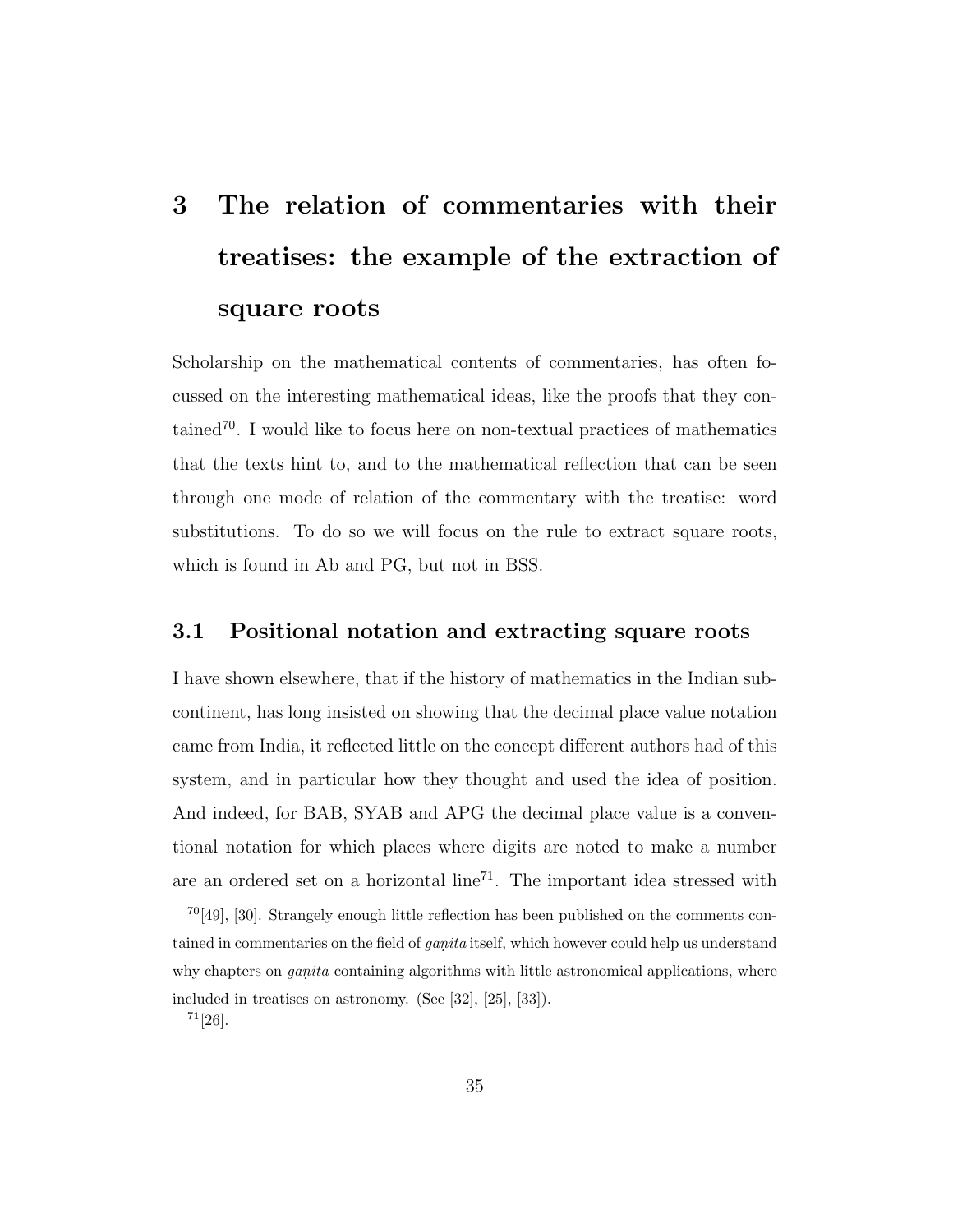# 3 The relation of commentaries with their treatises: the example of the extraction of square roots

Scholarship on the mathematical contents of commentaries, has often focussed on the interesting mathematical ideas, like the proofs that they contained[70]. I would like to focus here on non-textual practices of mathematics that the texts hint to, and to the mathematical reflection that can be seen through one mode of relation of the commentary with the treatise: word substitutions. To do so we will focus on the rule to extract square roots, which is found in Ab and PG, but not in BSS.

## 3.1 Positional notation and extracting square roots

I have shown elsewhere, that if the history of mathematics in the Indian subcontinent, has long insisted on showing that the decimal place value notation came from India, it reflected little on the concept different authors had of this system, and in particular how they thought and used the idea of position. And indeed, for BAB, SYAB and APG the decimal place value is a conventional notation for which places where digits are noted to make a number are an ordered set on a horizontal line[71]. The important idea stressed with

---

[70] [49], [30]. Strangely enough little reflection has been published on the comments contained in commentaries on the field of *gaṇita* itself, which however could help us understand why chapters on *gaṇita* containing algorithms with little astronomical applications, where included in treatises on astronomy. (See [32], [25], [33]).

[71] [26].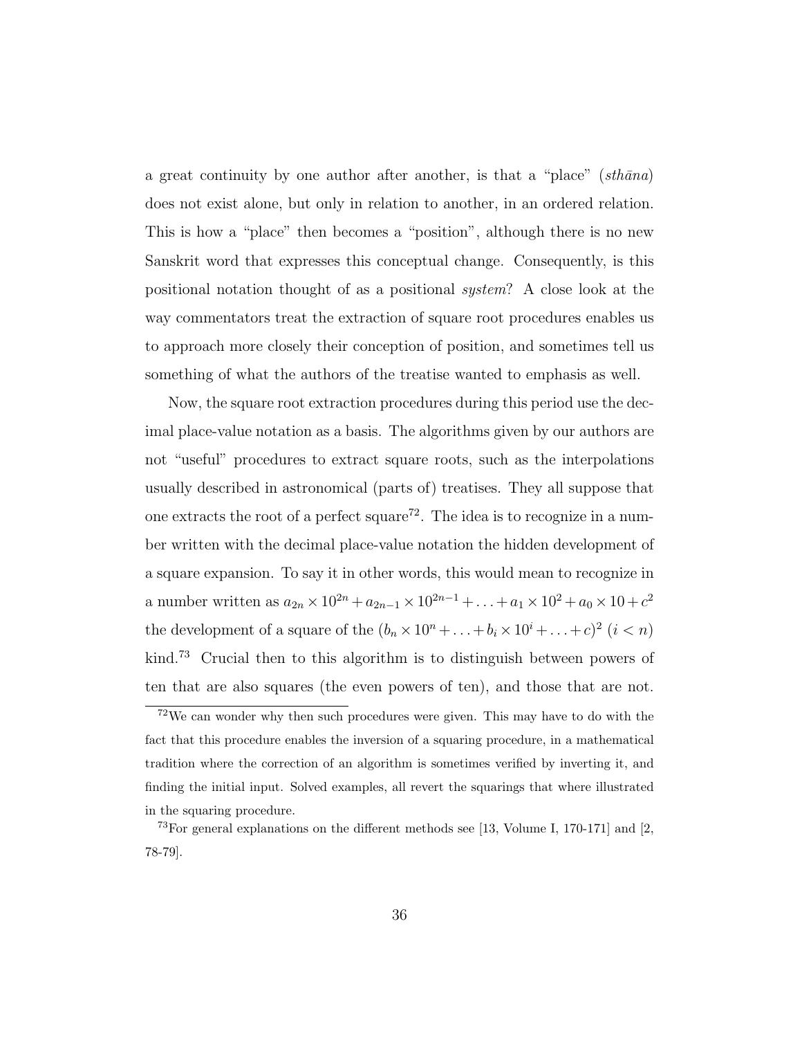a great continuity by one author after another, is that a "place" (*sthāna*) does not exist alone, but only in relation to another, in an ordered relation. This is how a "place" then becomes a "position", although there is no new Sanskrit word that expresses this conceptual change. Consequently, is this positional notation thought of as a positional *system*? A close look at the way commentators treat the extraction of square root procedures enables us to approach more closely their conception of position, and sometimes tell us something of what the authors of the treatise wanted to emphasis as well.

Now, the square root extraction procedures during this period use the decimal place-value notation as a basis. The algorithms given by our authors are not "useful" procedures to extract square roots, such as the interpolations usually described in astronomical (parts of) treatises. They all suppose that one extracts the root of a perfect square[72]. The idea is to recognize in a number written with the decimal place-value notation the hidden development of a square expansion. To say it in other words, this would mean to recognize in a number written as $a_{2n} \times 10^{2n} + a_{2n-1} \times 10^{2n-1} + \ldots + a_1 \times 10^2 + a_0 \times 10 + c^2$ the development of a square of the $(b_n \times 10^n + \ldots + b_i \times 10^i + \ldots + c)^2$ $(i < n)$ kind.[73] Crucial then to this algorithm is to distinguish between powers of ten that are also squares (the even powers of ten), and those that are not.

---

[72] We can wonder why then such procedures were given. This may have to do with the fact that this procedure enables the inversion of a squaring procedure, in a mathematical tradition where the correction of an algorithm is sometimes verified by inverting it, and finding the initial input. Solved examples, all revert the squarings that where illustrated in the squaring procedure.

[73] For general explanations on the different methods see [13, Volume I, 170-171] and [2, 78-79].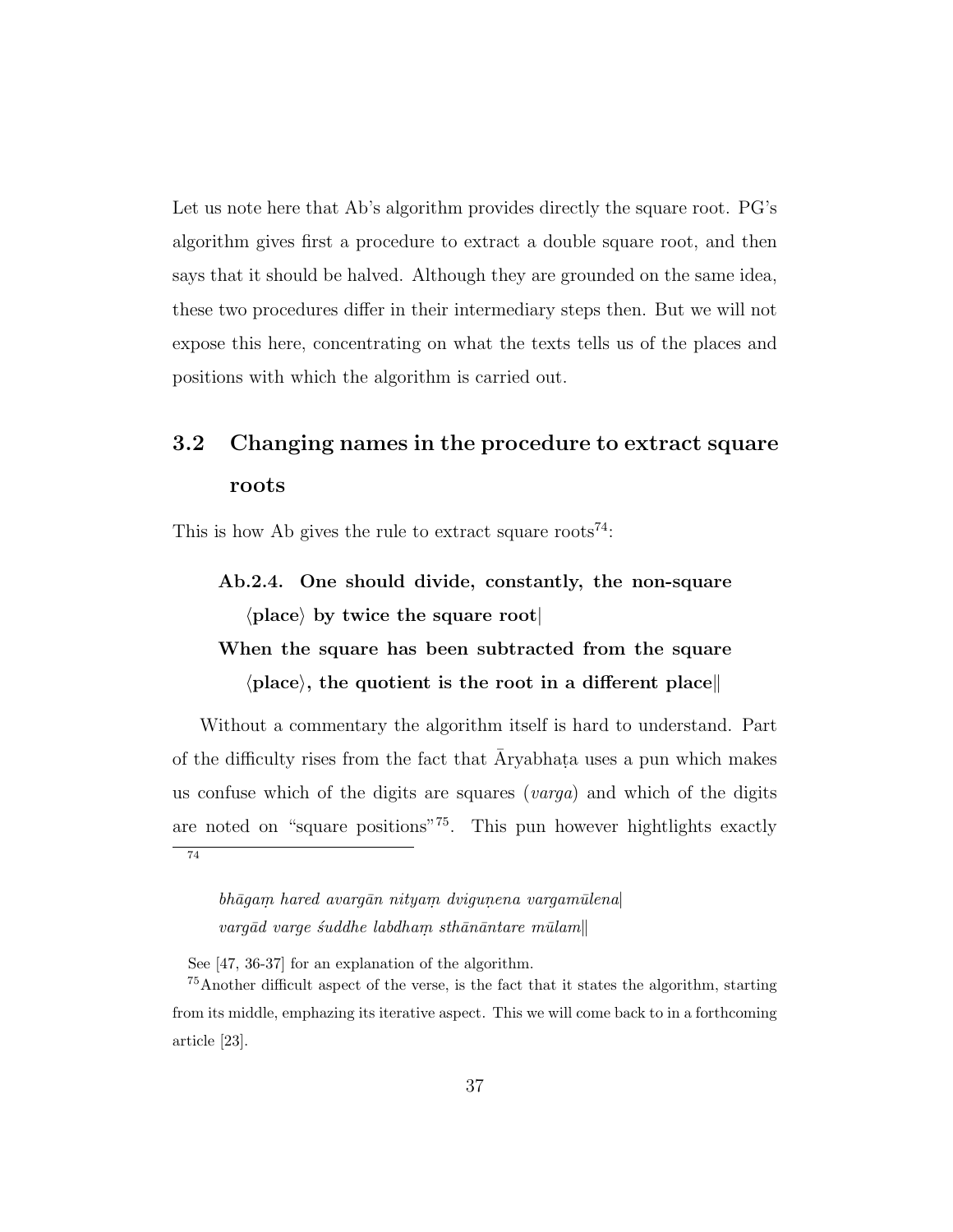Let us note here that Ab's algorithm provides directly the square root. PG's algorithm gives first a procedure to extract a double square root, and then says that it should be halved. Although they are grounded on the same idea, these two procedures differ in their intermediary steps then. But we will not expose this here, concentrating on what the texts tells us of the places and positions with which the algorithm is carried out.

## 3.2 Changing names in the procedure to extract square roots

This is how Ab gives the rule to extract square roots[74]:

> **Ab.2.4. One should divide, constantly, the non-square ⟨place⟩ by twice the square root|**
> **When the square has been subtracted from the square ⟨place⟩, the quotient is the root in a different place||**

Without a commentary the algorithm itself is hard to understand. Part of the difficulty rises from the fact that Āryabhaṭa uses a pun which makes us confuse which of the digits are squares (*varga*) and which of the digits are noted on "square positions"[75]. This pun however hightlights exactly

---

[74]

> *bhāgaṃ hared avargān nityaṃ dviguṇena vargamūlena|*
> *vargād varge śuddhe labdhaṃ sthānāntare mūlam||*

See [47, 36-37] for an explanation of the algorithm.

[75] Another difficult aspect of the verse, is the fact that it states the algorithm, starting from its middle, emphazing its iterative aspect. This we will come back to in a forthcoming article [23].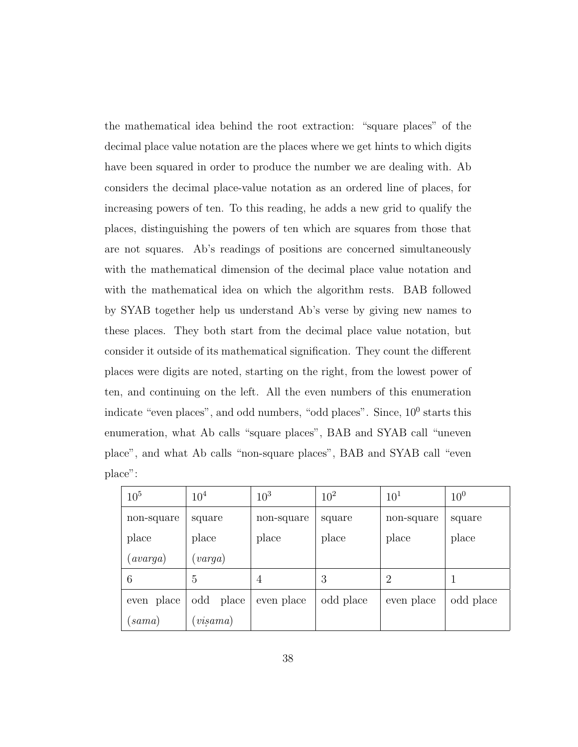the mathematical idea behind the root extraction: "square places" of the decimal place value notation are the places where we get hints to which digits have been squared in order to produce the number we are dealing with. Ab considers the decimal place-value notation as an ordered line of places, for increasing powers of ten. To this reading, he adds a new grid to qualify the places, distinguishing the powers of ten which are squares from those that are not squares. Ab's readings of positions are concerned simultaneously with the mathematical dimension of the decimal place value notation and with the mathematical idea on which the algorithm rests. BAB followed by SYAB together help us understand Ab's verse by giving new names to these places. They both start from the decimal place value notation, but consider it outside of its mathematical signification. They count the different places were digits are noted, starting on the right, from the lowest power of ten, and continuing on the left. All the even numbers of this enumeration indicate "even places", and odd numbers, "odd places". Since, $10^0$ starts this enumeration, what Ab calls "square places", BAB and SYAB call "uneven place", and what Ab calls "non-square places", BAB and SYAB call "even place":

| $10^5$ | $10^4$ | $10^3$ | $10^2$ | $10^1$ | $10^0$ |
|---|---|---|---|---|---|
| non-square place (*avarga*) | square place (*varga*) | non-square place | square place | non-square place | square place |
| 6 | 5 | 4 | 3 | 2 | 1 |
| even place (*sama*) | odd place (*viṣama*) | even place | odd place | even place | odd place |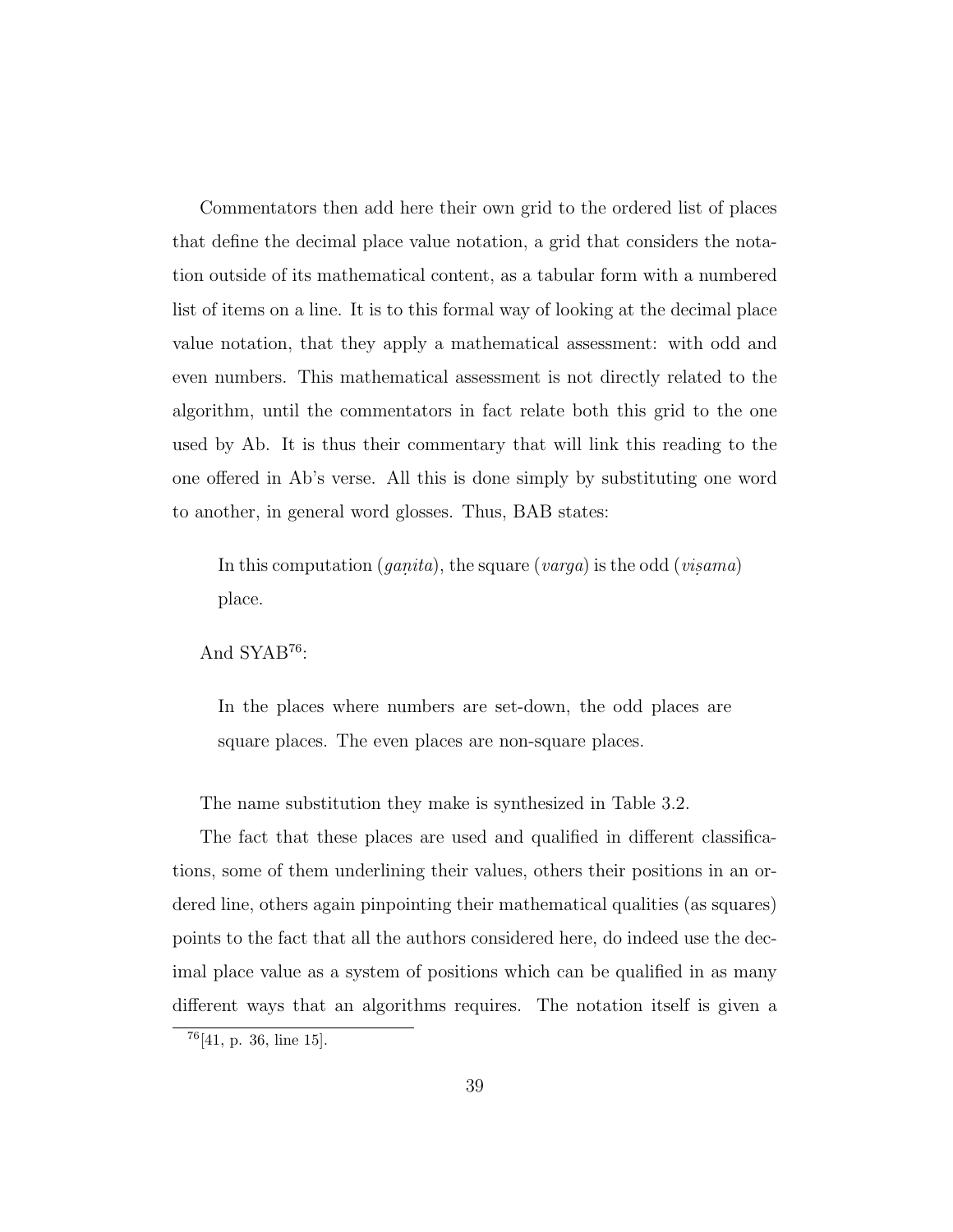Commentators then add here their own grid to the ordered list of places that define the decimal place value notation, a grid that considers the notation outside of its mathematical content, as a tabular form with a numbered list of items on a line. It is to this formal way of looking at the decimal place value notation, that they apply a mathematical assessment: with odd and even numbers. This mathematical assessment is not directly related to the algorithm, until the commentators in fact relate both this grid to the one used by Ab. It is thus their commentary that will link this reading to the one offered in Ab's verse. All this is done simply by substituting one word to another, in general word glosses. Thus, BAB states:

> In this computation (*gaṇita*), the square (*varga*) is the odd (*viṣama*) place.

And SYAB[76]:

> In the places where numbers are set-down, the odd places are square places. The even places are non-square places.

The name substitution they make is synthesized in Table 3.2.

The fact that these places are used and qualified in different classifications, some of them underlining their values, others their positions in an ordered line, others again pinpointing their mathematical qualities (as squares) points to the fact that all the authors considered here, do indeed use the decimal place value as a system of positions which can be qualified in as many different ways that an algorithms requires. The notation itself is given a

[76][41, p. 36, line 15].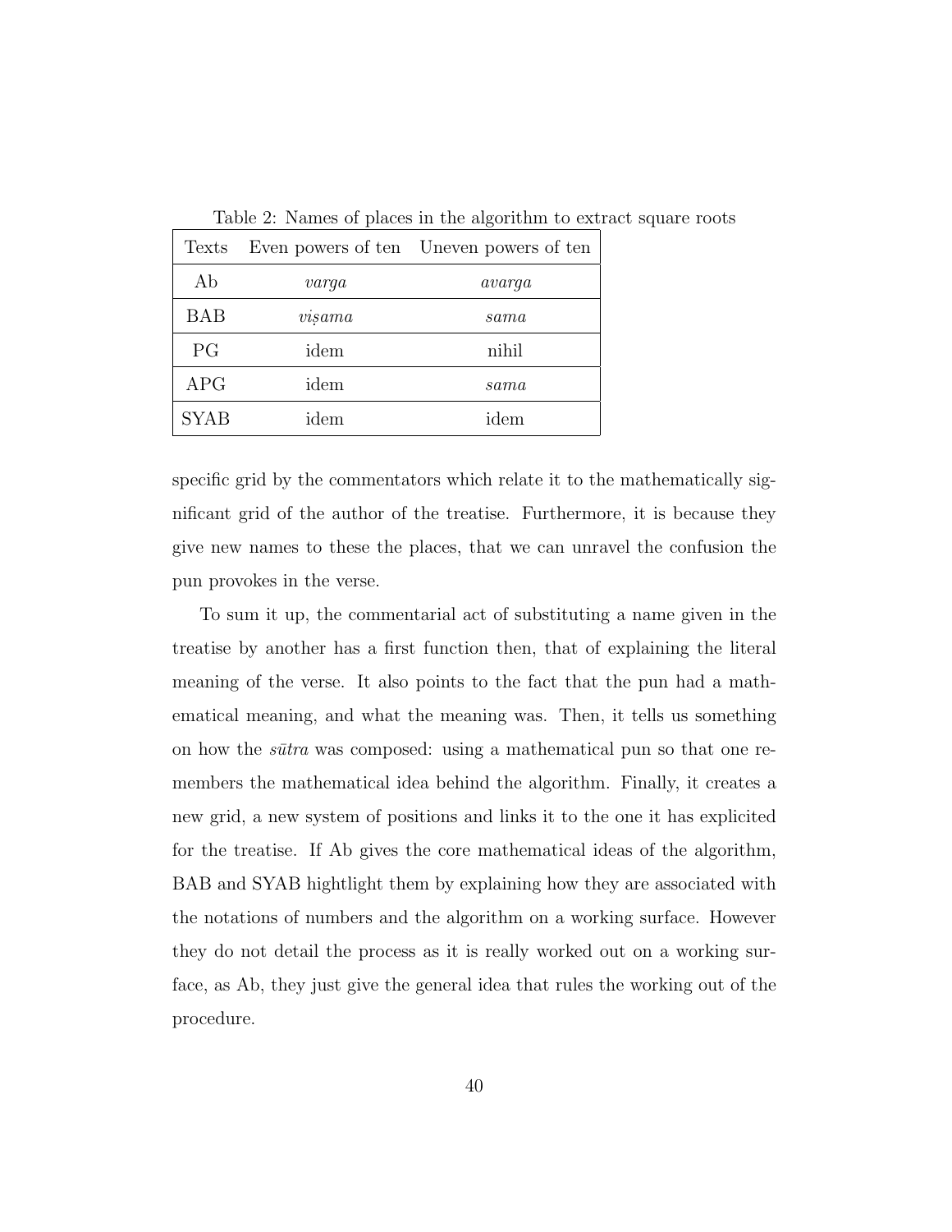Table 2: Names of places in the algorithm to extract square roots

| Texts | Even powers of ten | Uneven powers of ten |
|---|---|---|
| Ab | *varga* | *avarga* |
| BAB | *viṣama* | *sama* |
| PG | idem | nihil |
| APG | idem | *sama* |
| SYAB | idem | idem |

specific grid by the commentators which relate it to the mathematically significant grid of the author of the treatise. Furthermore, it is because they give new names to these the places, that we can unravel the confusion the pun provokes in the verse.

To sum it up, the commentarial act of substituting a name given in the treatise by another has a first function then, that of explaining the literal meaning of the verse. It also points to the fact that the pun had a mathematical meaning, and what the meaning was. Then, it tells us something on how the *sūtra* was composed: using a mathematical pun so that one remembers the mathematical idea behind the algorithm. Finally, it creates a new grid, a new system of positions and links it to the one it has explicited for the treatise. If Ab gives the core mathematical ideas of the algorithm, BAB and SYAB hightlight them by explaining how they are associated with the notations of numbers and the algorithm on a working surface. However they do not detail the process as it is really worked out on a working surface, as Ab, they just give the general idea that rules the working out of the procedure.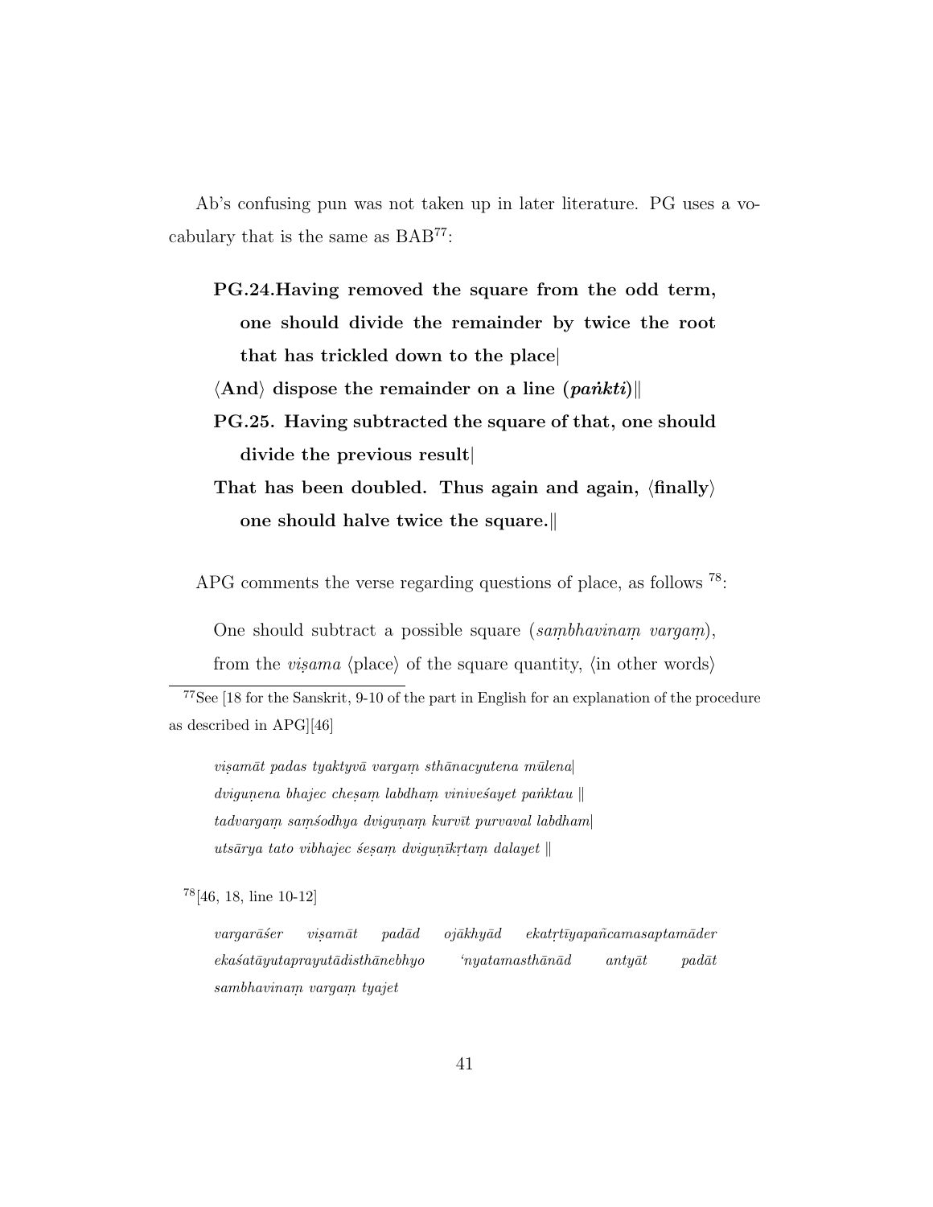Ab's confusing pun was not taken up in later literature. PG uses a vocabulary that is the same as BAB[77]:

> **PG.24.Having removed the square from the odd term, one should divide the remainder by twice the root that has trickled down to the place|**
>
> **⟨And⟩ dispose the remainder on a line (*paṅkti*)||**
>
> **PG.25. Having subtracted the square of that, one should divide the previous result|**
>
> **That has been doubled. Thus again and again, ⟨finally⟩ one should halve twice the square.||**

APG comments the verse regarding questions of place, as follows [78]:

> One should subtract a possible square (*saṃbhavinaṃ vargaṃ*), from the *viṣama* ⟨place⟩ of the square quantity, ⟨in other words⟩

---

[77] See [18 for the Sanskrit, 9-10 of the part in English for an explanation of the procedure as described in APG][46]

> *viṣamāt padas tyaktyvā vargaṃ sthānacyutena mūlena|*
> *dviguṇena bhajec cheṣaṃ labdhaṃ viniveśayet paṅktau ||*
> *tadvargaṃ saṃśodhya dviguṇaṃ kurvīt purvaval labdham|*
> *utsārya tato vibhajec śeṣaṃ dviguṇīkṛtaṃ dalayet ||*

[78] [46, 18, line 10-12]

> *vargarāśer viṣamāt padād ojākhyād ekatṛtīyapañcamasaptamāder ekaśatāyutaprayutādisthānebhyo 'nyatamasthānād antyāt padāt sambhavinaṃ vargaṃ tyajet*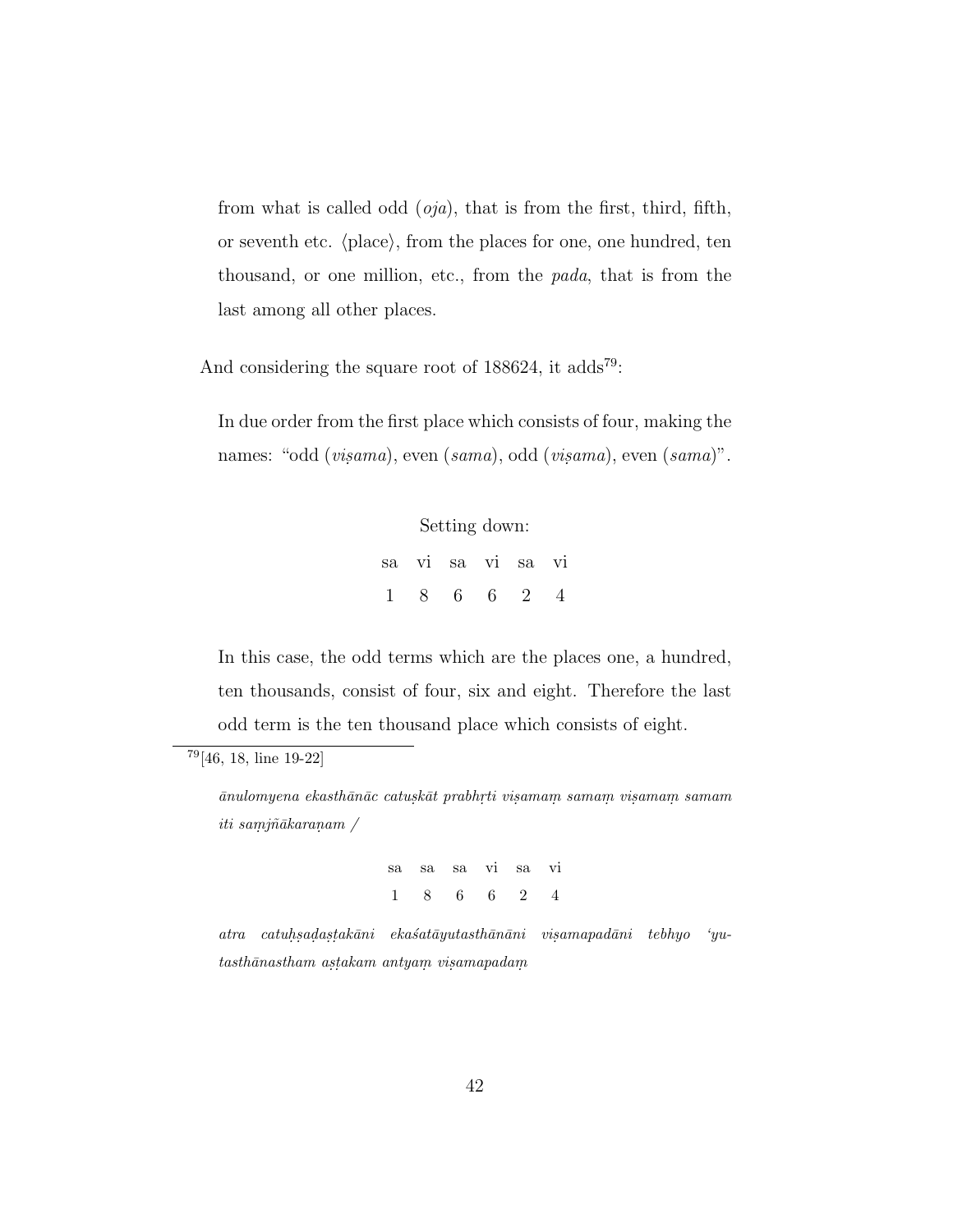from what is called odd (*oja*), that is from the first, third, fifth, or seventh etc. ⟨place⟩, from the places for one, one hundred, ten thousand, or one million, etc., from the *pada*, that is from the last among all other places.

And considering the square root of 188624, it adds[79]:

In due order from the first place which consists of four, making the names: "odd (*viṣama*), even (*sama*), odd (*viṣama*), even (*sama*)".

Setting down:

| sa | vi | sa | vi | sa | vi |
|---|---|---|---|---|---|
| 1 | 8 | 6 | 6 | 2 | 4 |

In this case, the odd terms which are the places one, a hundred, ten thousands, consist of four, six and eight. Therefore the last odd term is the ten thousand place which consists of eight.

---

[79] [46, 18, line 19-22]

*ānulomyena ekasthānāc catuṣkāt prabhṛti viṣamaṃ samaṃ viṣamaṃ samam iti saṃjñākaraṇam /*

| sa | sa | sa | vi | sa | vi |
|---|---|---|---|---|---|
| 1 | 8 | 6 | 6 | 2 | 4 |

*atra catuḥṣaḍaṣṭakāni ekaśatāyutasthānāni viṣamapadāni tebhyo 'yutasthānastham aṣṭakam antyaṃ viṣamapadaṃ*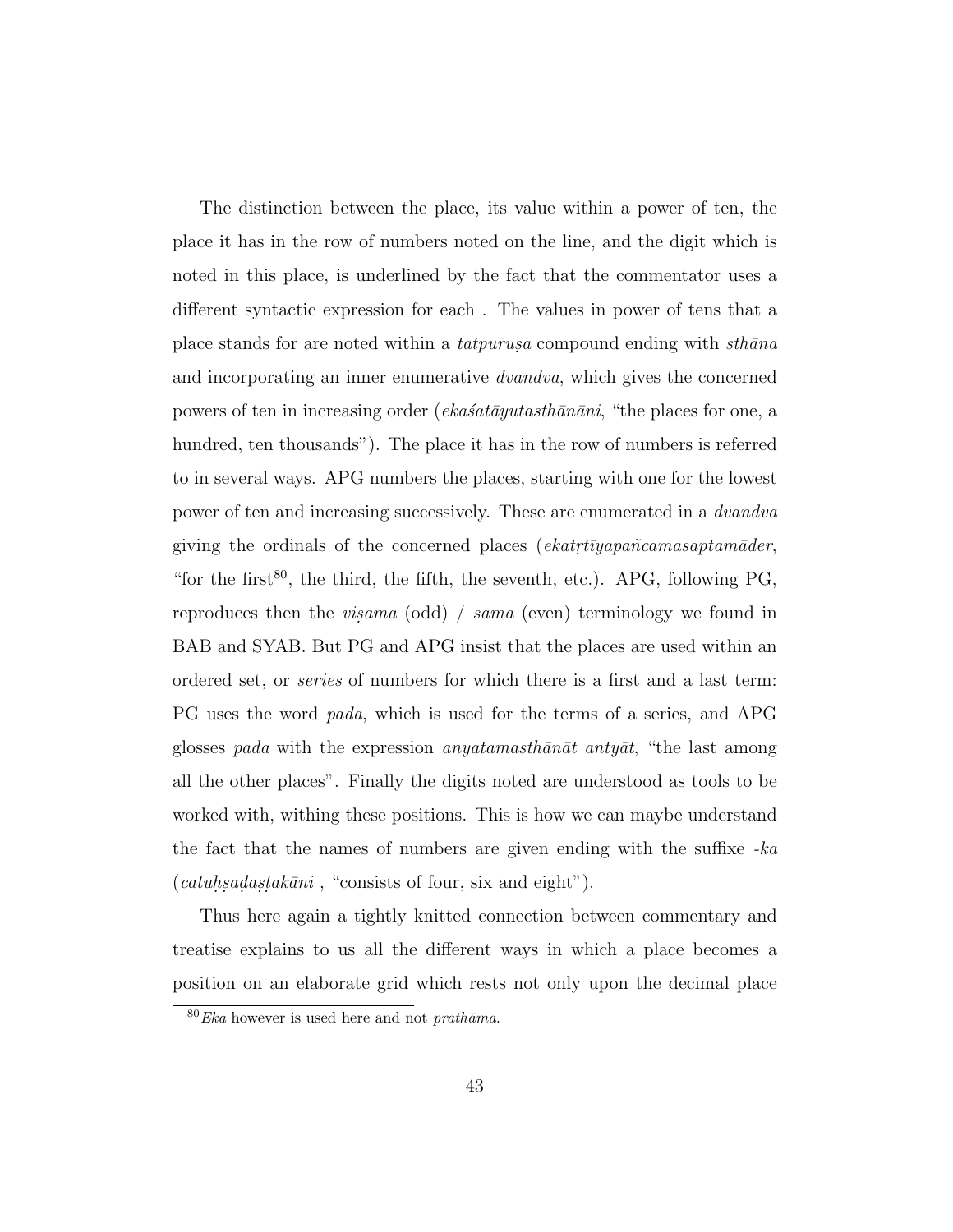The distinction between the place, its value within a power of ten, the place it has in the row of numbers noted on the line, and the digit which is noted in this place, is underlined by the fact that the commentator uses a different syntactic expression for each . The values in power of tens that a place stands for are noted within a *tatpuruṣa* compound ending with *sthāna* and incorporating an inner enumerative *dvandva*, which gives the concerned powers of ten in increasing order (*ekaśatāyutasthānāni*, "the places for one, a hundred, ten thousands"). The place it has in the row of numbers is referred to in several ways. APG numbers the places, starting with one for the lowest power of ten and increasing successively. These are enumerated in a *dvandva* giving the ordinals of the concerned places (*ekatṛtīyapañcamasaptamāder*, "for the first[80], the third, the fifth, the seventh, etc.). APG, following PG, reproduces then the *viṣama* (odd) / *sama* (even) terminology we found in BAB and SYAB. But PG and APG insist that the places are used within an ordered set, or *series* of numbers for which there is a first and a last term: PG uses the word *pada*, which is used for the terms of a series, and APG glosses *pada* with the expression *anyatamasthānāt antyāt*, "the last among all the other places". Finally the digits noted are understood as tools to be worked with, withing these positions. This is how we can maybe understand the fact that the names of numbers are given ending with the suffixe *-ka* (*catuḥṣaḍaṣṭakāni* , "consists of four, six and eight").

Thus here again a tightly knitted connection between commentary and treatise explains to us all the different ways in which a place becomes a position on an elaborate grid which rests not only upon the decimal place

[80] *Eka* however is used here and not *prathāma*.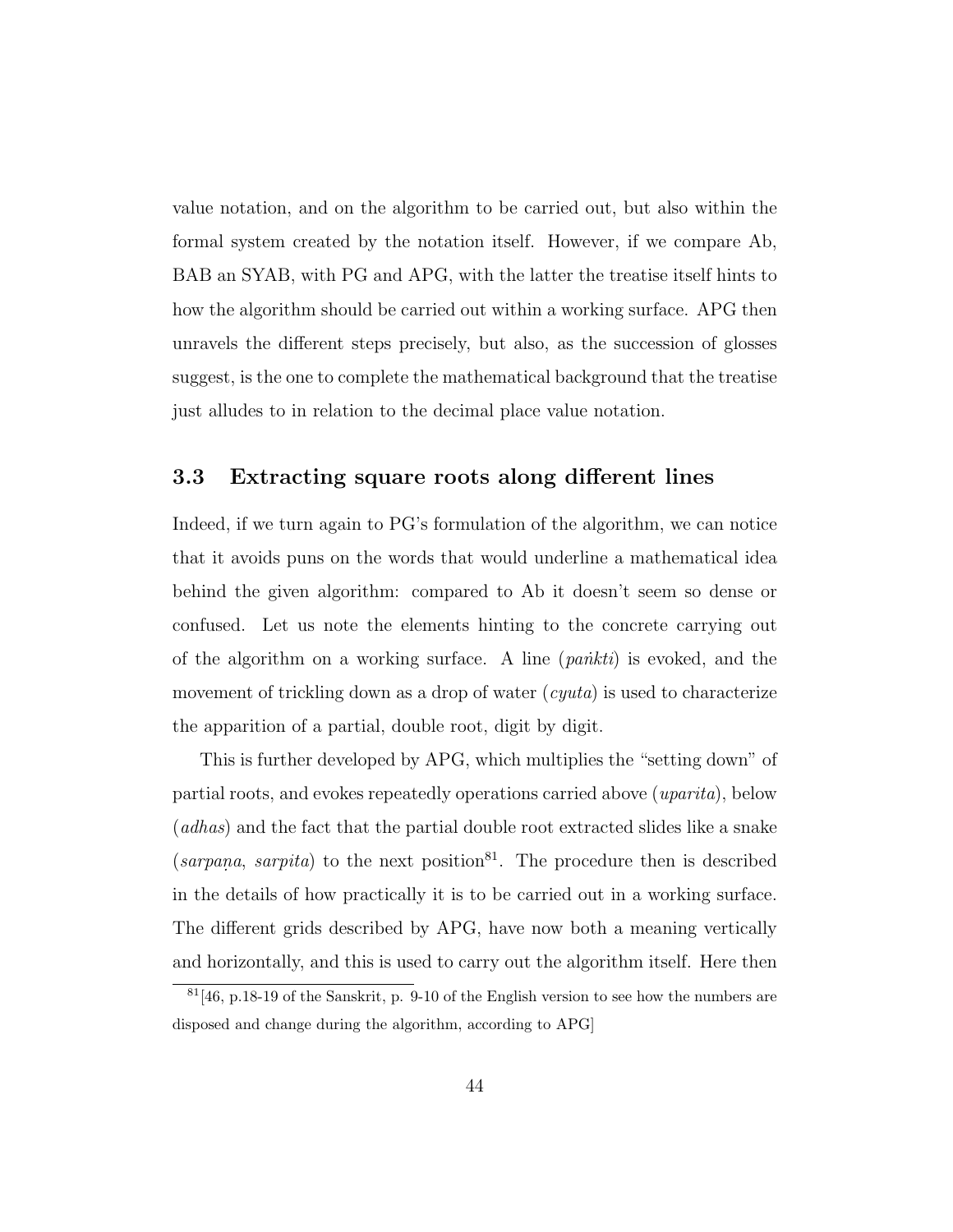value notation, and on the algorithm to be carried out, but also within the formal system created by the notation itself. However, if we compare Ab, BAB an SYAB, with PG and APG, with the latter the treatise itself hints to how the algorithm should be carried out within a working surface. APG then unravels the different steps precisely, but also, as the succession of glosses suggest, is the one to complete the mathematical background that the treatise just alludes to in relation to the decimal place value notation.

### 3.3 Extracting square roots along different lines

Indeed, if we turn again to PG's formulation of the algorithm, we can notice that it avoids puns on the words that would underline a mathematical idea behind the given algorithm: compared to Ab it doesn't seem so dense or confused. Let us note the elements hinting to the concrete carrying out of the algorithm on a working surface. A line (*paṅkti*) is evoked, and the movement of trickling down as a drop of water (*cyuta*) is used to characterize the apparition of a partial, double root, digit by digit.

This is further developed by APG, which multiplies the "setting down" of partial roots, and evokes repeatedly operations carried above (*uparita*), below (*adhas*) and the fact that the partial double root extracted slides like a snake (*sarpaṇa*, *sarpita*) to the next position[81]. The procedure then is described in the details of how practically it is to be carried out in a working surface. The different grids described by APG, have now both a meaning vertically and horizontally, and this is used to carry out the algorithm itself. Here then

[81][46, p.18-19 of the Sanskrit, p. 9-10 of the English version to see how the numbers are disposed and change during the algorithm, according to APG]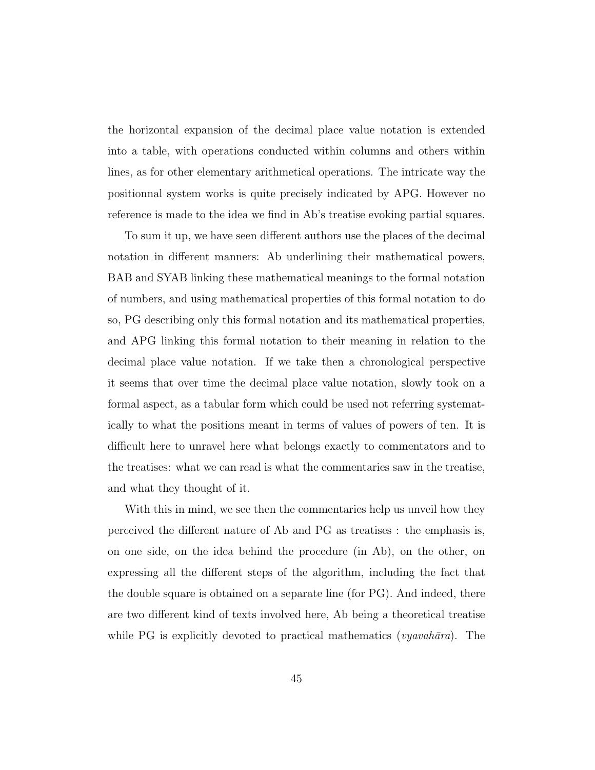the horizontal expansion of the decimal place value notation is extended into a table, with operations conducted within columns and others within lines, as for other elementary arithmetical operations. The intricate way the positionnal system works is quite precisely indicated by APG. However no reference is made to the idea we find in Ab's treatise evoking partial squares.

To sum it up, we have seen different authors use the places of the decimal notation in different manners: Ab underlining their mathematical powers, BAB and SYAB linking these mathematical meanings to the formal notation of numbers, and using mathematical properties of this formal notation to do so, PG describing only this formal notation and its mathematical properties, and APG linking this formal notation to their meaning in relation to the decimal place value notation. If we take then a chronological perspective it seems that over time the decimal place value notation, slowly took on a formal aspect, as a tabular form which could be used not referring systematically to what the positions meant in terms of values of powers of ten. It is difficult here to unravel here what belongs exactly to commentators and to the treatises: what we can read is what the commentaries saw in the treatise, and what they thought of it.

With this in mind, we see then the commentaries help us unveil how they perceived the different nature of Ab and PG as treatises : the emphasis is, on one side, on the idea behind the procedure (in Ab), on the other, on expressing all the different steps of the algorithm, including the fact that the double square is obtained on a separate line (for PG). And indeed, there are two different kind of texts involved here, Ab being a theoretical treatise while PG is explicitly devoted to practical mathematics (*vyavahāra*). The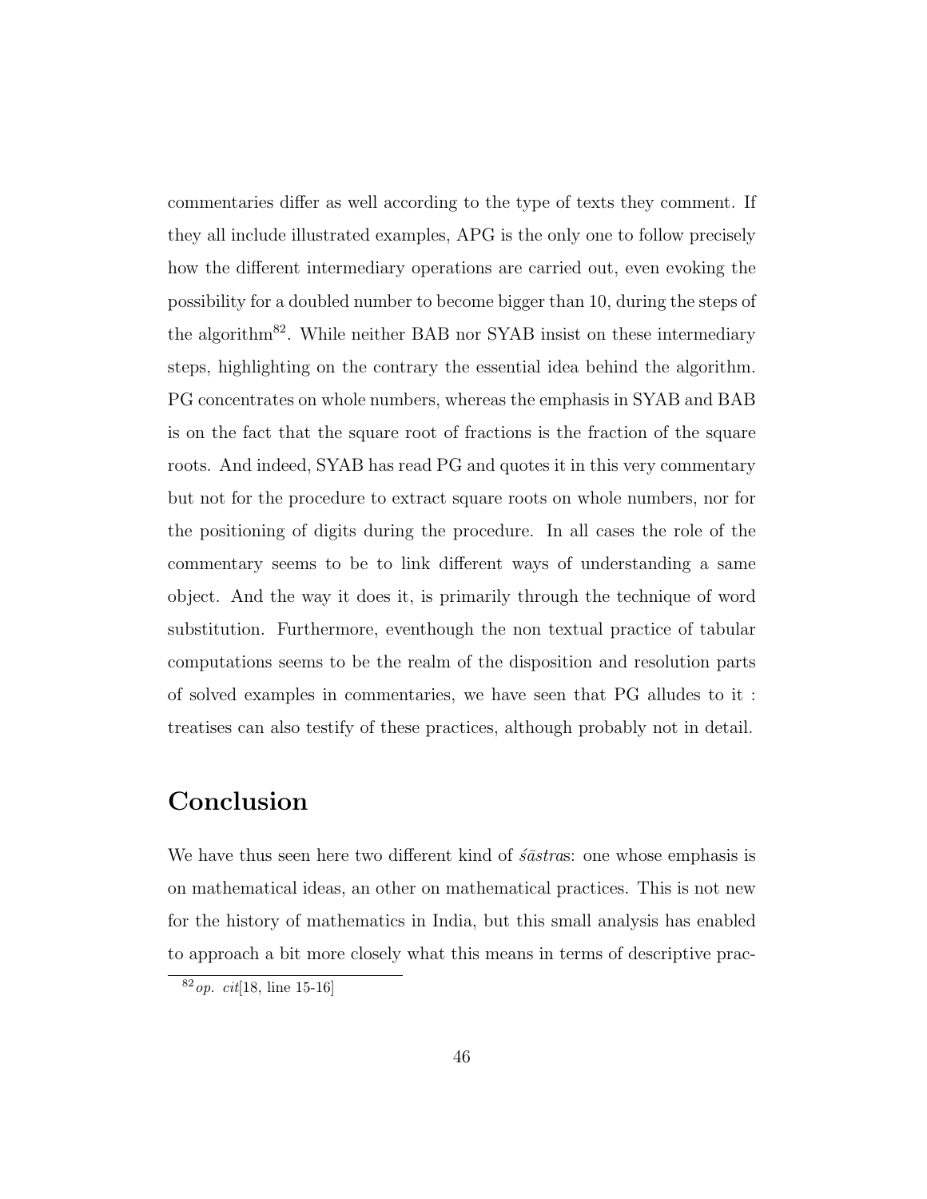commentaries differ as well according to the type of texts they comment. If they all include illustrated examples, APG is the only one to follow precisely how the different intermediary operations are carried out, even evoking the possibility for a doubled number to become bigger than 10, during the steps of the algorithm[82]. While neither BAB nor SYAB insist on these intermediary steps, highlighting on the contrary the essential idea behind the algorithm. PG concentrates on whole numbers, whereas the emphasis in SYAB and BAB is on the fact that the square root of fractions is the fraction of the square roots. And indeed, SYAB has read PG and quotes it in this very commentary but not for the procedure to extract square roots on whole numbers, nor for the positioning of digits during the procedure. In all cases the role of the commentary seems to be to link different ways of understanding a same object. And the way it does it, is primarily through the technique of word substitution. Furthermore, eventhough the non textual practice of tabular computations seems to be the realm of the disposition and resolution parts of solved examples in commentaries, we have seen that PG alludes to it : treatises can also testify of these practices, although probably not in detail.

## Conclusion

We have thus seen here two different kind of *śāstra*s: one whose emphasis is on mathematical ideas, an other on mathematical practices. This is not new for the history of mathematics in India, but this small analysis has enabled to approach a bit more closely what this means in terms of descriptive prac-

[82] *op. cit*[18, line 15-16]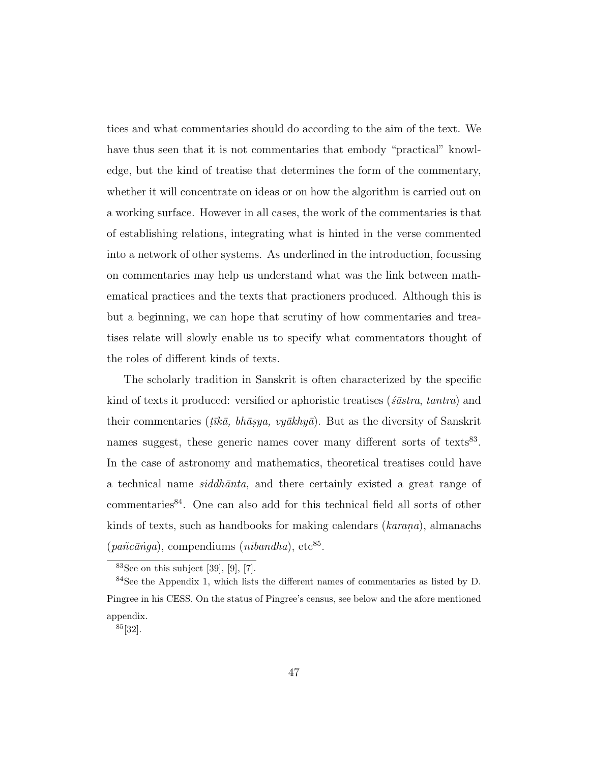tices and what commentaries should do according to the aim of the text. We have thus seen that it is not commentaries that embody "practical" knowledge, but the kind of treatise that determines the form of the commentary, whether it will concentrate on ideas or on how the algorithm is carried out on a working surface. However in all cases, the work of the commentaries is that of establishing relations, integrating what is hinted in the verse commented into a network of other systems. As underlined in the introduction, focussing on commentaries may help us understand what was the link between mathematical practices and the texts that practioners produced. Although this is but a beginning, we can hope that scrutiny of how commentaries and treatises relate will slowly enable us to specify what commentators thought of the roles of different kinds of texts.

The scholarly tradition in Sanskrit is often characterized by the specific kind of texts it produced: versified or aphoristic treatises (*śāstra*, *tantra*) and their commentaries (*ṭīkā, bhāṣya, vyākhyā*). But as the diversity of Sanskrit names suggest, these generic names cover many different sorts of texts[83]. In the case of astronomy and mathematics, theoretical treatises could have a technical name *siddhānta*, and there certainly existed a great range of commentaries[84]. One can also add for this technical field all sorts of other kinds of texts, such as handbooks for making calendars (*karaṇa*), almanachs (*pañcāṅga*), compendiums (*nibandha*), etc[85].

---

[83] See on this subject [39], [9], [7].

[84] See the Appendix 1, which lists the different names of commentaries as listed by D. Pingree in his CESS. On the status of Pingree's census, see below and the afore mentioned appendix.

[85] [32].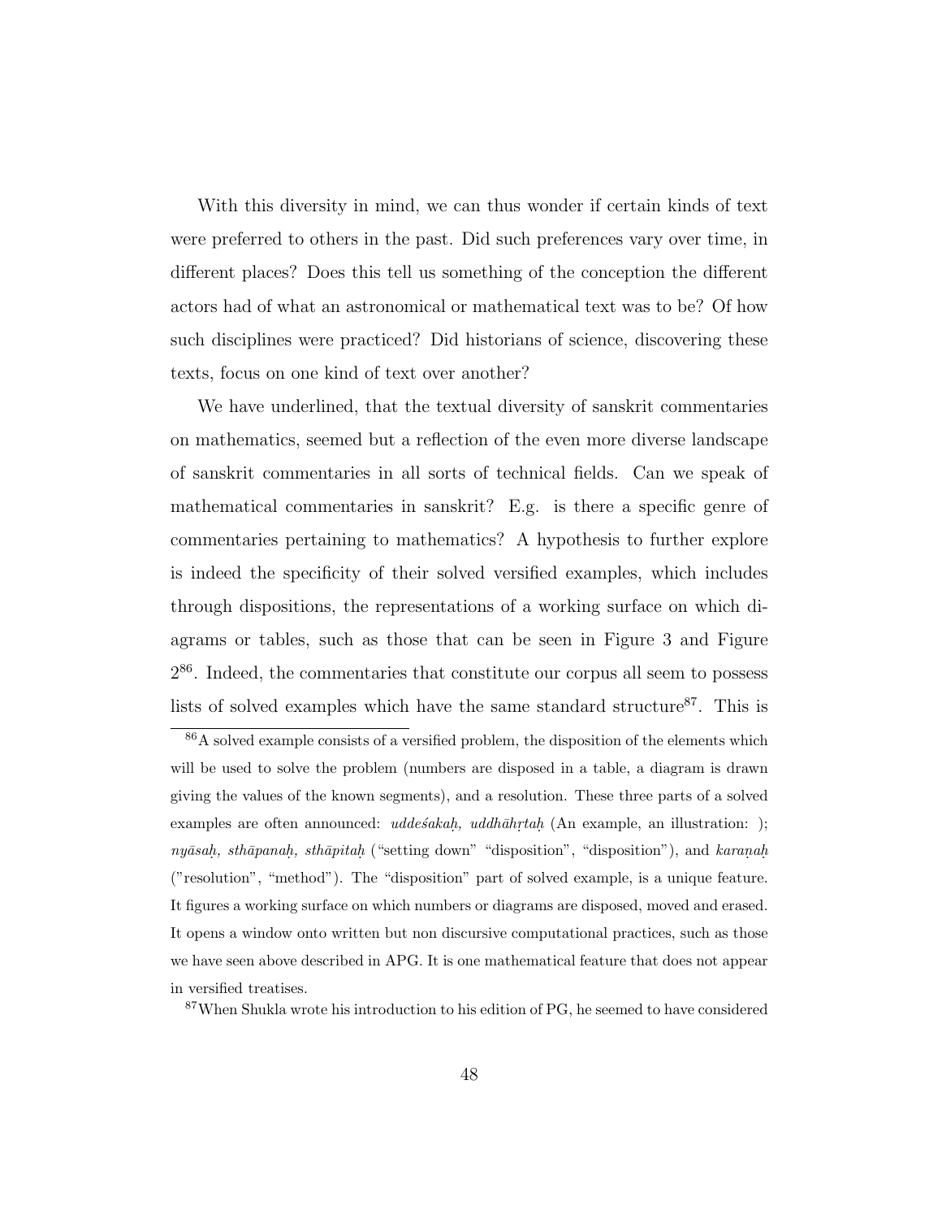With this diversity in mind, we can thus wonder if certain kinds of text were preferred to others in the past. Did such preferences vary over time, in different places? Does this tell us something of the conception the different actors had of what an astronomical or mathematical text was to be? Of how such disciplines were practiced? Did historians of science, discovering these texts, focus on one kind of text over another?

We have underlined, that the textual diversity of sanskrit commentaries on mathematics, seemed but a reflection of the even more diverse landscape of sanskrit commentaries in all sorts of technical fields. Can we speak of mathematical commentaries in sanskrit? E.g. is there a specific genre of commentaries pertaining to mathematics? A hypothesis to further explore is indeed the specificity of their solved versified examples, which includes through dispositions, the representations of a working surface on which diagrams or tables, such as those that can be seen in Figure 3 and Figure 2[86]. Indeed, the commentaries that constitute our corpus all seem to possess lists of solved examples which have the same standard structure[87]. This is

[86] A solved example consists of a versified problem, the disposition of the elements which will be used to solve the problem (numbers are disposed in a table, a diagram is drawn giving the values of the known segments), and a resolution. These three parts of a solved examples are often announced: *uddeśakaḥ, uddhāhṛtaḥ* (An example, an illustration: ); *nyāsaḥ, sthāpanaḥ, sthāpitaḥ* ("setting down" "disposition", "disposition"), and *karaṇaḥ* ("resolution", "method"). The "disposition" part of solved example, is a unique feature. It figures a working surface on which numbers or diagrams are disposed, moved and erased. It opens a window onto written but non discursive computational practices, such as those we have seen above described in APG. It is one mathematical feature that does not appear in versified treatises.

[87] When Shukla wrote his introduction to his edition of PG, he seemed to have considered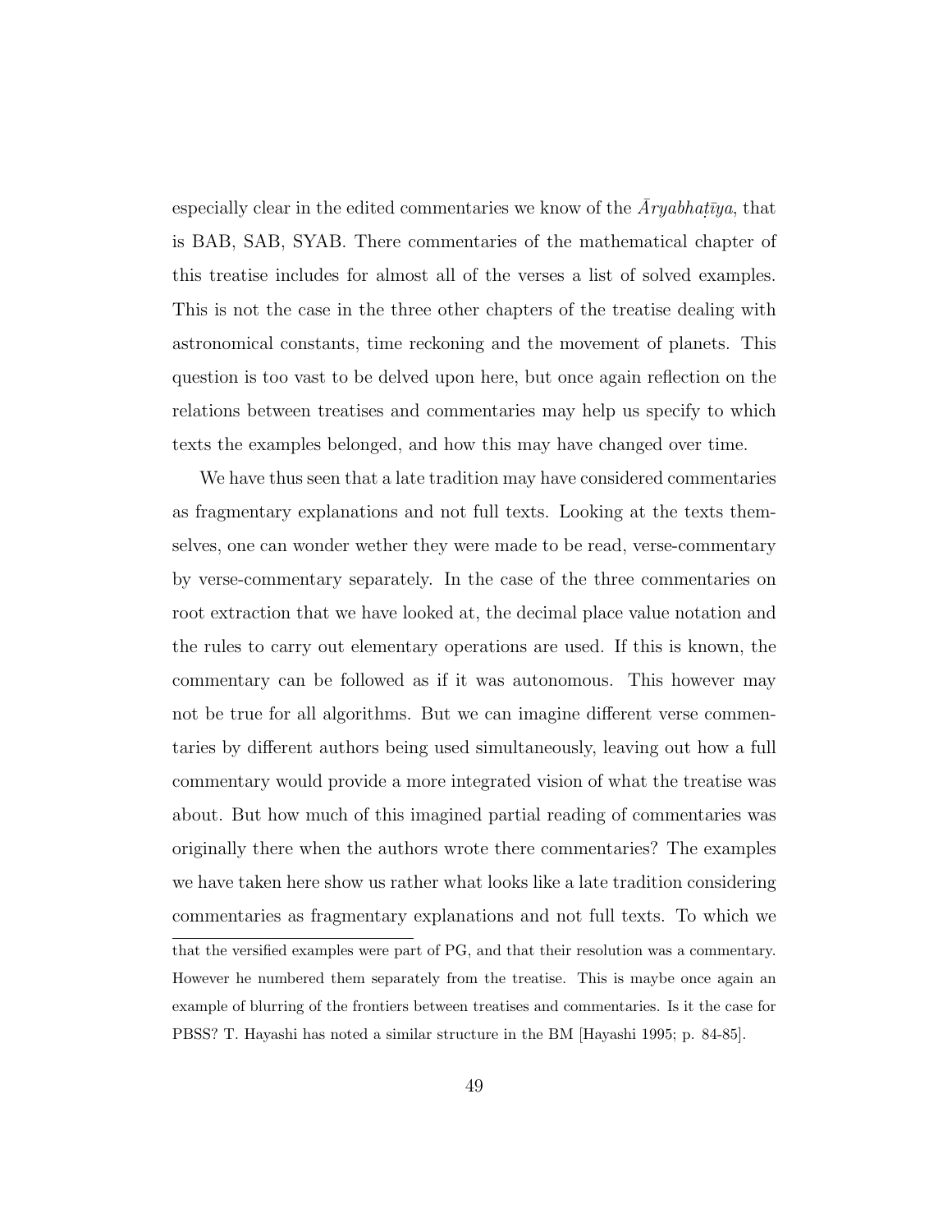especially clear in the edited commentaries we know of the *Āryabhaṭīya*, that is BAB, SAB, SYAB. There commentaries of the mathematical chapter of this treatise includes for almost all of the verses a list of solved examples. This is not the case in the three other chapters of the treatise dealing with astronomical constants, time reckoning and the movement of planets. This question is too vast to be delved upon here, but once again reflection on the relations between treatises and commentaries may help us specify to which texts the examples belonged, and how this may have changed over time.

We have thus seen that a late tradition may have considered commentaries as fragmentary explanations and not full texts. Looking at the texts themselves, one can wonder wether they were made to be read, verse-commentary by verse-commentary separately. In the case of the three commentaries on root extraction that we have looked at, the decimal place value notation and the rules to carry out elementary operations are used. If this is known, the commentary can be followed as if it was autonomous. This however may not be true for all algorithms. But we can imagine different verse commentaries by different authors being used simultaneously, leaving out how a full commentary would provide a more integrated vision of what the treatise was about. But how much of this imagined partial reading of commentaries was originally there when the authors wrote there commentaries? The examples we have taken here show us rather what looks like a late tradition considering commentaries as fragmentary explanations and not full texts. To which we

---

that the versified examples were part of PG, and that their resolution was a commentary. However he numbered them separately from the treatise. This is maybe once again an example of blurring of the frontiers between treatises and commentaries. Is it the case for PBSS? T. Hayashi has noted a similar structure in the BM [Hayashi 1995; p. 84-85].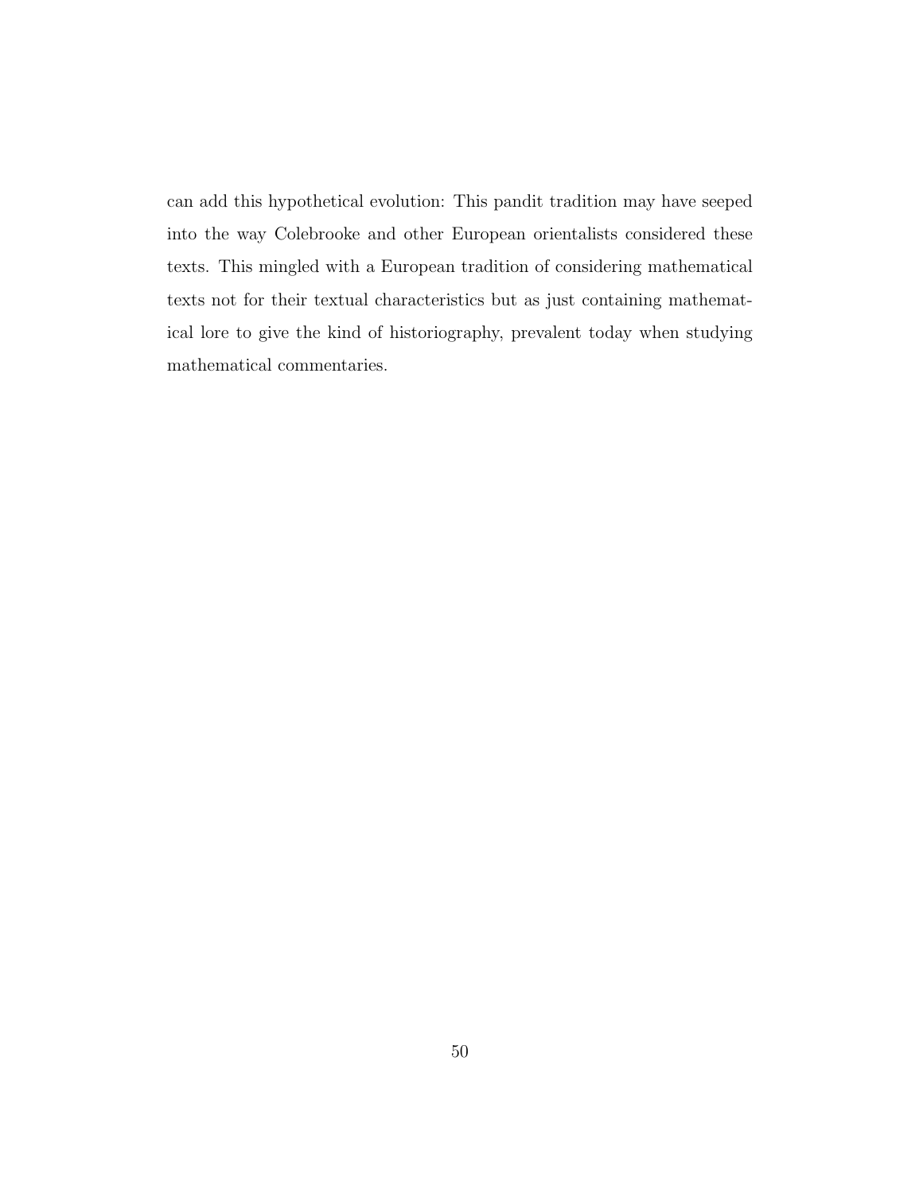can add this hypothetical evolution: This pandit tradition may have seeped into the way Colebrooke and other European orientalists considered these texts. This mingled with a European tradition of considering mathematical texts not for their textual characteristics but as just containing mathematical lore to give the kind of historiography, prevalent today when studying mathematical commentaries.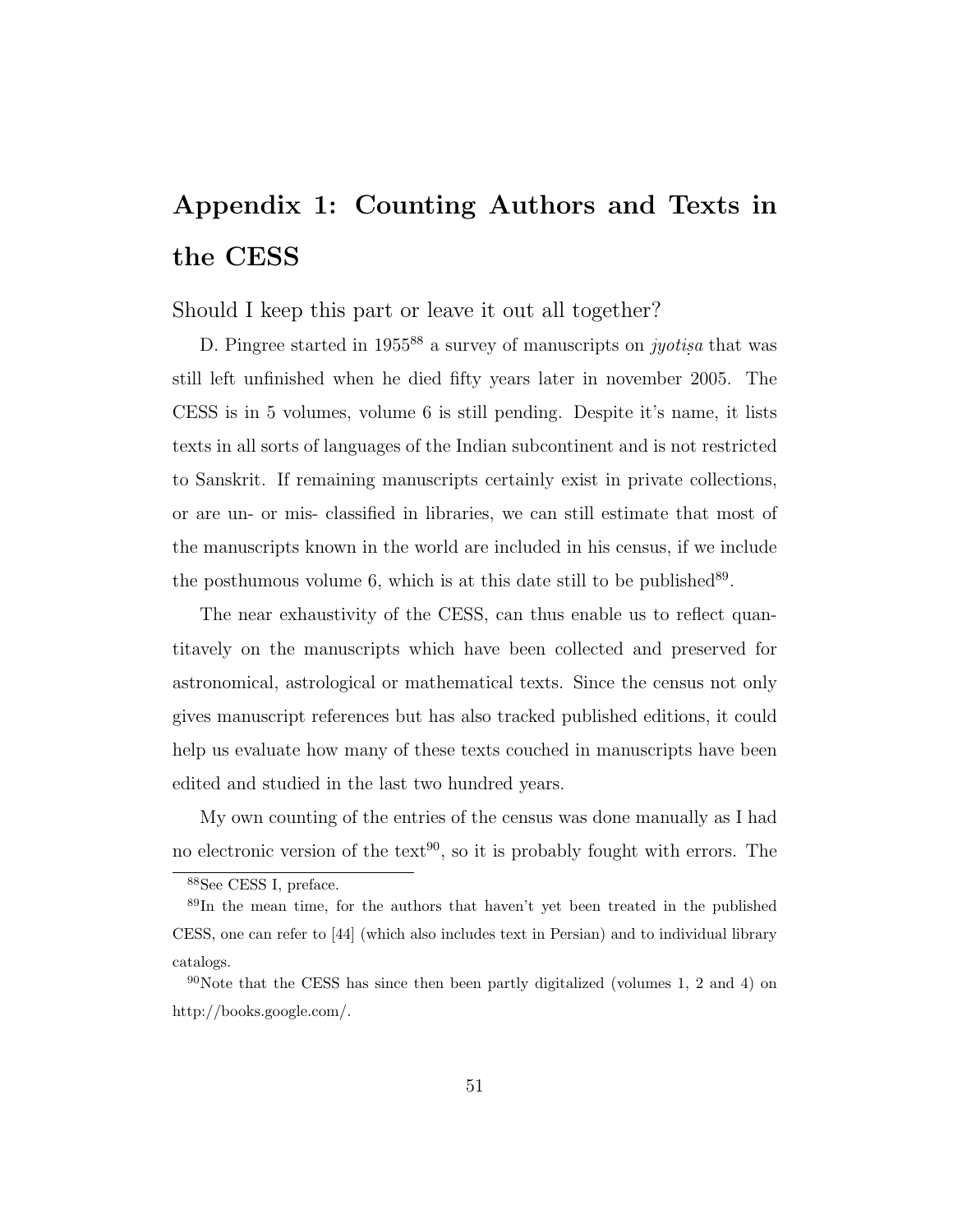# Appendix 1: Counting Authors and Texts in the CESS

Should I keep this part or leave it out all together?

D. Pingree started in 1955[88] a survey of manuscripts on *jyotiṣa* that was still left unfinished when he died fifty years later in november 2005. The CESS is in 5 volumes, volume 6 is still pending. Despite it's name, it lists texts in all sorts of languages of the Indian subcontinent and is not restricted to Sanskrit. If remaining manuscripts certainly exist in private collections, or are un- or mis- classified in libraries, we can still estimate that most of the manuscripts known in the world are included in his census, if we include the posthumous volume 6, which is at this date still to be published[89].

The near exhaustivity of the CESS, can thus enable us to reflect quantitavely on the manuscripts which have been collected and preserved for astronomical, astrological or mathematical texts. Since the census not only gives manuscript references but has also tracked published editions, it could help us evaluate how many of these texts couched in manuscripts have been edited and studied in the last two hundred years.

My own counting of the entries of the census was done manually as I had no electronic version of the text[90], so it is probably fought with errors. The

[88] See CESS I, preface.

[89] In the mean time, for the authors that haven't yet been treated in the published CESS, one can refer to [44] (which also includes text in Persian) and to individual library catalogs.

[90] Note that the CESS has since then been partly digitalized (volumes 1, 2 and 4) on http://books.google.com/.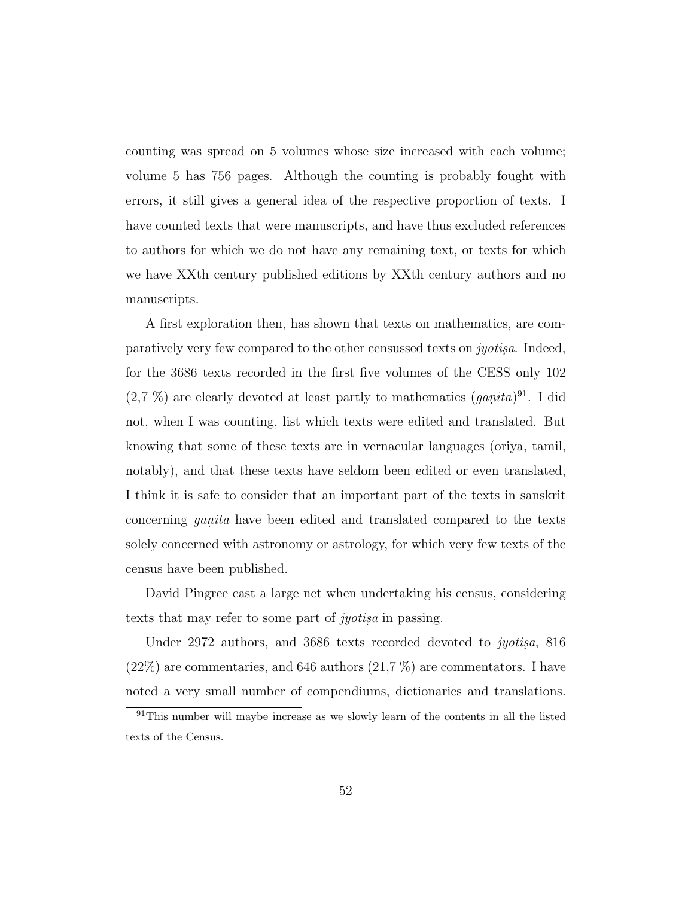counting was spread on 5 volumes whose size increased with each volume; volume 5 has 756 pages. Although the counting is probably fought with errors, it still gives a general idea of the respective proportion of texts. I have counted texts that were manuscripts, and have thus excluded references to authors for which we do not have any remaining text, or texts for which we have XXth century published editions by XXth century authors and no manuscripts.

A first exploration then, has shown that texts on mathematics, are comparatively very few compared to the other censussed texts on *jyotiṣa*. Indeed, for the 3686 texts recorded in the first five volumes of the CESS only 102 (2,7 %) are clearly devoted at least partly to mathematics (*gaṇita*)[91]. I did not, when I was counting, list which texts were edited and translated. But knowing that some of these texts are in vernacular languages (oriya, tamil, notably), and that these texts have seldom been edited or even translated, I think it is safe to consider that an important part of the texts in sanskrit concerning *gaṇita* have been edited and translated compared to the texts solely concerned with astronomy or astrology, for which very few texts of the census have been published.

David Pingree cast a large net when undertaking his census, considering texts that may refer to some part of *jyotiṣa* in passing.

Under 2972 authors, and 3686 texts recorded devoted to *jyotiṣa*, 816 (22%) are commentaries, and 646 authors (21,7 %) are commentators. I have noted a very small number of compendiums, dictionaries and translations.

[91]This number will maybe increase as we slowly learn of the contents in all the listed texts of the Census.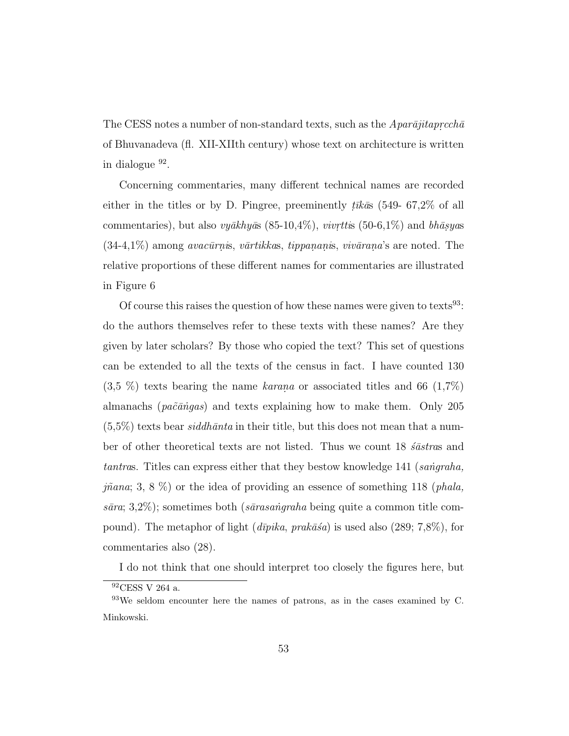The CESS notes a number of non-standard texts, such as the *Aparājitapṛcchā* of Bhuvanadeva (fl. XII-XIIth century) whose text on architecture is written in dialogue [92].

Concerning commentaries, many different technical names are recorded either in the titles or by D. Pingree, preeminently *ṭīkā*s (549- 67,2% of all commentaries), but also *vyākhyā*s (85-10,4%), *vivṛtti*s (50-6,1%) and *bhāṣya*s (34-4,1%) among *avacūrṇi*s, *vārtikka*s, *tippaṇaṇi*s, *vivāraṇa*'s are noted. The relative proportions of these different names for commentaries are illustrated in Figure 6

Of course this raises the question of how these names were given to texts[93]: do the authors themselves refer to these texts with these names? Are they given by later scholars? By those who copied the text? This set of questions can be extended to all the texts of the census in fact. I have counted 130 (3,5 %) texts bearing the name *karaṇa* or associated titles and 66 (1,7%) almanachs (*pač̃āṅgas*) and texts explaining how to make them. Only 205 (5,5%) texts bear *siddhānta* in their title, but this does not mean that a number of other theoretical texts are not listed. Thus we count 18 *śāstra*s and *tantra*s. Titles can express either that they bestow knowledge 141 (*saṅgraha, jñana*; 3, 8 %) or the idea of providing an essence of something 118 (*phala, sāra*; 3,2%); sometimes both (*sārasaṅgraha* being quite a common title compound). The metaphor of light (*dīpika*, *prakāśa*) is used also (289; 7,8%), for commentaries also (28).

I do not think that one should interpret too closely the figures here, but

[92] CESS V 264 a.

[93] We seldom encounter here the names of patrons, as in the cases examined by C. Minkowski.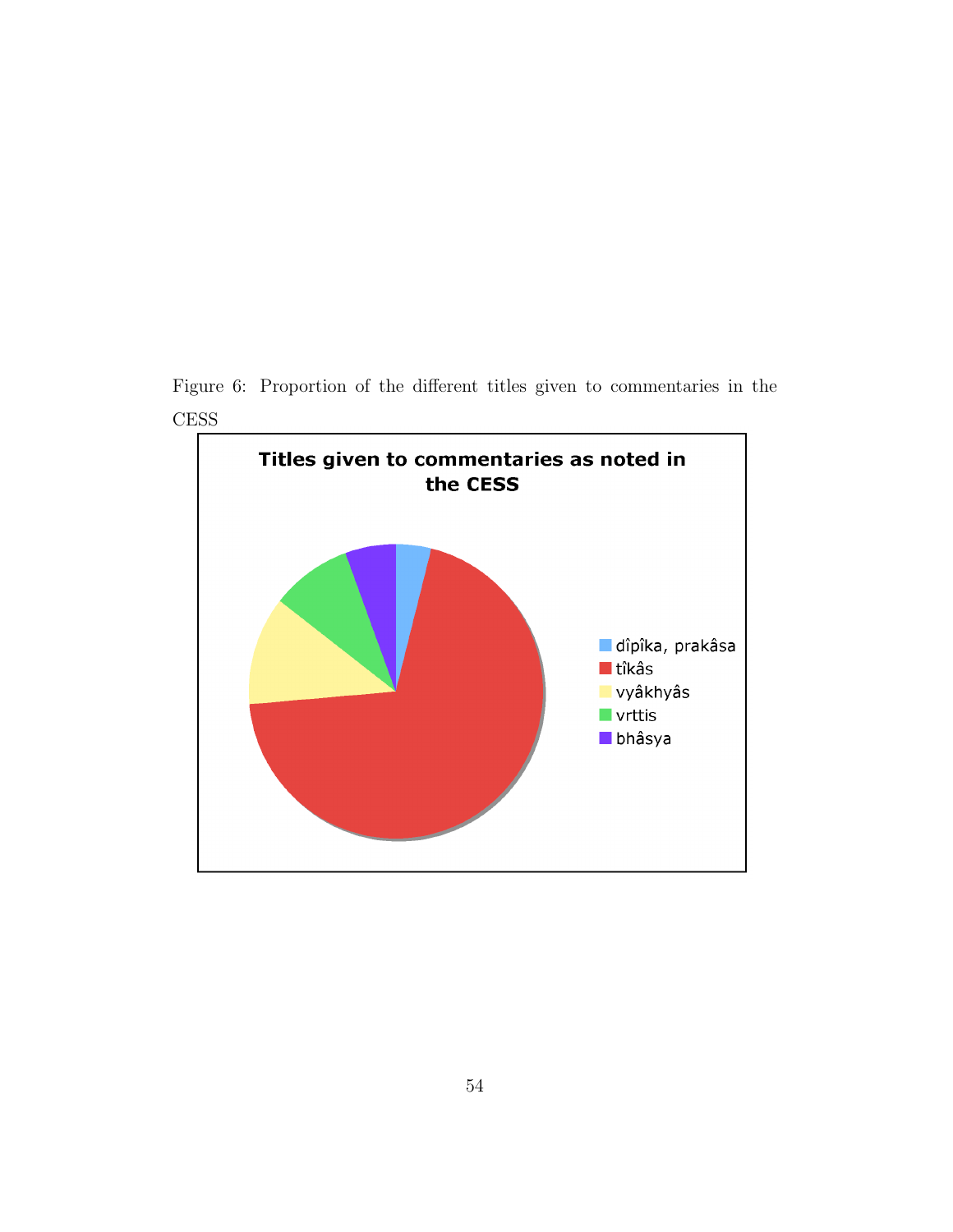Figure 6: Proportion of the different titles given to commentaries in the CESS

**Titles given to commentaries as noted in the CESS**

- dîpîka, prakâsa
- tîkâs
- vyâkhyâs
- vrttis
- bhâsya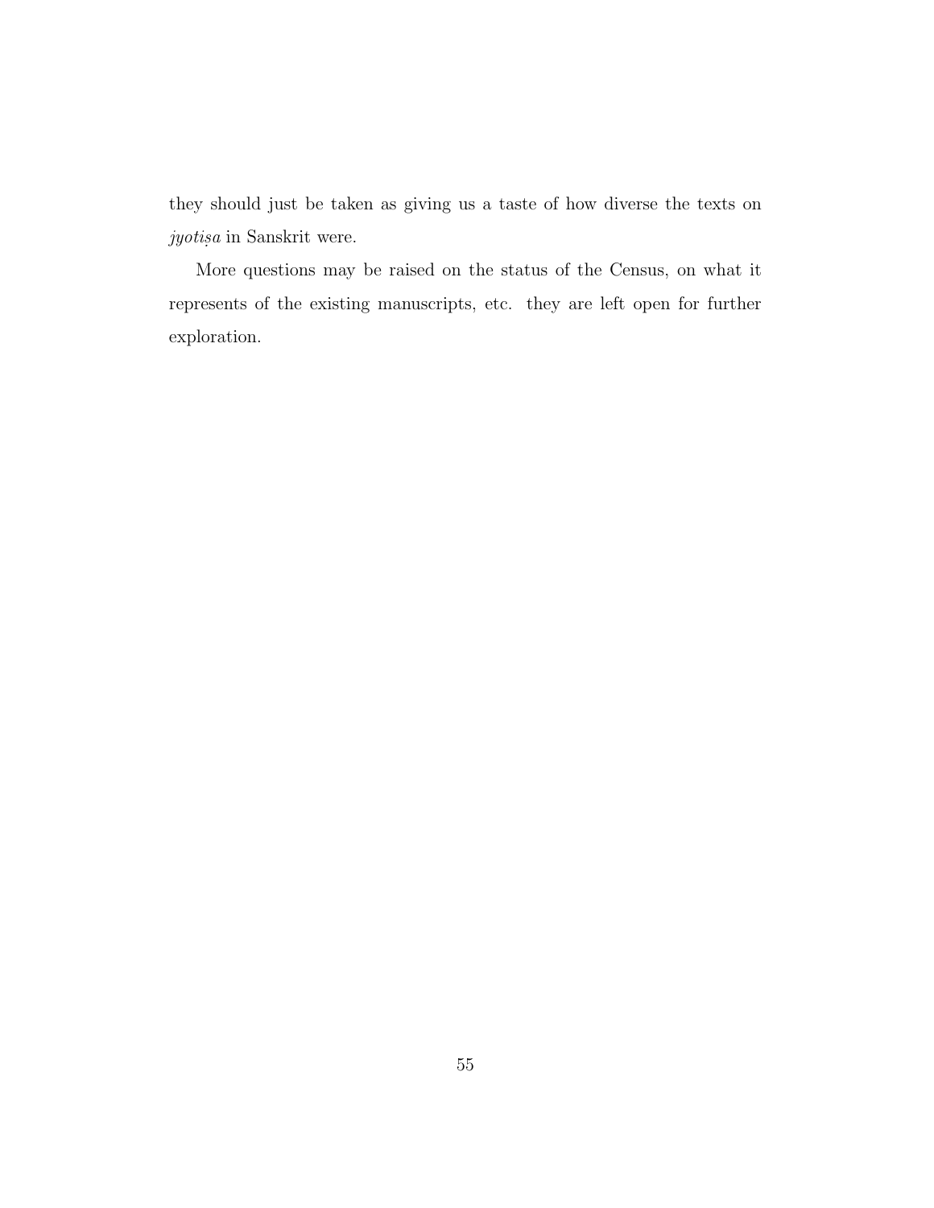they should just be taken as giving us a taste of how diverse the texts on *jyotiṣa* in Sanskrit were.

More questions may be raised on the status of the Census, on what it represents of the existing manuscripts, etc. they are left open for further exploration.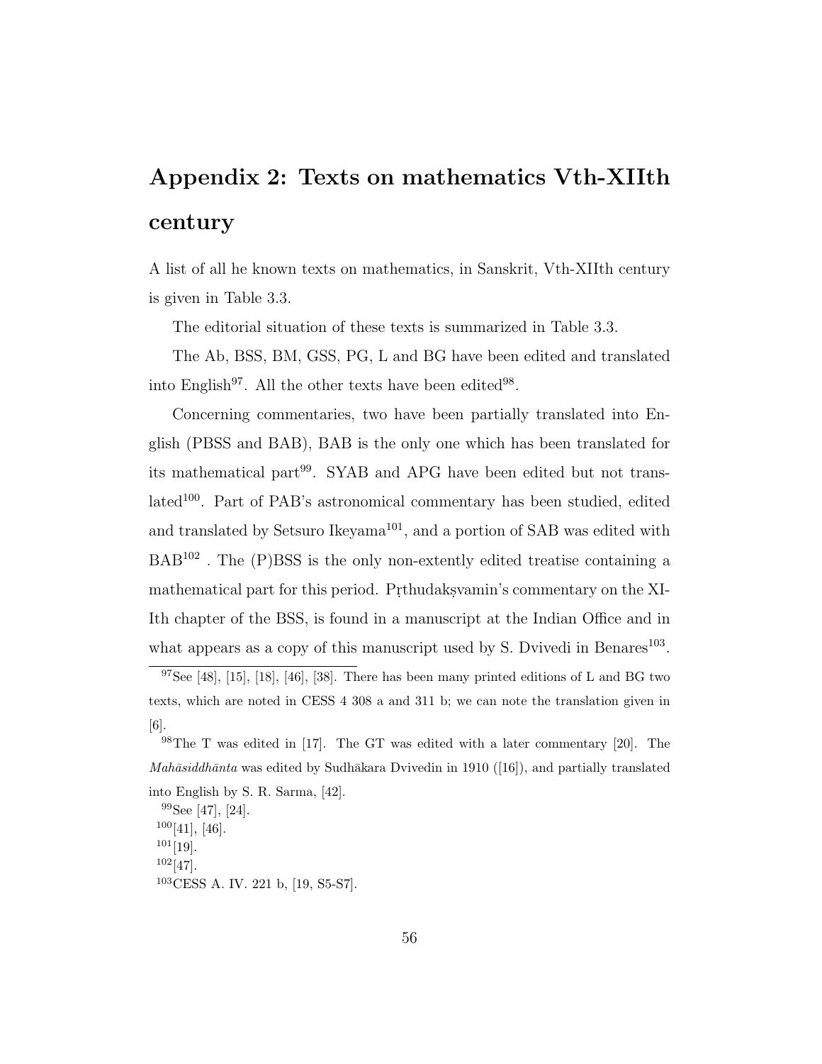# Appendix 2: Texts on mathematics Vth-XIIth century

A list of all he known texts on mathematics, in Sanskrit, Vth-XIIth century is given in Table 3.3.

The editorial situation of these texts is summarized in Table 3.3.

The Ab, BSS, BM, GSS, PG, L and BG have been edited and translated into English[97]. All the other texts have been edited[98].

Concerning commentaries, two have been partially translated into English (PBSS and BAB), BAB is the only one which has been translated for its mathematical part[99]. SYAB and APG have been edited but not translated[100]. Part of PAB's astronomical commentary has been studied, edited and translated by Setsuro Ikeyama[101], and a portion of SAB was edited with BAB[102] . The (P)BSS is the only non-extently edited treatise containing a mathematical part for this period. Pṛthudakṣvamin's commentary on the XI-Ith chapter of the BSS, is found in a manuscript at the Indian Office and in what appears as a copy of this manuscript used by S. Dvivedi in Benares[103].

---

[97]See [48], [15], [18], [46], [38]. There has been many printed editions of L and BG two texts, which are noted in CESS 4 308 a and 311 b; we can note the translation given in [6].

[98]The T was edited in [17]. The GT was edited with a later commentary [20]. The *Mahāsiddhānta* was edited by Sudhākara Dvivedin in 1910 ([16]), and partially translated into English by S. R. Sarma, [42].

[99]See [47], [24].

[100][41], [46].

[101][19].

[102][47].

[103]CESS A. IV. 221 b, [19, S5-S7].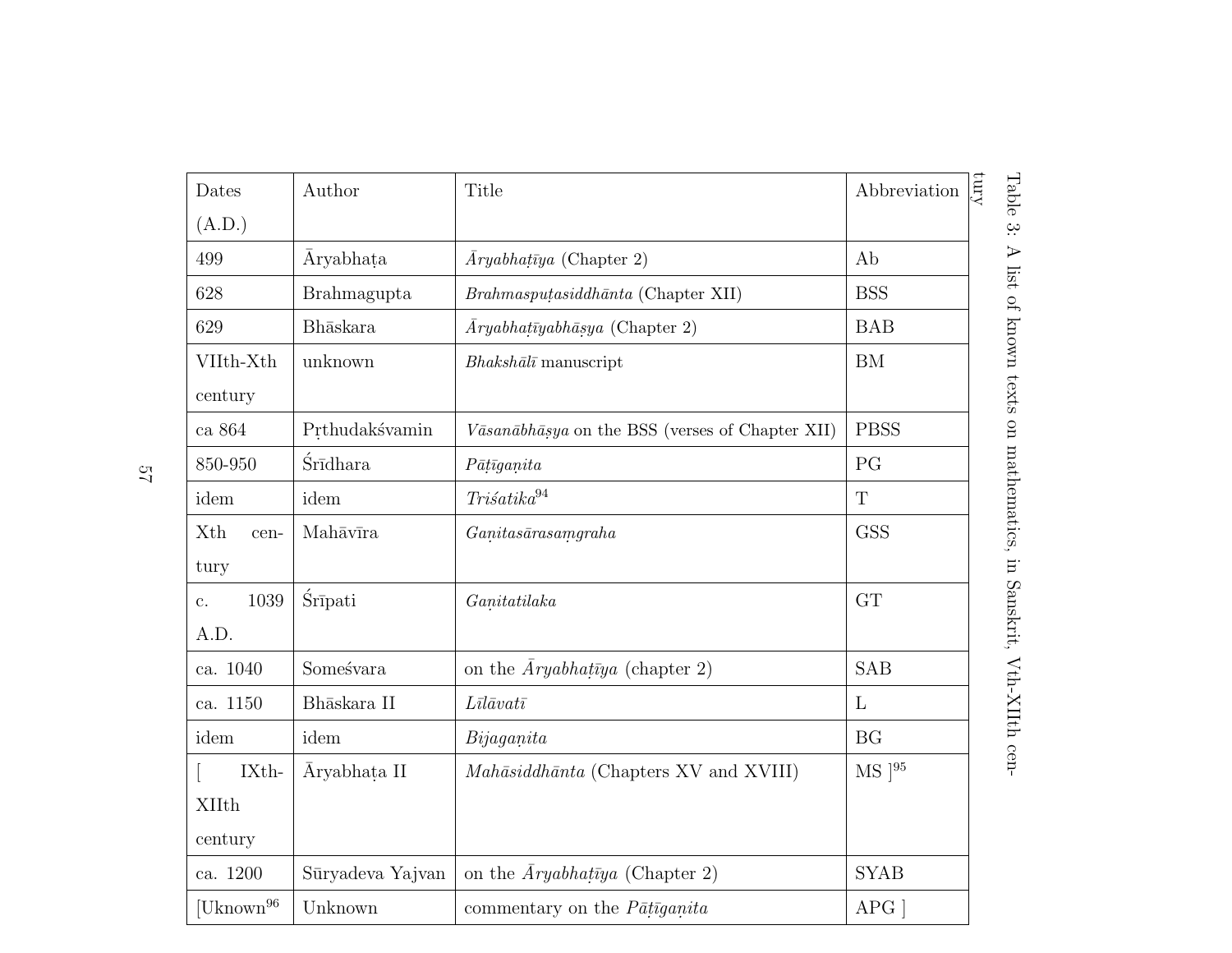Table 3: A list of known texts on mathematics, in Sanskrit, Vth-XIIth century

| Dates (A.D.) | Author | Title | Abbreviation |
|---|---|---|---|
| 499 | Āryabhaṭa | *Āryabhaṭīya* (Chapter 2) | Ab |
| 628 | Brahmagupta | *Brahmasphuṭasiddhānta* (Chapter XII) | BSS |
| 629 | Bhāskara | *Āryabhaṭīyabhāṣya* (Chapter 2) | BAB |
| VIIth-Xth century | unknown | *Bhakshālī* manuscript | BM |
| ca 864 | Pṛthudakśvamin | *Vāsanābhāṣya* on the BSS (verses of Chapter XII) | PBSS |
| 850-950 | Śrīdhara | *Pāṭīgaṇita* | PG |
| idem | idem | *Triśatika*[94] | T |
| Xth century | Mahāvīra | *Gaṇitasārasaṃgraha* | GSS |
| c. 1039 A.D. | Śrīpati | *Gaṇitatilaka* | GT |
| ca. 1040 | Someśvara | on the *Āryabhaṭīya* (chapter 2) | SAB |
| ca. 1150 | Bhāskara II | *Līlāvatī* | L |
| idem | idem | *Bijagaṇita* | BG |
| [ IXth-XIIth century | Āryabhaṭa II | *Mahāsiddhānta* (Chapters XV and XVIII) | MS ][95] |
| ca. 1200 | Sūryadeva Yajvan | on the *Āryabhaṭīya* (Chapter 2) | SYAB |
| [Uknown[96] | Unknown | commentary on the *Pāṭīgaṇita* | APG ] |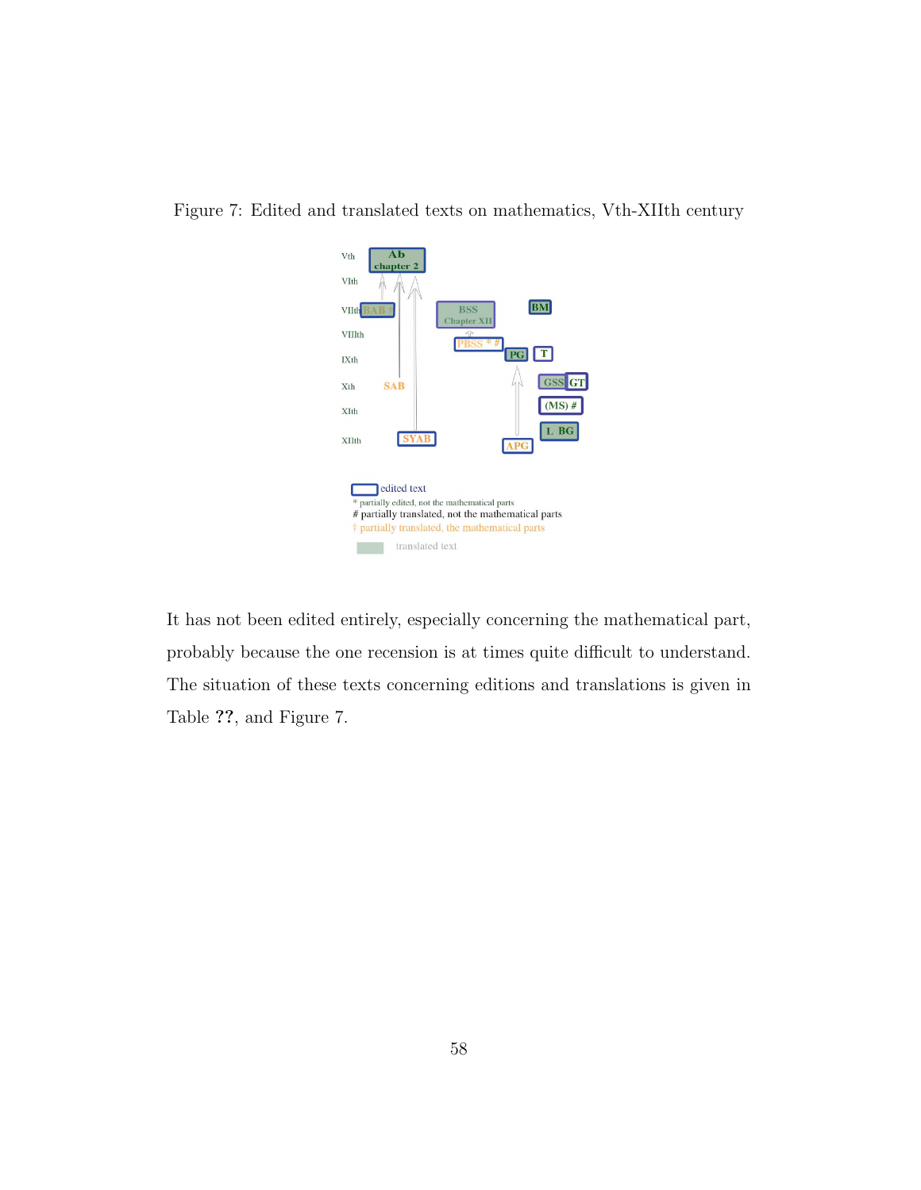Figure 7: Edited and translated texts on mathematics, Vth-XIIth century

It has not been edited entirely, especially concerning the mathematical part, probably because the one recension is at times quite difficult to understand. The situation of these texts concerning editions and translations is given in Table **??**, and Figure 7.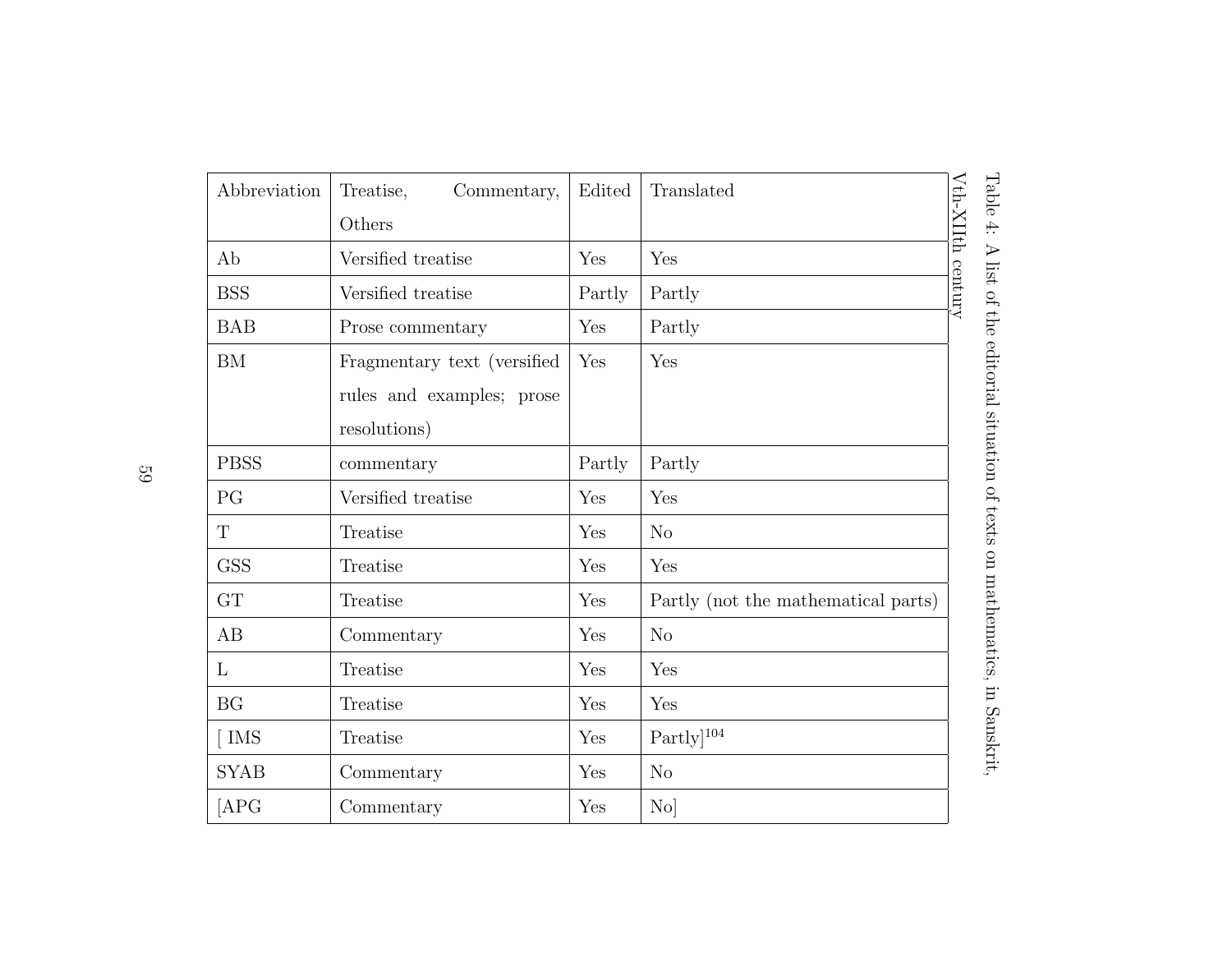Table 4: A list of the editorial situation of texts on mathematics, in Sanskrit, Vth-XIIth century

| Abbreviation | Treatise, Commentary, Others | Edited | Translated |
|---|---|---|---|
| Ab | Versified treatise | Yes | Yes |
| BSS | Versified treatise | Partly | Partly |
| BAB | Prose commentary | Yes | Partly |
| BM | Fragmentary text (versified rules and examples; prose resolutions) | Yes | Yes |
| PBSS | commentary | Partly | Partly |
| PG | Versified treatise | Yes | Yes |
| T | Treatise | Yes | No |
| GSS | Treatise | Yes | Yes |
| GT | Treatise | Yes | Partly (not the mathematical parts) |
| AB | Commentary | Yes | No |
| L | Treatise | Yes | Yes |
| BG | Treatise | Yes | Yes |
| [ IMS | Treatise | Yes | Partly][104] |
| SYAB | Commentary | Yes | No |
| [APG | Commentary | Yes | No] |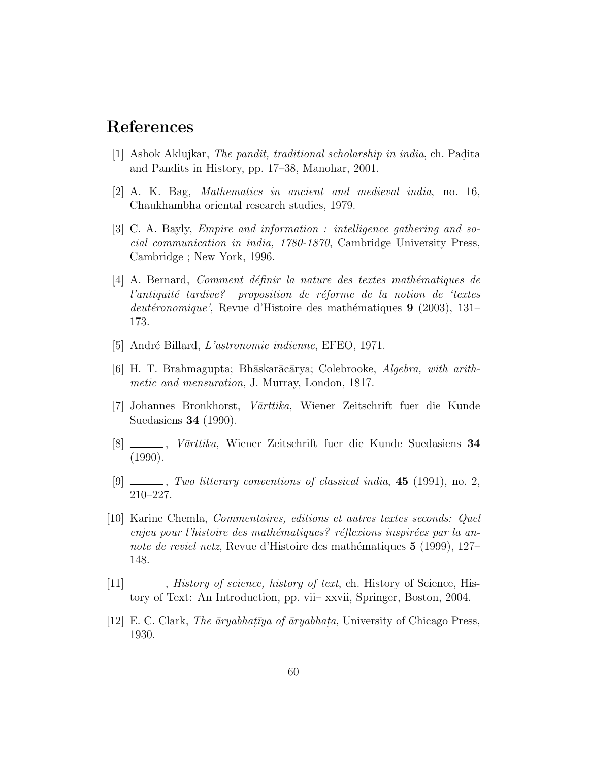# References

[1] Ashok Aklujkar, *The pandit, traditional scholarship in india*, ch. Paḍita and Pandits in History, pp. 17–38, Manohar, 2001.

[2] A. K. Bag, *Mathematics in ancient and medieval india*, no. 16, Chaukhambha oriental research studies, 1979.

[3] C. A. Bayly, *Empire and information : intelligence gathering and social communication in india, 1780-1870*, Cambridge University Press, Cambridge ; New York, 1996.

[4] A. Bernard, *Comment définir la nature des textes mathématiques de l'antiquité tardive? proposition de réforme de la notion de 'textes deutéronomique'*, Revue d'Histoire des mathématiques **9** (2003), 131–173.

[5] André Billard, *L'astronomie indienne*, EFEO, 1971.

[6] H. T. Brahmagupta; Bhāskarācārya; Colebrooke, *Algebra, with arithmetic and mensuration*, J. Murray, London, 1817.

[7] Johannes Bronkhorst, *Vārttika*, Wiener Zeitschrift fuer die Kunde Suedasiens **34** (1990).

[8] ______, *Vārttika*, Wiener Zeitschrift fuer die Kunde Suedasiens **34** (1990).

[9] ______, *Two litterary conventions of classical india*, **45** (1991), no. 2, 210–227.

[10] Karine Chemla, *Commentaires, editions et autres textes seconds: Quel enjeu pour l'histoire des mathématiques? réflexions inspirées par la annote de reviel netz*, Revue d'Histoire des mathématiques **5** (1999), 127–148.

[11] ______, *History of science, history of text*, ch. History of Science, History of Text: An Introduction, pp. vii– xxvii, Springer, Boston, 2004.

[12] E. C. Clark, *The āryabhaṭīya of āryabhaṭa*, University of Chicago Press, 1930.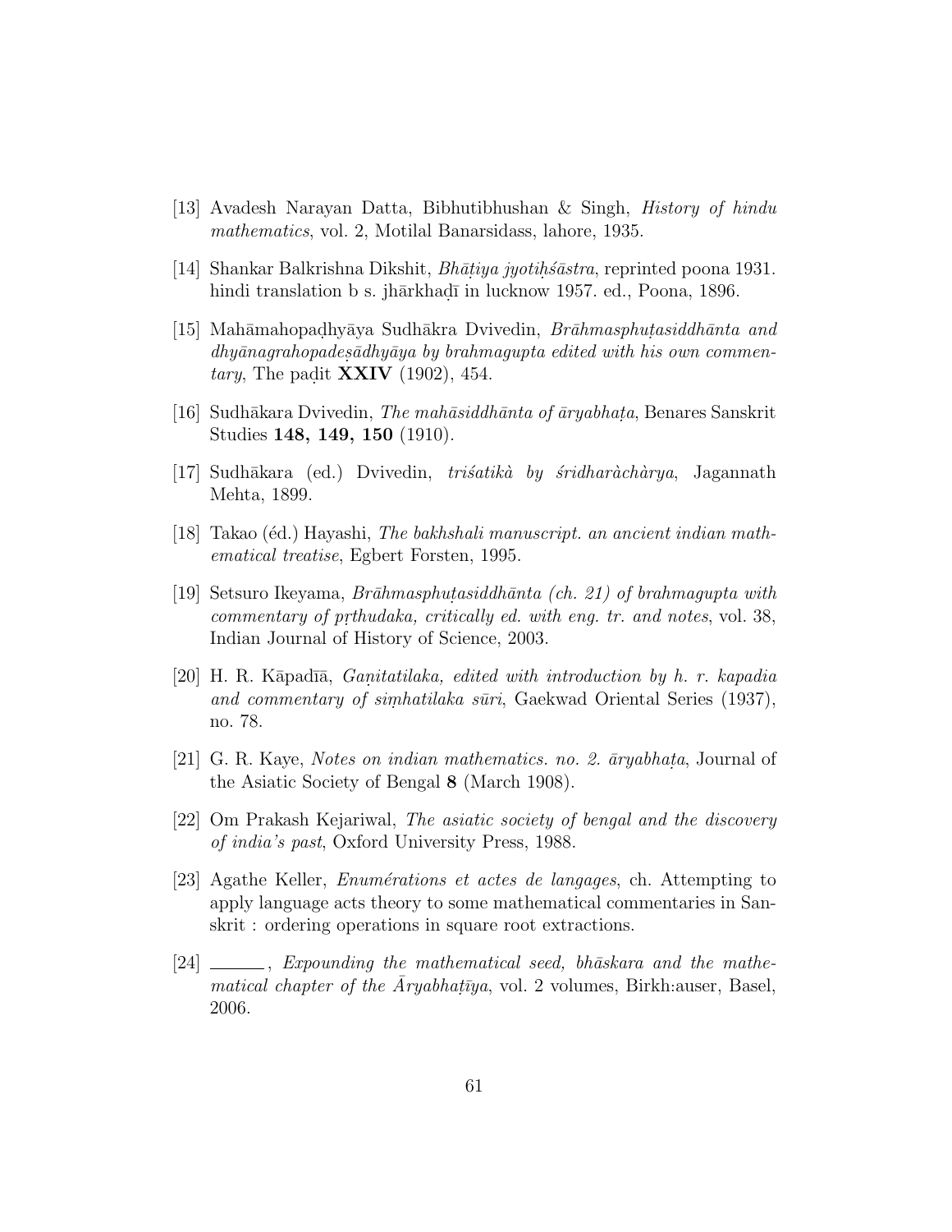[13] Avadesh Narayan Datta, Bibhutibhushan & Singh, *History of hindu mathematics*, vol. 2, Motilal Banarsidass, lahore, 1935.

[14] Shankar Balkrishna Dikshit, *Bhāṭiya jyotiḥśāstra*, reprinted poona 1931. hindi translation b s. jhārkhaḍī in lucknow 1957. ed., Poona, 1896.

[15] Mahāmahopaḍhyāya Sudhākra Dvivedin, *Brāhmasphuṭasiddhānta and dhyānagrahopadeṣādhyāya by brahmagupta edited with his own commentary*, The paḍit **XXIV** (1902), 454.

[16] Sudhākara Dvivedin, *The mahāsiddhānta of āryabhaṭa*, Benares Sanskrit Studies **148, 149, 150** (1910).

[17] Sudhākara (ed.) Dvivedin, *triśatikà by śridharàcàrya*, Jagannath Mehta, 1899.

[18] Takao (éd.) Hayashi, *The bakhshali manuscript. an ancient indian mathematical treatise*, Egbert Forsten, 1995.

[19] Setsuro Ikeyama, *Brāhmasphuṭasiddhānta (ch. 21) of brahmagupta with commentary of pṛthudaka, critically ed. with eng. tr. and notes*, vol. 38, Indian Journal of History of Science, 2003.

[20] H. R. Kāpadīā, *Gaṇitatilaka, edited with introduction by h. r. kapadia and commentary of siṃhatilaka sūri*, Gaekwad Oriental Series (1937), no. 78.

[21] G. R. Kaye, *Notes on indian mathematics. no. 2. āryabhaṭa*, Journal of the Asiatic Society of Bengal **8** (March 1908).

[22] Om Prakash Kejariwal, *The asiatic society of bengal and the discovery of india's past*, Oxford University Press, 1988.

[23] Agathe Keller, *Enumérations et actes de langages*, ch. Attempting to apply language acts theory to some mathematical commentaries in Sanskrit : ordering operations in square root extractions.

[24] ______, *Expounding the mathematical seed, bhāskara and the mathematical chapter of the Āryabhaṭīya*, vol. 2 volumes, Birkh:auser, Basel, 2006.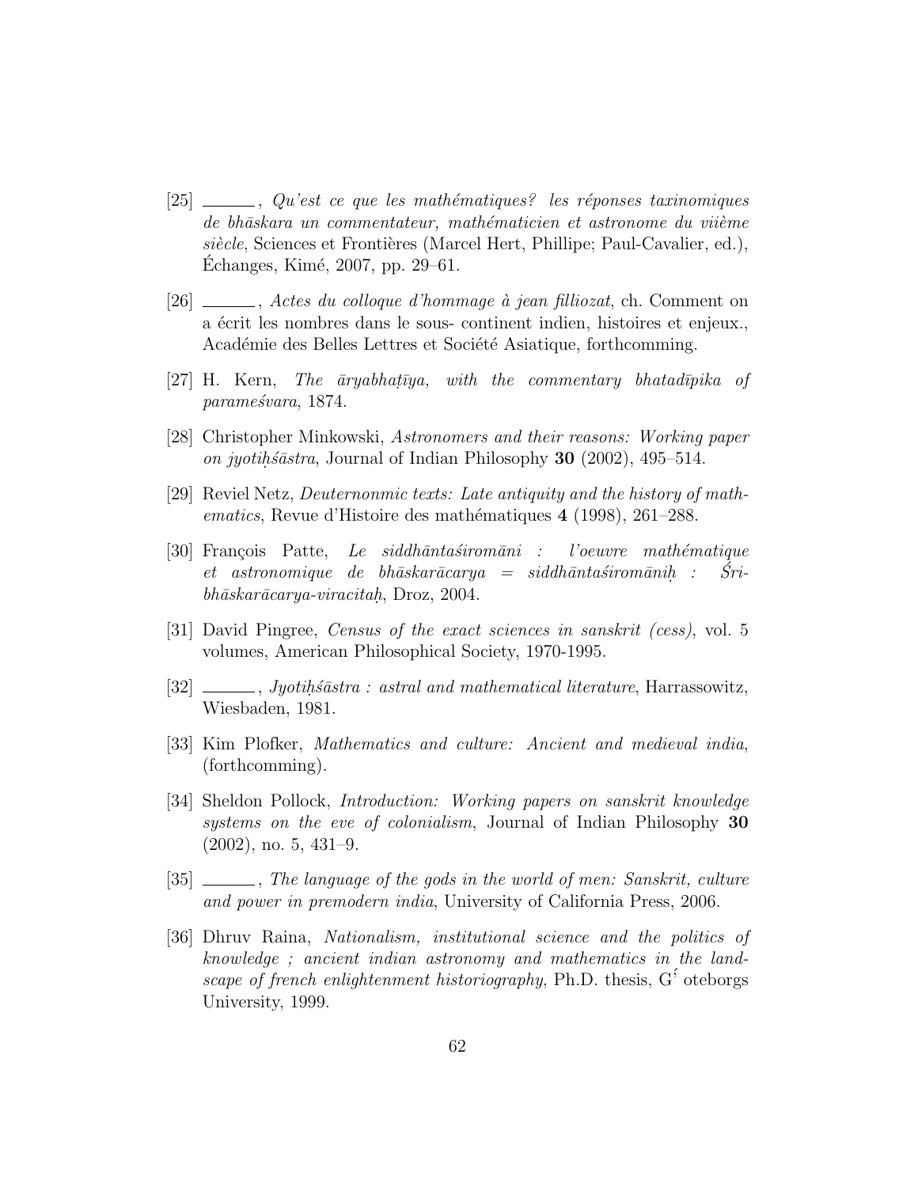[25] ———, *Qu'est ce que les mathématiques? les réponses taxinomiques de bhāskara un commentateur, mathématicien et astronome du viième siècle*, Sciences et Frontières (Marcel Hert, Phillipe; Paul-Cavalier, ed.), Échanges, Kimé, 2007, pp. 29–61.

[26] ———, *Actes du colloque d'hommage à jean filliozat*, ch. Comment on a écrit les nombres dans le sous- continent indien, histoires et enjeux., Académie des Belles Lettres et Société Asiatique, forthcomming.

[27] H. Kern, *The āryabhaṭīya, with the commentary bhatadīpika of parameśvara*, 1874.

[28] Christopher Minkowski, *Astronomers and their reasons: Working paper on jyotiḥśāstra*, Journal of Indian Philosophy **30** (2002), 495–514.

[29] Reviel Netz, *Deuternonmic texts: Late antiquity and the history of mathematics*, Revue d'Histoire des mathématiques **4** (1998), 261–288.

[30] François Patte, *Le siddhāntaśiromāni : l'oeuvre mathématique et astronomique de bhāskarācarya = siddhāntaśiromāniḥ : Śribhāskarācarya-viracitaḥ*, Droz, 2004.

[31] David Pingree, *Census of the exact sciences in sanskrit (cess)*, vol. 5 volumes, American Philosophical Society, 1970-1995.

[32] ———, *Jyotiḥśāstra : astral and mathematical literature*, Harrassowitz, Wiesbaden, 1981.

[33] Kim Plofker, *Mathematics and culture: Ancient and medieval india*, (forthcomming).

[34] Sheldon Pollock, *Introduction: Working papers on sanskrit knowledge systems on the eve of colonialism*, Journal of Indian Philosophy **30** (2002), no. 5, 431–9.

[35] ———, *The language of the gods in the world of men: Sanskrit, culture and power in premodern india*, University of California Press, 2006.

[36] Dhruv Raina, *Nationalism, institutional science and the politics of knowledge ; ancient indian astronomy and mathematics in the landscape of french enlightenment historiography*, Ph.D. thesis, Ǵ oteborgs University, 1999.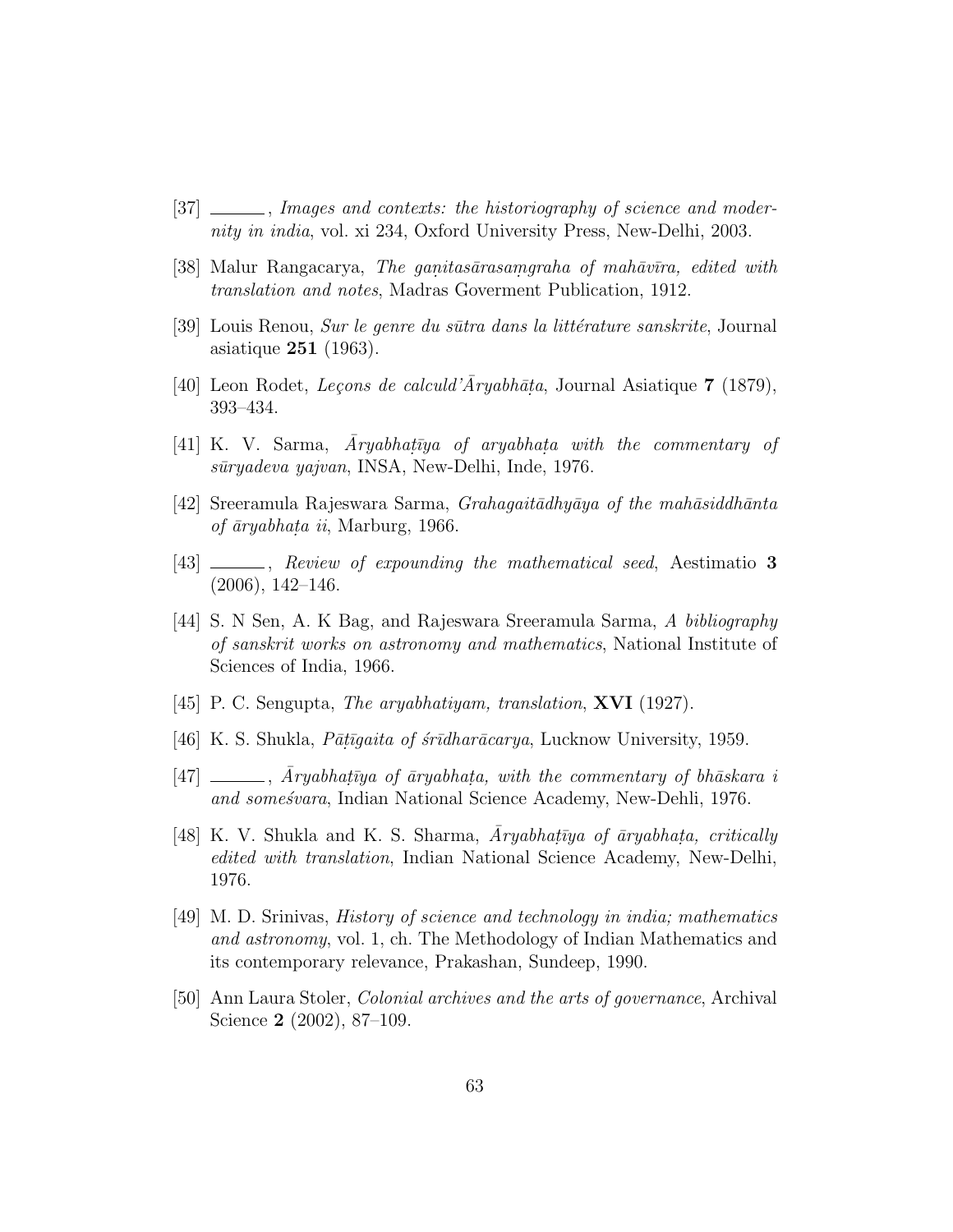[37] ———, *Images and contexts: the historiography of science and modernity in india*, vol. xi 234, Oxford University Press, New-Delhi, 2003.

[38] Malur Rangacarya, *The gaṇitasārasaṃgraha of mahāvīra, edited with translation and notes*, Madras Goverment Publication, 1912.

[39] Louis Renou, *Sur le genre du sūtra dans la littérature sanskrite*, Journal asiatique **251** (1963).

[40] Leon Rodet, *Leçons de calculd'Āryabhāṭa*, Journal Asiatique **7** (1879), 393–434.

[41] K. V. Sarma, *Āryabhaṭīya of aryabhaṭa with the commentary of sūryadeva yajvan*, INSA, New-Delhi, Inde, 1976.

[42] Sreeramula Rajeswara Sarma, *Grahagaitādhyāya of the mahāsiddhānta of āryabhaṭa ii*, Marburg, 1966.

[43] ———, *Review of expounding the mathematical seed*, Aestimatio **3** (2006), 142–146.

[44] S. N Sen, A. K Bag, and Rajeswara Sreeramula Sarma, *A bibliography of sanskrit works on astronomy and mathematics*, National Institute of Sciences of India, 1966.

[45] P. C. Sengupta, *The aryabhatiyam, translation*, **XVI** (1927).

[46] K. S. Shukla, *Pāṭīgaita of śrīdharācarya*, Lucknow University, 1959.

[47] ———, *Āryabhaṭīya of āryabhaṭa, with the commentary of bhāskara i and someśvara*, Indian National Science Academy, New-Dehli, 1976.

[48] K. V. Shukla and K. S. Sharma, *Āryabhaṭīya of āryabhaṭa, critically edited with translation*, Indian National Science Academy, New-Delhi, 1976.

[49] M. D. Srinivas, *History of science and technology in india; mathematics and astronomy*, vol. 1, ch. The Methodology of Indian Mathematics and its contemporary relevance, Prakashan, Sundeep, 1990.

[50] Ann Laura Stoler, *Colonial archives and the arts of governance*, Archival Science **2** (2002), 87–109.